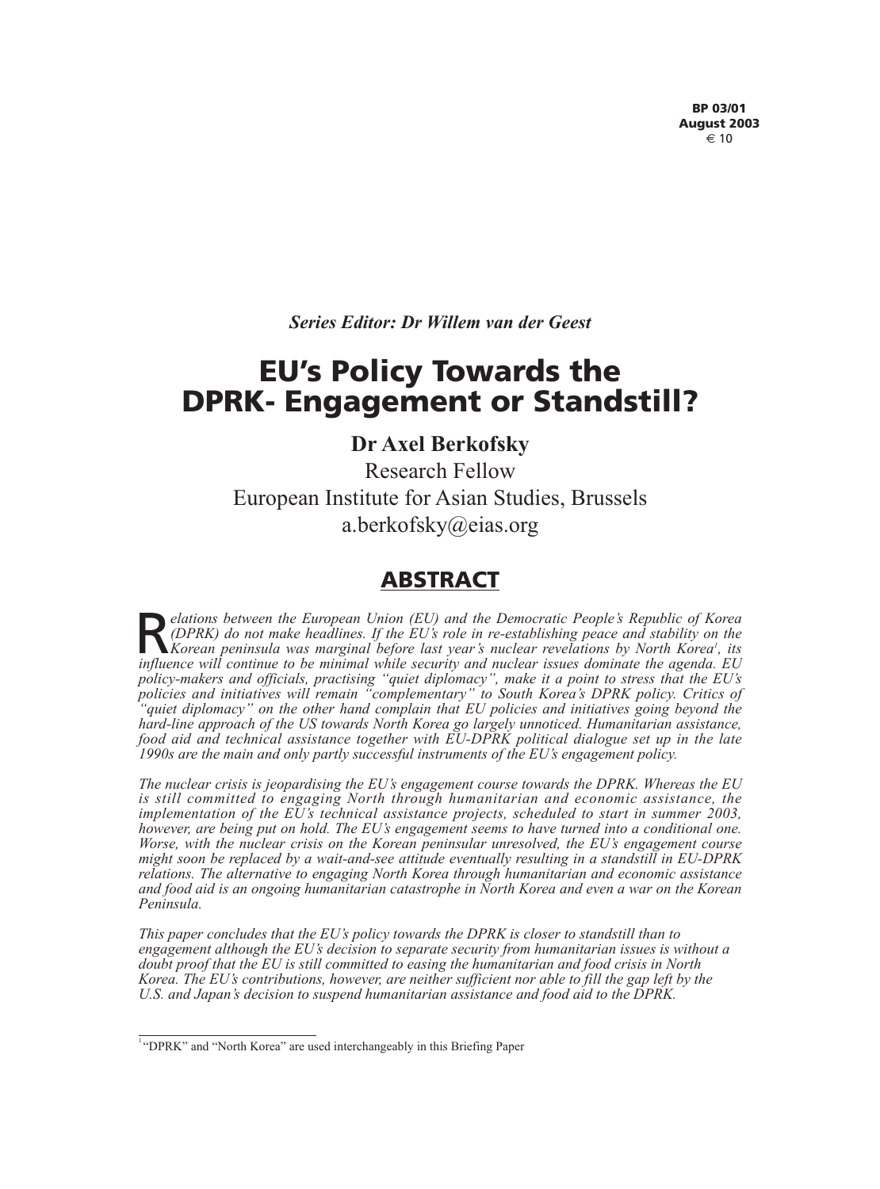**BP 03/01**
**August 2003**
€ 10

*Series Editor: Dr Willem van der Geest*

# EU's Policy Towards the DPRK- Engagement or Standstill?

**Dr Axel Berkofsky**

Research Fellow

European Institute for Asian Studies, Brussels

a.berkofsky@eias.org

## ABSTRACT

*Relations between the European Union (EU) and the Democratic People's Republic of Korea (DPRK) do not make headlines. If the EU's role in re-establishing peace and stability on the Korean peninsula was marginal before last year's nuclear revelations by North Korea[1], its influence will continue to be minimal while security and nuclear issues dominate the agenda. EU policy-makers and officials, practising "quiet diplomacy", make it a point to stress that the EU's policies and initiatives will remain "complementary" to South Korea's DPRK policy. Critics of "quiet diplomacy" on the other hand complain that EU policies and initiatives going beyond the hard-line approach of the US towards North Korea go largely unnoticed. Humanitarian assistance, food aid and technical assistance together with EU-DPRK political dialogue set up in the late 1990s are the main and only partly successful instruments of the EU's engagement policy.*

*The nuclear crisis is jeopardising the EU's engagement course towards the DPRK. Whereas the EU is still committed to engaging North through humanitarian and economic assistance, the implementation of the EU's technical assistance projects, scheduled to start in summer 2003, however, are being put on hold. The EU's engagement seems to have turned into a conditional one. Worse, with the nuclear crisis on the Korean peninsular unresolved, the EU's engagement course might soon be replaced by a wait-and-see attitude eventually resulting in a standstill in EU-DPRK relations. The alternative to engaging North Korea through humanitarian and economic assistance and food aid is an ongoing humanitarian catastrophe in North Korea and even a war on the Korean Peninsula.*

*This paper concludes that the EU's policy towards the DPRK is closer to standstill than to engagement although the EU's decision to separate security from humanitarian issues is without a doubt proof that the EU is still committed to easing the humanitarian and food crisis in North Korea. The EU's contributions, however, are neither sufficient nor able to fill the gap left by the U.S. and Japan's decision to suspend humanitarian assistance and food aid to the DPRK.*

---

[1] "DPRK" and "North Korea" are used interchangeably in this Briefing Paper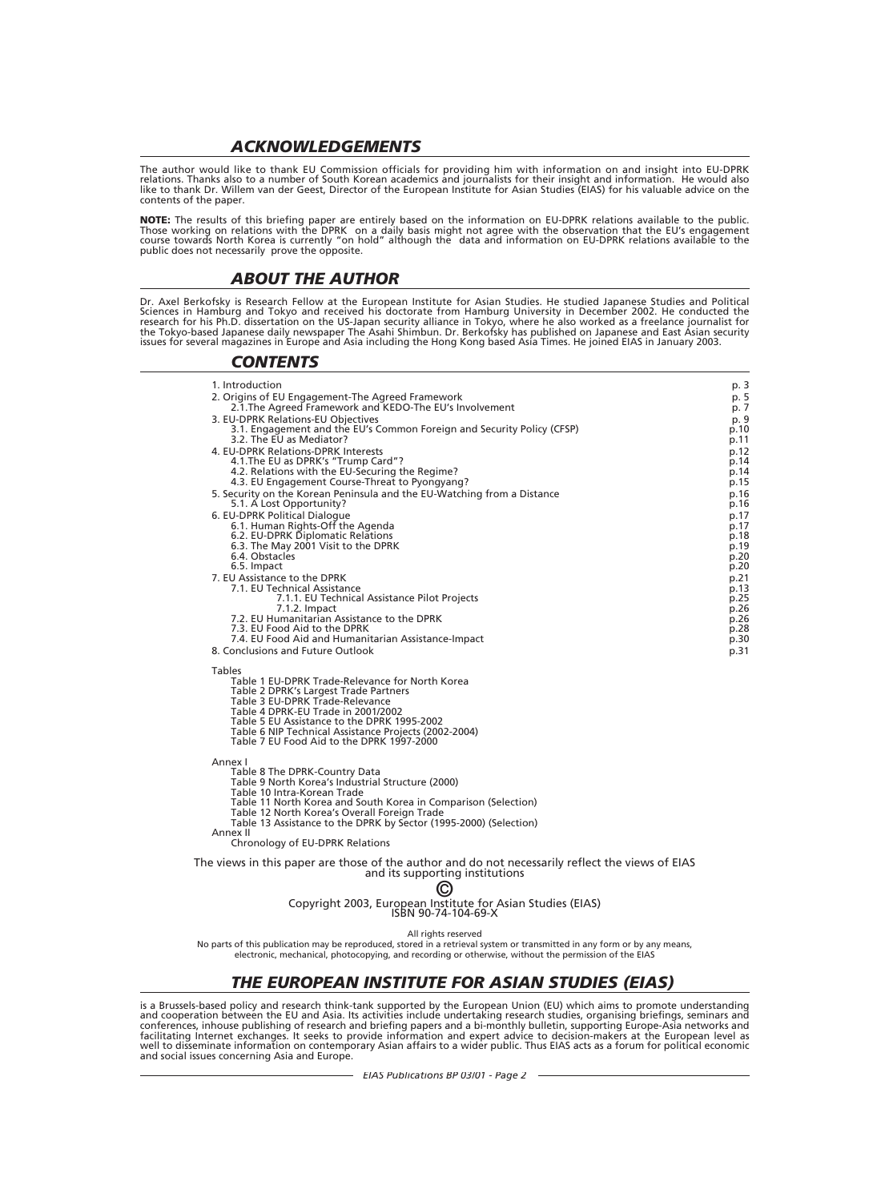## *ACKNOWLEDGEMENTS*

The author would like to thank EU Commission officials for providing him with information on and insight into EU-DPRK relations. Thanks also to a number of South Korean academics and journalists for their insight and information. He would also like to thank Dr. Willem van der Geest, Director of the European Institute for Asian Studies (EIAS) for his valuable advice on the contents of the paper.

**NOTE:** The results of this briefing paper are entirely based on the information on EU-DPRK relations available to the public. Those working on relations with the DPRK on a daily basis might not agree with the observation that the EU's engagement course towards North Korea is currently "on hold" although the data and information on EU-DPRK relations available to the public does not necessarily prove the opposite.

## *ABOUT THE AUTHOR*

Dr. Axel Berkofsky is Research Fellow at the European Institute for Asian Studies. He studied Japanese Studies and Political Sciences in Hamburg and Tokyo and received his doctorate from Hamburg University in December 2002. He conducted the research for his Ph.D. dissertation on the US-Japan security alliance in Tokyo, where he also worked as a freelance journalist for the Tokyo-based Japanese daily newspaper The Asahi Shimbun. Dr. Berkofsky has published on Japanese and East Asian security issues for several magazines in Europe and Asia including the Hong Kong based Asia Times. He joined EIAS in January 2003.

## *CONTENTS*

| | |
|---|---|
| 1. Introduction | p. 3 |
| 2. Origins of EU Engagement-The Agreed Framework | p. 5 |
| 2.1.The Agreed Framework and KEDO-The EU's Involvement | p. 7 |
| 3. EU-DPRK Relations-EU Objectives | p. 9 |
| 3.1. Engagement and the EU's Common Foreign and Security Policy (CFSP) | p.10 |
| 3.2. The EU as Mediator? | p.11 |
| 4. EU-DPRK Relations-DPRK Interests | p.12 |
| 4.1.The EU as DPRK's "Trump Card"? | p.14 |
| 4.2. Relations with the EU-Securing the Regime? | p.14 |
| 4.3. EU Engagement Course-Threat to Pyongyang? | p.15 |
| 5. Security on the Korean Peninsula and the EU-Watching from a Distance | p.16 |
| 5.1. A Lost Opportunity? | p.16 |
| 6. EU-DPRK Political Dialogue | p.17 |
| 6.1. Human Rights-Off the Agenda | p.17 |
| 6.2. EU-DPRK Diplomatic Relations | p.18 |
| 6.3. The May 2001 Visit to the DPRK | p.19 |
| 6.4. Obstacles | p.20 |
| 6.5. Impact | p.20 |
| 7. EU Assistance to the DPRK | p.21 |
| 7.1. EU Technical Assistance | p.13 |
| 7.1.1. EU Technical Assistance Pilot Projects | p.25 |
| 7.1.2. Impact | p.26 |
| 7.2. EU Humanitarian Assistance to the DPRK | p.26 |
| 7.3. EU Food Aid to the DPRK | p.28 |
| 7.4. EU Food Aid and Humanitarian Assistance-Impact | p.30 |
| 8. Conclusions and Future Outlook | p.31 |

Tables
- Table 1 EU-DPRK Trade-Relevance for North Korea
- Table 2 DPRK's Largest Trade Partners
- Table 3 EU-DPRK Trade-Relevance
- Table 4 DPRK-EU Trade in 2001/2002
- Table 5 EU Assistance to the DPRK 1995-2002
- Table 6 NIP Technical Assistance Projects (2002-2004)
- Table 7 EU Food Aid to the DPRK 1997-2000

Annex I
- Table 8 The DPRK-Country Data
- Table 9 North Korea's Industrial Structure (2000)
- Table 10 Intra-Korean Trade
- Table 11 North Korea and South Korea in Comparison (Selection)
- Table 12 North Korea's Overall Foreign Trade
- Table 13 Assistance to the DPRK by Sector (1995-2000) (Selection)

Annex II
- Chronology of EU-DPRK Relations

The views in this paper are those of the author and do not necessarily reflect the views of EIAS and its supporting institutions

©

Copyright 2003, European Institute for Asian Studies (EIAS)
ISBN 90-74-104-69-X

All rights reserved
No parts of this publication may be reproduced, stored in a retrieval system or transmitted in any form or by any means, electronic, mechanical, photocopying, and recording or otherwise, without the permission of the EIAS

## *THE EUROPEAN INSTITUTE FOR ASIAN STUDIES (EIAS)*

is a Brussels-based policy and research think-tank supported by the European Union (EU) which aims to promote understanding and cooperation between the EU and Asia. Its activities include undertaking research studies, organising briefings, seminars and conferences, inhouse publishing of research and briefing papers and a bi-monthly bulletin, supporting Europe-Asia networks and facilitating Internet exchanges. It seeks to provide information and expert advice to decision-makers at the European level as well to disseminate information on contemporary Asian affairs to a wider public. Thus EIAS acts as a forum for political economic and social issues concerning Asia and Europe.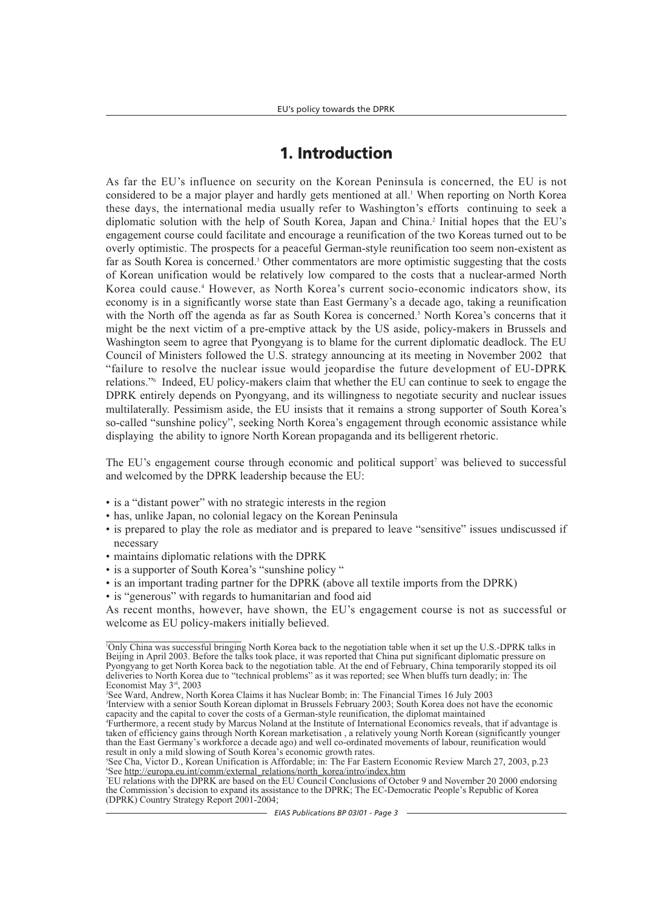# 1. Introduction

As far the EU's influence on security on the Korean Peninsula is concerned, the EU is not considered to be a major player and hardly gets mentioned at all.[1] When reporting on North Korea these days, the international media usually refer to Washington's efforts continuing to seek a diplomatic solution with the help of South Korea, Japan and China.[2] Initial hopes that the EU's engagement course could facilitate and encourage a reunification of the two Koreas turned out to be overly optimistic. The prospects for a peaceful German-style reunification too seem non-existent as far as South Korea is concerned.[3] Other commentators are more optimistic suggesting that the costs of Korean unification would be relatively low compared to the costs that a nuclear-armed North Korea could cause.[4] However, as North Korea's current socio-economic indicators show, its economy is in a significantly worse state than East Germany's a decade ago, taking a reunification with the North off the agenda as far as South Korea is concerned.[5] North Korea's concerns that it might be the next victim of a pre-emptive attack by the US aside, policy-makers in Brussels and Washington seem to agree that Pyongyang is to blame for the current diplomatic deadlock. The EU Council of Ministers followed the U.S. strategy announcing at its meeting in November 2002 that "failure to resolve the nuclear issue would jeopardise the future development of EU-DPRK relations."[6] Indeed, EU policy-makers claim that whether the EU can continue to seek to engage the DPRK entirely depends on Pyongyang, and its willingness to negotiate security and nuclear issues multilaterally. Pessimism aside, the EU insists that it remains a strong supporter of South Korea's so-called "sunshine policy", seeking North Korea's engagement through economic assistance while displaying the ability to ignore North Korean propaganda and its belligerent rhetoric.

The EU's engagement course through economic and political support[7] was believed to successful and welcomed by the DPRK leadership because the EU:

- is a "distant power" with no strategic interests in the region
- has, unlike Japan, no colonial legacy on the Korean Peninsula
- is prepared to play the role as mediator and is prepared to leave "sensitive" issues undiscussed if necessary
- maintains diplomatic relations with the DPRK
- is a supporter of South Korea's "sunshine policy "
- is an important trading partner for the DPRK (above all textile imports from the DPRK)
- is "generous" with regards to humanitarian and food aid

As recent months, however, have shown, the EU's engagement course is not as successful or welcome as EU policy-makers initially believed.

---

[1] Only China was successful bringing North Korea back to the negotiation table when it set up the U.S.-DPRK talks in Beijing in April 2003. Before the talks took place, it was reported that China put significant diplomatic pressure on Pyongyang to get North Korea back to the negotiation table. At the end of February, China temporarily stopped its oil deliveries to North Korea due to "technical problems" as it was reported; see When bluffs turn deadly; in: The Economist May 3rd, 2003

[2] See Ward, Andrew, North Korea Claims it has Nuclear Bomb; in: The Financial Times 16 July 2003

[3] Interview with a senior South Korean diplomat in Brussels February 2003; South Korea does not have the economic capacity and the capital to cover the costs of a German-style reunification, the diplomat maintained

[4] Furthermore, a recent study by Marcus Noland at the Institute of International Economics reveals, that if advantage is taken of efficiency gains through North Korean marketisation , a relatively young North Korean (significantly younger than the East Germany's workforce a decade ago) and well co-ordinated movements of labour, reunification would result in only a mild slowing of South Korea's economic growth rates.

[5] See Cha, Victor D., Korean Unification is Affordable; in: The Far Eastern Economic Review March 27, 2003, p.23

[6] See http://europa.eu.int/comm/external_relations/north_korea/intro/index.htm

[7] EU relations with the DPRK are based on the EU Council Conclusions of October 9 and November 20 2000 endorsing the Commission's decision to expand its assistance to the DPRK; The EC-Democratic People's Republic of Korea (DPRK) Country Strategy Report 2001-2004;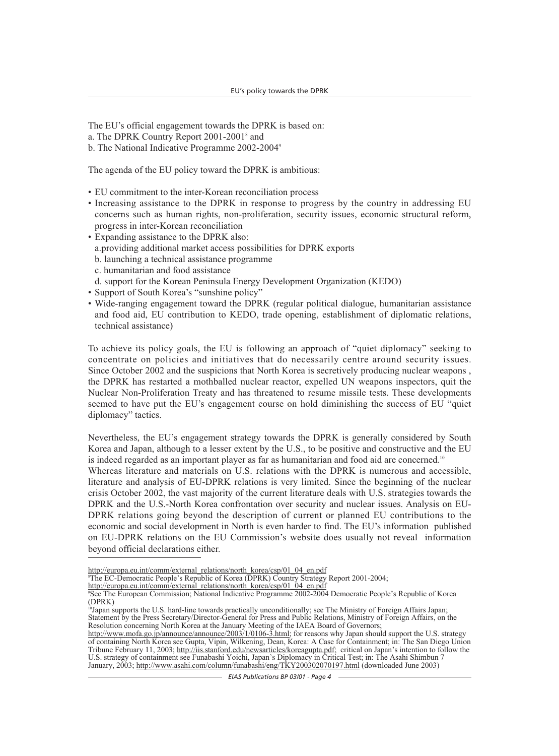The EU's official engagement towards the DPRK is based on:

a. The DPRK Country Report 2001-2001[8] and

b. The National Indicative Programme 2002-2004[9]

The agenda of the EU policy toward the DPRK is ambitious:

- EU commitment to the inter-Korean reconciliation process
- Increasing assistance to the DPRK in response to progress by the country in addressing EU concerns such as human rights, non-proliferation, security issues, economic structural reform, progress in inter-Korean reconciliation
- Expanding assistance to the DPRK also:
  a.providing additional market access possibilities for DPRK exports
  b. launching a technical assistance programme
  c. humanitarian and food assistance
  d. support for the Korean Peninsula Energy Development Organization (KEDO)
- Support of South Korea's "sunshine policy"
- Wide-ranging engagement toward the DPRK (regular political dialogue, humanitarian assistance and food aid, EU contribution to KEDO, trade opening, establishment of diplomatic relations, technical assistance)

To achieve its policy goals, the EU is following an approach of "quiet diplomacy" seeking to concentrate on policies and initiatives that do necessarily centre around security issues. Since October 2002 and the suspicions that North Korea is secretively producing nuclear weapons , the DPRK has restarted a mothballed nuclear reactor, expelled UN weapons inspectors, quit the Nuclear Non-Proliferation Treaty and has threatened to resume missile tests. These developments seemed to have put the EU's engagement course on hold diminishing the success of EU "quiet diplomacy" tactics.

Nevertheless, the EU's engagement strategy towards the DPRK is generally considered by South Korea and Japan, although to a lesser extent by the U.S., to be positive and constructive and the EU is indeed regarded as an important player as far as humanitarian and food aid are concerned.[10]

Whereas literature and materials on U.S. relations with the DPRK is numerous and accessible, literature and analysis of EU-DPRK relations is very limited. Since the beginning of the nuclear crisis October 2002, the vast majority of the current literature deals with U.S. strategies towards the DPRK and the U.S.-North Korea confrontation over security and nuclear issues. Analysis on EU-DPRK relations going beyond the description of current or planned EU contributions to the economic and social development in North is even harder to find. The EU's information published on EU-DPRK relations on the EU Commission's website does usually not reveal information beyond official declarations either.

---

http://europa.eu.int/comm/external_relations/north_korea/csp/01_04_en.pdf

[8] The EC-Democratic People's Republic of Korea (DPRK) Country Strategy Report 2001-2004; http://europa.eu.int/comm/external_relations/north_korea/csp/01_04_en.pdf

[9] See The European Commission; National Indicative Programme 2002-2004 Democratic People's Republic of Korea (DPRK)

[10] Japan supports the U.S. hard-line towards practically unconditionally; see The Ministry of Foreign Affairs Japan; Statement by the Press Secretary/Director-General for Press and Public Relations, Ministry of Foreign Affairs, on the Resolution concerning North Korea at the January Meeting of the IAEA Board of Governors; http://www.mofa.go.jp/announce/announce/2003/1/0106-3.html; for reasons why Japan should support the U.S. strategy of containing North Korea see Gupta, Vipin, Wilkening, Dean, Korea: A Case for Containment; in: The San Diego Union Tribune February 11, 2003; http://iis.stanford.edu/newsarticles/koreagupta.pdf; critical on Japan's intention to follow the U.S. strategy of containment see Funabashi Yoichi, Japan's Diplomacy in Critical Test; in: The Asahi Shimbun 7 January, 2003; http://www.asahi.com/column/funabashi/eng/TKY200302070197.html (downloaded June 2003)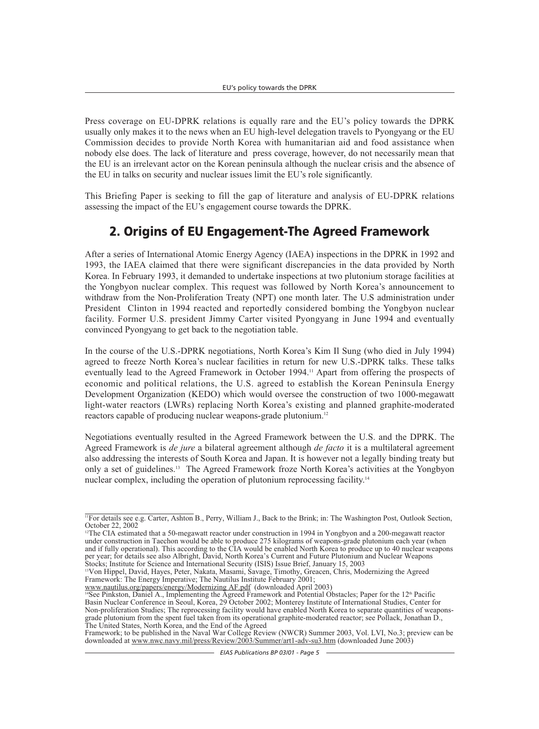Press coverage on EU-DPRK relations is equally rare and the EU's policy towards the DPRK usually only makes it to the news when an EU high-level delegation travels to Pyongyang or the EU Commission decides to provide North Korea with humanitarian aid and food assistance when nobody else does. The lack of literature and press coverage, however, do not necessarily mean that the EU is an irrelevant actor on the Korean peninsula although the nuclear crisis and the absence of the EU in talks on security and nuclear issues limit the EU's role significantly.

This Briefing Paper is seeking to fill the gap of literature and analysis of EU-DPRK relations assessing the impact of the EU's engagement course towards the DPRK.

## 2. Origins of EU Engagement-The Agreed Framework

After a series of International Atomic Energy Agency (IAEA) inspections in the DPRK in 1992 and 1993, the IAEA claimed that there were significant discrepancies in the data provided by North Korea. In February 1993, it demanded to undertake inspections at two plutonium storage facilities at the Yongbyon nuclear complex. This request was followed by North Korea's announcement to withdraw from the Non-Proliferation Treaty (NPT) one month later. The U.S administration under President Clinton in 1994 reacted and reportedly considered bombing the Yongbyon nuclear facility. Former U.S. president Jimmy Carter visited Pyongyang in June 1994 and eventually convinced Pyongyang to get back to the negotiation table.

In the course of the U.S.-DPRK negotiations, North Korea's Kim Il Sung (who died in July 1994) agreed to freeze North Korea's nuclear facilities in return for new U.S.-DPRK talks. These talks eventually lead to the Agreed Framework in October 1994.[11] Apart from offering the prospects of economic and political relations, the U.S. agreed to establish the Korean Peninsula Energy Development Organization (KEDO) which would oversee the construction of two 1000-megawatt light-water reactors (LWRs) replacing North Korea's existing and planned graphite-moderated reactors capable of producing nuclear weapons-grade plutonium.[12]

Negotiations eventually resulted in the Agreed Framework between the U.S. and the DPRK. The Agreed Framework is *de jure* a bilateral agreement although *de facto* it is a multilateral agreement also addressing the interests of South Korea and Japan. It is however not a legally binding treaty but only a set of guidelines.[13] The Agreed Framework froze North Korea's activities at the Yongbyon nuclear complex, including the operation of plutonium reprocessing facility.[14]

---

[11] For details see e.g. Carter, Ashton B., Perry, William J., Back to the Brink; in: The Washington Post, Outlook Section, October 22, 2002

[12] The CIA estimated that a 50-megawatt reactor under construction in 1994 in Yongbyon and a 200-megawatt reactor under construction in Taechon would be able to produce 275 kilograms of weapons-grade plutonium each year (when and if fully operational). This according to the CIA would be enabled North Korea to produce up to 40 nuclear weapons per year; for details see also Albright, David, North Korea's Current and Future Plutonium and Nuclear Weapons Stocks; Institute for Science and International Security (ISIS) Issue Brief, January 15, 2003

[13] Von Hippel, David, Hayes, Peter, Nakata, Masami, Savage, Timothy, Greacen, Chris, Modernizing the Agreed Framework: The Energy Imperative; The Nautilus Institute February 2001; www.nautilus.org/papers/energy/Modernizing AF.pdf (downloaded April 2003)

[14] See Pinkston, Daniel A., Implementing the Agreed Framework and Potential Obstacles; Paper for the 12th Pacific Basin Nuclear Conference in Seoul, Korea, 29 October 2002; Monterey Institute of International Studies, Center for Non-proliferation Studies; The reprocessing facility would have enabled North Korea to separate quantities of weapons-grade plutonium from the spent fuel taken from its operational graphite-moderated reactor; see Pollack, Jonathan D., The United States, North Korea, and the End of the Agreed Framework; to be published in the Naval War College Review (NWCR) Summer 2003, Vol. LVI, No.3; preview can be downloaded at www.nwc.navy.mil/press/Review/2003/Summer/art1-adv-su3.htm (downloaded June 2003)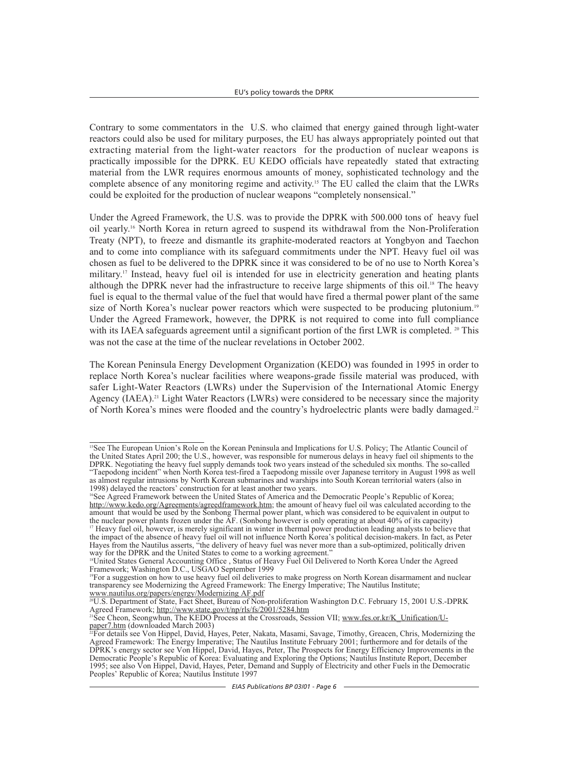Contrary to some commentators in the U.S. who claimed that energy gained through light-water reactors could also be used for military purposes, the EU has always appropriately pointed out that extracting material from the light-water reactors for the production of nuclear weapons is practically impossible for the DPRK. EU KEDO officials have repeatedly stated that extracting material from the LWR requires enormous amounts of money, sophisticated technology and the complete absence of any monitoring regime and activity.[15] The EU called the claim that the LWRs could be exploited for the production of nuclear weapons "completely nonsensical."

Under the Agreed Framework, the U.S. was to provide the DPRK with 500.000 tons of heavy fuel oil yearly.[16] North Korea in return agreed to suspend its withdrawal from the Non-Proliferation Treaty (NPT), to freeze and dismantle its graphite-moderated reactors at Yongbyon and Taechon and to come into compliance with its safeguard commitments under the NPT. Heavy fuel oil was chosen as fuel to be delivered to the DPRK since it was considered to be of no use to North Korea's military.[17] Instead, heavy fuel oil is intended for use in electricity generation and heating plants although the DPRK never had the infrastructure to receive large shipments of this oil.[18] The heavy fuel is equal to the thermal value of the fuel that would have fired a thermal power plant of the same size of North Korea's nuclear power reactors which were suspected to be producing plutonium.[19] Under the Agreed Framework, however, the DPRK is not required to come into full compliance with its IAEA safeguards agreement until a significant portion of the first LWR is completed. [20] This was not the case at the time of the nuclear revelations in October 2002.

The Korean Peninsula Energy Development Organization (KEDO) was founded in 1995 in order to replace North Korea's nuclear facilities where weapons-grade fissile material was produced, with safer Light-Water Reactors (LWRs) under the Supervision of the International Atomic Energy Agency (IAEA).[21] Light Water Reactors (LWRs) were considered to be necessary since the majority of North Korea's mines were flooded and the country's hydroelectric plants were badly damaged.[22]

---

[15] See The European Union's Role on the Korean Peninsula and Implications for U.S. Policy; The Atlantic Council of the United States April 200; the U.S., however, was responsible for numerous delays in heavy fuel oil shipments to the DPRK. Negotiating the heavy fuel supply demands took two years instead of the scheduled six months. The so-called "Taepodong incident" when North Korea test-fired a Taepodong missile over Japanese territory in August 1998 as well as almost regular intrusions by North Korean submarines and warships into South Korean territorial waters (also in 1998) delayed the reactors' construction for at least another two years.

[16] See Agreed Framework between the United States of America and the Democratic People's Republic of Korea; http://www.kedo.org/Agreements/agreedframework.htm; the amount of heavy fuel oil was calculated according to the amount that would be used by the Sonbong Thermal power plant, which was considered to be equivalent in output to the nuclear power plants frozen under the AF. (Sonbong however is only operating at about 40% of its capacity)

[17] Heavy fuel oil, however, is merely significant in winter in thermal power production leading analysts to believe that the impact of the absence of heavy fuel oil will not influence North Korea's political decision-makers. In fact, as Peter Hayes from the Nautilus asserts, "the delivery of heavy fuel was never more than a sub-optimized, politically driven way for the DPRK and the United States to come to a working agreement."

[18] United States General Accounting Office , Status of Heavy Fuel Oil Delivered to North Korea Under the Agreed Framework; Washington D.C., USGAO September 1999

[19] For a suggestion on how to use heavy fuel oil deliveries to make progress on North Korean disarmament and nuclear transparency see Modernizing the Agreed Framework: The Energy Imperative; The Nautilus Institute; www.nautilus.org/papers/energy/Modernizing AF.pdf

[20] U.S. Department of State, Fact Sheet, Bureau of Non-proliferation Washington D.C. February 15, 2001 U.S.-DPRK Agreed Framework; http://www.state.gov/t/np/rls/fs/2001/5284.htm

[21] See Cheon, Seongwhun, The KEDO Process at the Crossroads, Session VII; www.fes.or.kr/K_Unification/U-paper7.htm (downloaded March 2003)

[22] For details see Von Hippel, David, Hayes, Peter, Nakata, Masami, Savage, Timothy, Greacen, Chris, Modernizing the Agreed Framework: The Energy Imperative; The Nautilus Institute February 2001; furthermore and for details of the DPRK's energy sector see Von Hippel, David, Hayes, Peter, The Prospects for Energy Efficiency Improvements in the Democratic People's Republic of Korea: Evaluating and Exploring the Options; Nautilus Institute Report, December 1995; see also Von Hippel, David, Hayes, Peter, Demand and Supply of Electricity and other Fuels in the Democratic Peoples' Republic of Korea; Nautilus Institute 1997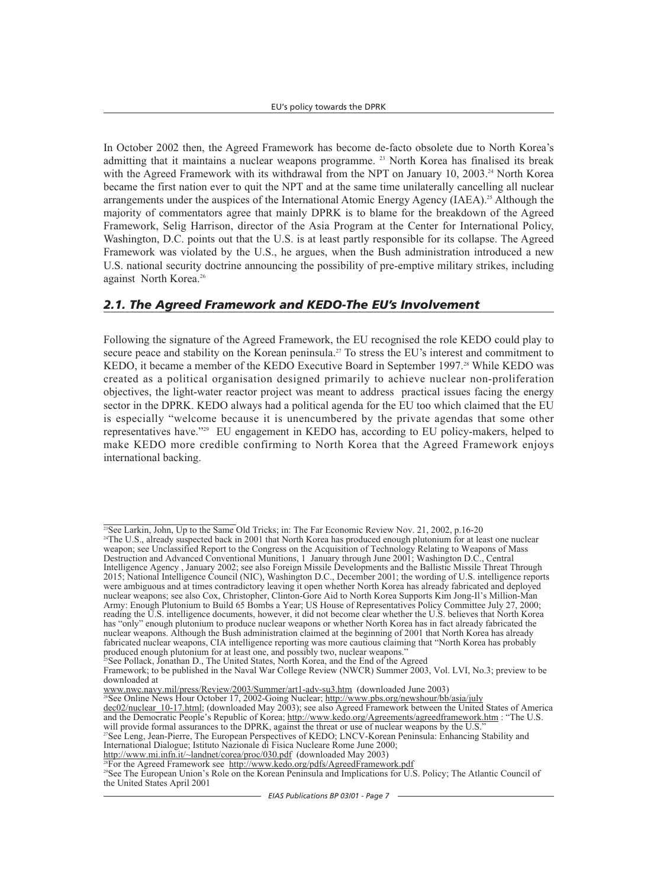In October 2002 then, the Agreed Framework has become de-facto obsolete due to North Korea's admitting that it maintains a nuclear weapons programme. [23] North Korea has finalised its break with the Agreed Framework with its withdrawal from the NPT on January 10, 2003.[24] North Korea became the first nation ever to quit the NPT and at the same time unilaterally cancelling all nuclear arrangements under the auspices of the International Atomic Energy Agency (IAEA).[25] Although the majority of commentators agree that mainly DPRK is to blame for the breakdown of the Agreed Framework, Selig Harrison, director of the Asia Program at the Center for International Policy, Washington, D.C. points out that the U.S. is at least partly responsible for its collapse. The Agreed Framework was violated by the U.S., he argues, when the Bush administration introduced a new U.S. national security doctrine announcing the possibility of pre-emptive military strikes, including against North Korea.[26]

## *2.1. The Agreed Framework and KEDO-The EU's Involvement*

Following the signature of the Agreed Framework, the EU recognised the role KEDO could play to secure peace and stability on the Korean peninsula.[27] To stress the EU's interest and commitment to KEDO, it became a member of the KEDO Executive Board in September 1997.[28] While KEDO was created as a political organisation designed primarily to achieve nuclear non-proliferation objectives, the light-water reactor project was meant to address practical issues facing the energy sector in the DPRK. KEDO always had a political agenda for the EU too which claimed that the EU is especially "welcome because it is unencumbered by the private agendas that some other representatives have."[29] EU engagement in KEDO has, according to EU policy-makers, helped to make KEDO more credible confirming to North Korea that the Agreed Framework enjoys international backing.

---

[23] See Larkin, John, Up to the Same Old Tricks; in: The Far Economic Review Nov. 21, 2002, p.16-20

[24] The U.S., already suspected back in 2001 that North Korea has produced enough plutonium for at least one nuclear weapon; see Unclassified Report to the Congress on the Acquisition of Technology Relating to Weapons of Mass Destruction and Advanced Conventional Munitions, 1 January through June 2001; Washington D.C., Central Intelligence Agency , January 2002; see also Foreign Missile Developments and the Ballistic Missile Threat Through 2015; National Intelligence Council (NIC), Washington D.C., December 2001; the wording of U.S. intelligence reports were ambiguous and at times contradictory leaving it open whether North Korea has already fabricated and deployed nuclear weapons; see also Cox, Christopher, Clinton-Gore Aid to North Korea Supports Kim Jong-Il's Million-Man Army: Enough Plutonium to Build 65 Bombs a Year; US House of Representatives Policy Committee July 27, 2000; reading the U.S. intelligence documents, however, it did not become clear whether the U.S. believes that North Korea has "only" enough plutonium to produce nuclear weapons or whether North Korea has in fact already fabricated the nuclear weapons. Although the Bush administration claimed at the beginning of 2001 that North Korea has already fabricated nuclear weapons, CIA intelligence reporting was more cautious claiming that "North Korea has probably produced enough plutonium for at least one, and possibly two, nuclear weapons."

[25] See Pollack, Jonathan D., The United States, North Korea, and the End of the Agreed Framework; to be published in the Naval War College Review (NWCR) Summer 2003, Vol. LVI, No.3; preview to be downloaded at www.nwc.navy.mil/press/Review/2003/Summer/art1-adv-su3.htm (downloaded June 2003)

[26] See Online News Hour October 17, 2002-Going Nuclear; http://www.pbs.org/newshour/bb/asia/july dec02/nuclear_10-17.html; (downloaded May 2003); see also Agreed Framework between the United States of America and the Democratic People's Republic of Korea; http://www.kedo.org/Agreements/agreedframework.htm : "The U.S. will provide formal assurances to the DPRK, against the threat or use of nuclear weapons by the U.S."

[27] See Leng, Jean-Pierre, The European Perspectives of KEDO; LNCV-Korean Peninsula: Enhancing Stability and International Dialogue; Istituto Nazionale di Fisica Nucleare Rome June 2000; http://www.mi.infn.it/~landnet/corea/proc/030.pdf (downloaded May 2003)

[28] For the Agreed Framework see http://www.kedo.org/pdfs/AgreedFramework.pdf

[29] See The European Union's Role on the Korean Peninsula and Implications for U.S. Policy; The Atlantic Council of the United States April 2001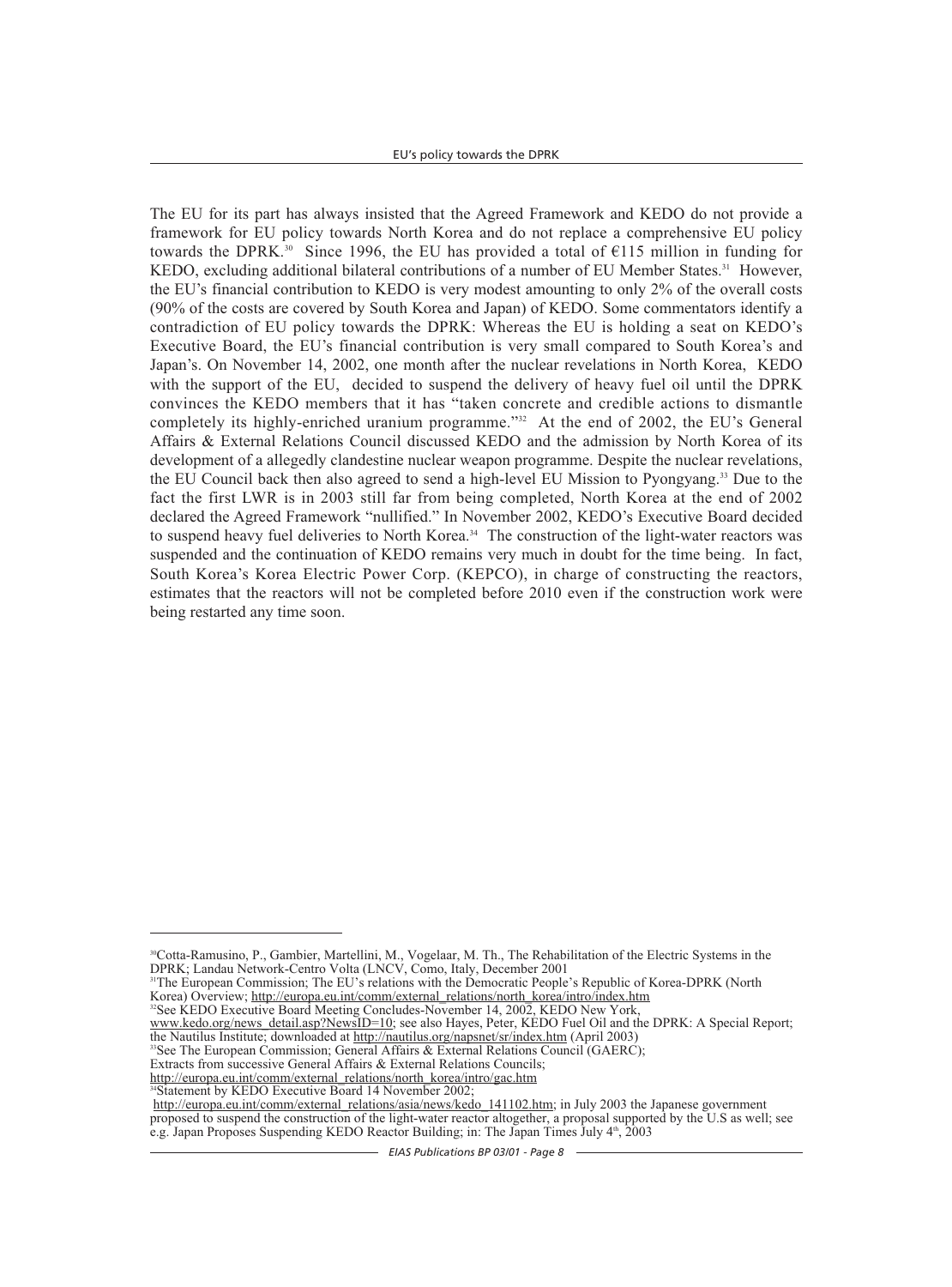The EU for its part has always insisted that the Agreed Framework and KEDO do not provide a framework for EU policy towards North Korea and do not replace a comprehensive EU policy towards the DPRK.[30] Since 1996, the EU has provided a total of €115 million in funding for KEDO, excluding additional bilateral contributions of a number of EU Member States.[31] However, the EU's financial contribution to KEDO is very modest amounting to only 2% of the overall costs (90% of the costs are covered by South Korea and Japan) of KEDO. Some commentators identify a contradiction of EU policy towards the DPRK: Whereas the EU is holding a seat on KEDO's Executive Board, the EU's financial contribution is very small compared to South Korea's and Japan's. On November 14, 2002, one month after the nuclear revelations in North Korea, KEDO with the support of the EU, decided to suspend the delivery of heavy fuel oil until the DPRK convinces the KEDO members that it has "taken concrete and credible actions to dismantle completely its highly-enriched uranium programme."[32] At the end of 2002, the EU's General Affairs & External Relations Council discussed KEDO and the admission by North Korea of its development of a allegedly clandestine nuclear weapon programme. Despite the nuclear revelations, the EU Council back then also agreed to send a high-level EU Mission to Pyongyang.[33] Due to the fact the first LWR is in 2003 still far from being completed, North Korea at the end of 2002 declared the Agreed Framework "nullified." In November 2002, KEDO's Executive Board decided to suspend heavy fuel deliveries to North Korea.[34] The construction of the light-water reactors was suspended and the continuation of KEDO remains very much in doubt for the time being. In fact, South Korea's Korea Electric Power Corp. (KEPCO), in charge of constructing the reactors, estimates that the reactors will not be completed before 2010 even if the construction work were being restarted any time soon.

---

[30] Cotta-Ramusino, P., Gambier, Martellini, M., Vogelaar, M. Th., The Rehabilitation of the Electric Systems in the DPRK; Landau Network-Centro Volta (LNCV, Como, Italy, December 2001

[31] The European Commission; The EU's relations with the Democratic People's Republic of Korea-DPRK (North Korea) Overview; http://europa.eu.int/comm/external_relations/north_korea/intro/index.htm

[32] See KEDO Executive Board Meeting Concludes-November 14, 2002, KEDO New York, www.kedo.org/news_detail.asp?NewsID=10; see also Hayes, Peter, KEDO Fuel Oil and the DPRK: A Special Report; the Nautilus Institute; downloaded at http://nautilus.org/napsnet/sr/index.htm (April 2003)

[33] See The European Commission; General Affairs & External Relations Council (GAERC); Extracts from successive General Affairs & External Relations Councils; http://europa.eu.int/comm/external_relations/north_korea/intro/gac.htm

[34] Statement by KEDO Executive Board 14 November 2002; http://europa.eu.int/comm/external_relations/asia/news/kedo_141102.htm; in July 2003 the Japanese government proposed to suspend the construction of the light-water reactor altogether, a proposal supported by the U.S as well; see e.g. Japan Proposes Suspending KEDO Reactor Building; in: The Japan Times July 4th, 2003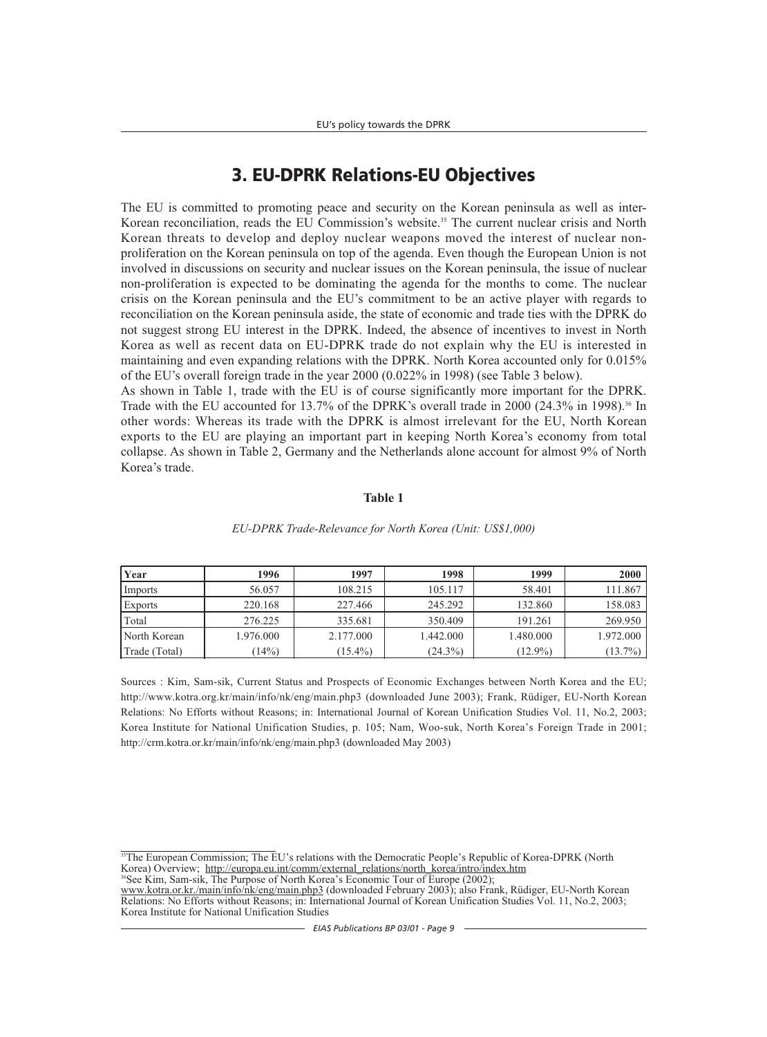# 3. EU-DPRK Relations-EU Objectives

The EU is committed to promoting peace and security on the Korean peninsula as well as inter-Korean reconciliation, reads the EU Commission's website.[35] The current nuclear crisis and North Korean threats to develop and deploy nuclear weapons moved the interest of nuclear non-proliferation on the Korean peninsula on top of the agenda. Even though the European Union is not involved in discussions on security and nuclear issues on the Korean peninsula, the issue of nuclear non-proliferation is expected to be dominating the agenda for the months to come. The nuclear crisis on the Korean peninsula and the EU's commitment to be an active player with regards to reconciliation on the Korean peninsula aside, the state of economic and trade ties with the DPRK do not suggest strong EU interest in the DPRK. Indeed, the absence of incentives to invest in North Korea as well as recent data on EU-DPRK trade do not explain why the EU is interested in maintaining and even expanding relations with the DPRK. North Korea accounted only for 0.015% of the EU's overall foreign trade in the year 2000 (0.022% in 1998) (see Table 3 below).

As shown in Table 1, trade with the EU is of course significantly more important for the DPRK. Trade with the EU accounted for 13.7% of the DPRK's overall trade in 2000 (24.3% in 1998).[36] In other words: Whereas its trade with the DPRK is almost irrelevant for the EU, North Korean exports to the EU are playing an important part in keeping North Korea's economy from total collapse. As shown in Table 2, Germany and the Netherlands alone account for almost 9% of North Korea's trade.

**Table 1**

*EU-DPRK Trade-Relevance for North Korea (Unit: US$1,000)*

| Year | 1996 | 1997 | 1998 | 1999 | 2000 |
|---|---|---|---|---|---|
| Imports | 56.057 | 108.215 | 105.117 | 58.401 | 111.867 |
| Exports | 220.168 | 227.466 | 245.292 | 132.860 | 158.083 |
| Total | 276.225 | 335.681 | 350.409 | 191.261 | 269.950 |
| North Korean Trade (Total) | 1.976.000 (14%) | 2.177.000 (15.4%) | 1.442.000 (24.3%) | 1.480.000 (12.9%) | 1.972.000 (13.7%) |

Sources : Kim, Sam-sik, Current Status and Prospects of Economic Exchanges between North Korea and the EU; http://www.kotra.org.kr/main/info/nk/eng/main.php3 (downloaded June 2003); Frank, Rüdiger, EU-North Korean Relations: No Efforts without Reasons; in: International Journal of Korean Unification Studies Vol. 11, No.2, 2003; Korea Institute for National Unification Studies, p. 105; Nam, Woo-suk, North Korea's Foreign Trade in 2001; http://crm.kotra.or.kr/main/info/nk/eng/main.php3 (downloaded May 2003)

---

[35] The European Commission; The EU's relations with the Democratic People's Republic of Korea-DPRK (North Korea) Overview; http://europa.eu.int/comm/external_relations/north_korea/intro/index.htm

[36] See Kim, Sam-sik, The Purpose of North Korea's Economic Tour of Europe (2002); www.kotra.or.kr./main/info/nk/eng/main.php3 (downloaded February 2003); also Frank, Rüdiger, EU-North Korean Relations: No Efforts without Reasons; in: International Journal of Korean Unification Studies Vol. 11, No.2, 2003; Korea Institute for National Unification Studies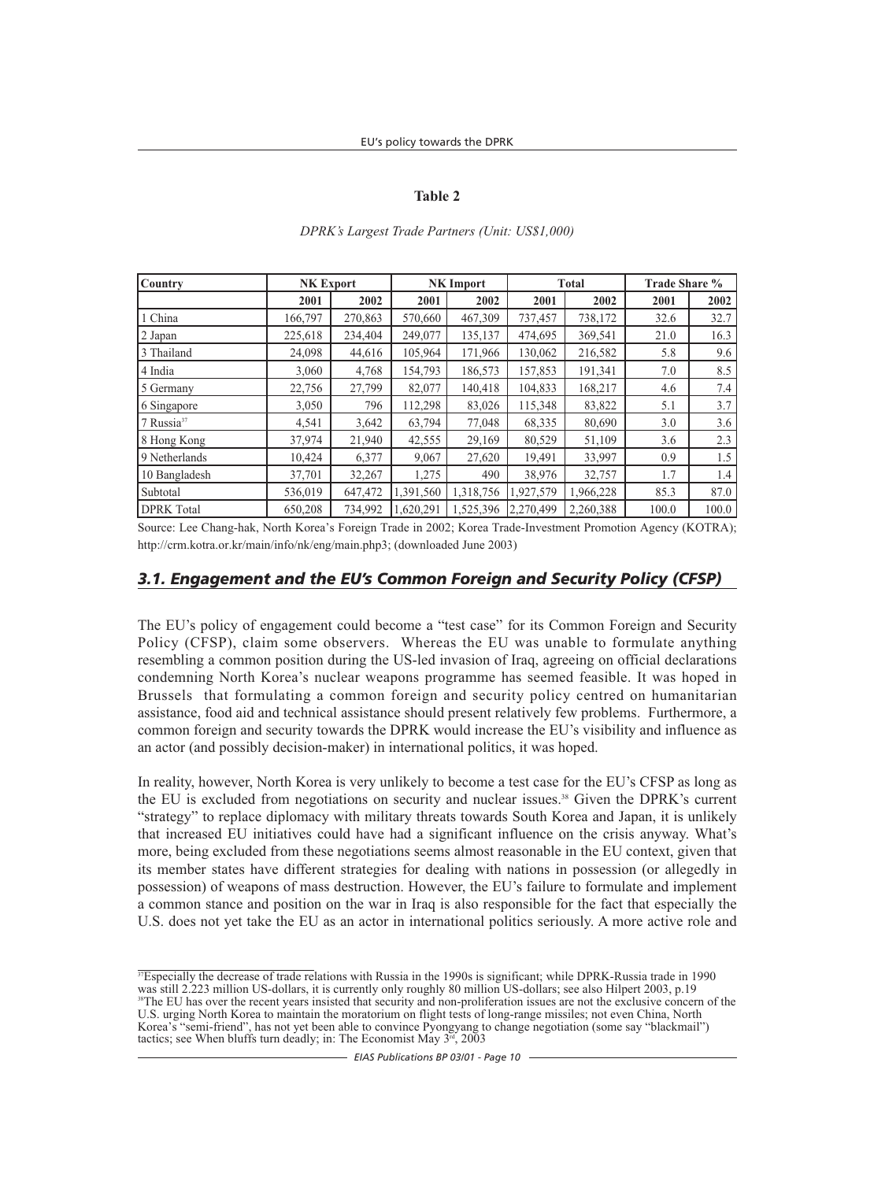**Table 2**

*DPRK's Largest Trade Partners (Unit: US$1,000)*

| Country | NK Export | | NK Import | | Total | | Trade Share % | |
|---|---|---|---|---|---|---|---|---|
| | 2001 | 2002 | 2001 | 2002 | 2001 | 2002 | 2001 | 2002 |
| 1 China | 166,797 | 270,863 | 570,660 | 467,309 | 737,457 | 738,172 | 32.6 | 32.7 |
| 2 Japan | 225,618 | 234,404 | 249,077 | 135,137 | 474,695 | 369,541 | 21.0 | 16.3 |
| 3 Thailand | 24,098 | 44,616 | 105,964 | 171,966 | 130,062 | 216,582 | 5.8 | 9.6 |
| 4 India | 3,060 | 4,768 | 154,793 | 186,573 | 157,853 | 191,341 | 7.0 | 8.5 |
| 5 Germany | 22,756 | 27,799 | 82,077 | 140,418 | 104,833 | 168,217 | 4.6 | 7.4 |
| 6 Singapore | 3,050 | 796 | 112,298 | 83,026 | 115,348 | 83,822 | 5.1 | 3.7 |
| 7 Russia[37] | 4,541 | 3,642 | 63,794 | 77,048 | 68,335 | 80,690 | 3.0 | 3.6 |
| 8 Hong Kong | 37,974 | 21,940 | 42,555 | 29,169 | 80,529 | 51,109 | 3.6 | 2.3 |
| 9 Netherlands | 10,424 | 6,377 | 9,067 | 27,620 | 19,491 | 33,997 | 0.9 | 1.5 |
| 10 Bangladesh | 37,701 | 32,267 | 1,275 | 490 | 38,976 | 32,757 | 1.7 | 1.4 |
| Subtotal | 536,019 | 647,472 | 1,391,560 | 1,318,756 | 1,927,579 | 1,966,228 | 85.3 | 87.0 |
| DPRK Total | 650,208 | 734,992 | 1,620,291 | 1,525,396 | 2,270,499 | 2,260,388 | 100.0 | 100.0 |

Source: Lee Chang-hak, North Korea's Foreign Trade in 2002; Korea Trade-Investment Promotion Agency (KOTRA); http://crm.kotra.or.kr/main/info/nk/eng/main.php3; (downloaded June 2003)

### *3.1. Engagement and the EU's Common Foreign and Security Policy (CFSP)*

The EU's policy of engagement could become a "test case" for its Common Foreign and Security Policy (CFSP), claim some observers. Whereas the EU was unable to formulate anything resembling a common position during the US-led invasion of Iraq, agreeing on official declarations condemning North Korea's nuclear weapons programme has seemed feasible. It was hoped in Brussels that formulating a common foreign and security policy centred on humanitarian assistance, food aid and technical assistance should present relatively few problems. Furthermore, a common foreign and security towards the DPRK would increase the EU's visibility and influence as an actor (and possibly decision-maker) in international politics, it was hoped.

In reality, however, North Korea is very unlikely to become a test case for the EU's CFSP as long as the EU is excluded from negotiations on security and nuclear issues.[38] Given the DPRK's current "strategy" to replace diplomacy with military threats towards South Korea and Japan, it is unlikely that increased EU initiatives could have had a significant influence on the crisis anyway. What's more, being excluded from these negotiations seems almost reasonable in the EU context, given that its member states have different strategies for dealing with nations in possession (or allegedly in possession) of weapons of mass destruction. However, the EU's failure to formulate and implement a common stance and position on the war in Iraq is also responsible for the fact that especially the U.S. does not yet take the EU as an actor in international politics seriously. A more active role and

[37] Especially the decrease of trade relations with Russia in the 1990s is significant; while DPRK-Russia trade in 1990 was still 2.223 million US-dollars, it is currently only roughly 80 million US-dollars; see also Hilpert 2003, p.19

[38] The EU has over the recent years insisted that security and non-proliferation issues are not the exclusive concern of the U.S. urging North Korea to maintain the moratorium on flight tests of long-range missiles; not even China, North Korea's "semi-friend", has not yet been able to convince Pyongyang to change negotiation (some say "blackmail") tactics; see When bluffs turn deadly; in: The Economist May 3rd, 2003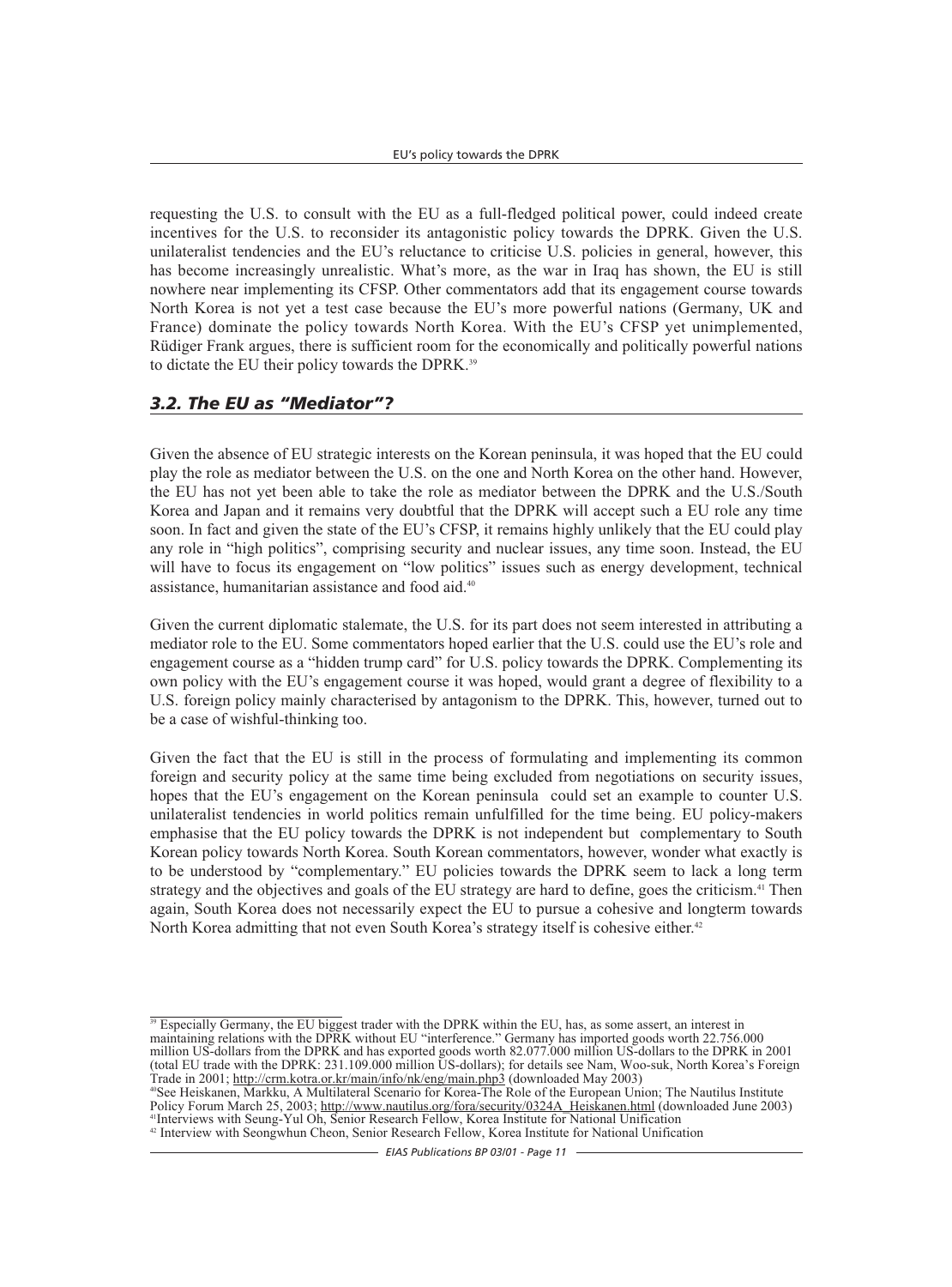requesting the U.S. to consult with the EU as a full-fledged political power, could indeed create incentives for the U.S. to reconsider its antagonistic policy towards the DPRK. Given the U.S. unilateralist tendencies and the EU's reluctance to criticise U.S. policies in general, however, this has become increasingly unrealistic. What's more, as the war in Iraq has shown, the EU is still nowhere near implementing its CFSP. Other commentators add that its engagement course towards North Korea is not yet a test case because the EU's more powerful nations (Germany, UK and France) dominate the policy towards North Korea. With the EU's CFSP yet unimplemented, Rüdiger Frank argues, there is sufficient room for the economically and politically powerful nations to dictate the EU their policy towards the DPRK.[39]

## *3.2. The EU as "Mediator"?*

Given the absence of EU strategic interests on the Korean peninsula, it was hoped that the EU could play the role as mediator between the U.S. on the one and North Korea on the other hand. However, the EU has not yet been able to take the role as mediator between the DPRK and the U.S./South Korea and Japan and it remains very doubtful that the DPRK will accept such a EU role any time soon. In fact and given the state of the EU's CFSP, it remains highly unlikely that the EU could play any role in "high politics", comprising security and nuclear issues, any time soon. Instead, the EU will have to focus its engagement on "low politics" issues such as energy development, technical assistance, humanitarian assistance and food aid.[40]

Given the current diplomatic stalemate, the U.S. for its part does not seem interested in attributing a mediator role to the EU. Some commentators hoped earlier that the U.S. could use the EU's role and engagement course as a "hidden trump card" for U.S. policy towards the DPRK. Complementing its own policy with the EU's engagement course it was hoped, would grant a degree of flexibility to a U.S. foreign policy mainly characterised by antagonism to the DPRK. This, however, turned out to be a case of wishful-thinking too.

Given the fact that the EU is still in the process of formulating and implementing its common foreign and security policy at the same time being excluded from negotiations on security issues, hopes that the EU's engagement on the Korean peninsula could set an example to counter U.S. unilateralist tendencies in world politics remain unfulfilled for the time being. EU policy-makers emphasise that the EU policy towards the DPRK is not independent but complementary to South Korean policy towards North Korea. South Korean commentators, however, wonder what exactly is to be understood by "complementary." EU policies towards the DPRK seem to lack a long term strategy and the objectives and goals of the EU strategy are hard to define, goes the criticism.[41] Then again, South Korea does not necessarily expect the EU to pursue a cohesive and longterm towards North Korea admitting that not even South Korea's strategy itself is cohesive either.[42]

---

[39] Especially Germany, the EU biggest trader with the DPRK within the EU, has, as some assert, an interest in maintaining relations with the DPRK without EU "interference." Germany has imported goods worth 22.756.000 million US-dollars from the DPRK and has exported goods worth 82.077.000 million US-dollars to the DPRK in 2001 (total EU trade with the DPRK: 231.109.000 million US-dollars); for details see Nam, Woo-suk, North Korea's Foreign Trade in 2001; http://crm.kotra.or.kr/main/info/nk/eng/main.php3 (downloaded May 2003)

[40] See Heiskanen, Markku, A Multilateral Scenario for Korea-The Role of the European Union; The Nautilus Institute Policy Forum March 25, 2003; http://www.nautilus.org/fora/security/0324A_Heiskanen.html (downloaded June 2003)

[41] Interviews with Seung-Yul Oh, Senior Research Fellow, Korea Institute for National Unification

[42] Interview with Seongwhun Cheon, Senior Research Fellow, Korea Institute for National Unification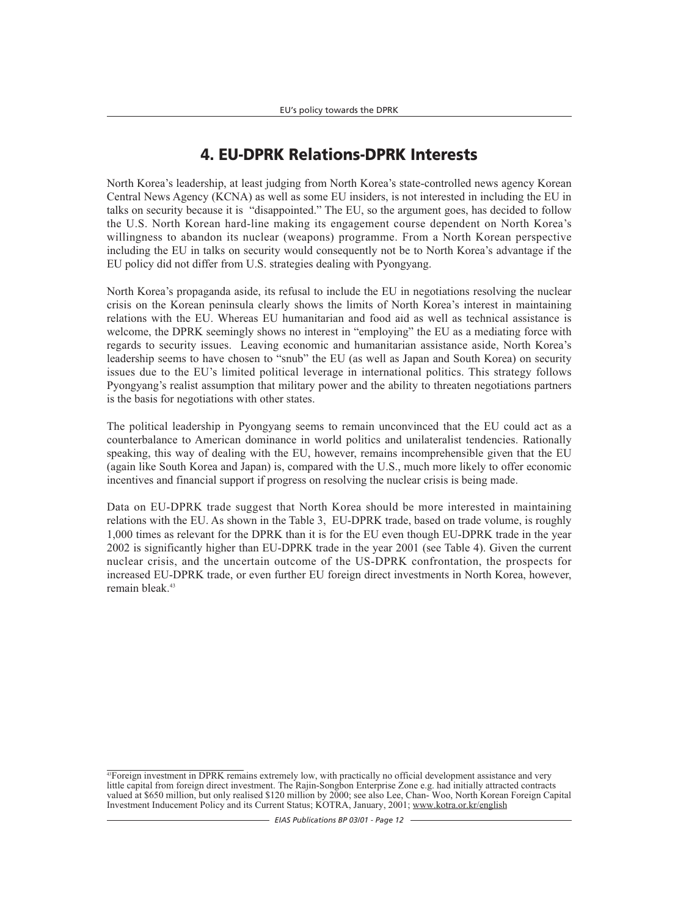# 4. EU-DPRK Relations-DPRK Interests

North Korea's leadership, at least judging from North Korea's state-controlled news agency Korean Central News Agency (KCNA) as well as some EU insiders, is not interested in including the EU in talks on security because it is "disappointed." The EU, so the argument goes, has decided to follow the U.S. North Korean hard-line making its engagement course dependent on North Korea's willingness to abandon its nuclear (weapons) programme. From a North Korean perspective including the EU in talks on security would consequently not be to North Korea's advantage if the EU policy did not differ from U.S. strategies dealing with Pyongyang.

North Korea's propaganda aside, its refusal to include the EU in negotiations resolving the nuclear crisis on the Korean peninsula clearly shows the limits of North Korea's interest in maintaining relations with the EU. Whereas EU humanitarian and food aid as well as technical assistance is welcome, the DPRK seemingly shows no interest in "employing" the EU as a mediating force with regards to security issues. Leaving economic and humanitarian assistance aside, North Korea's leadership seems to have chosen to "snub" the EU (as well as Japan and South Korea) on security issues due to the EU's limited political leverage in international politics. This strategy follows Pyongyang's realist assumption that military power and the ability to threaten negotiations partners is the basis for negotiations with other states.

The political leadership in Pyongyang seems to remain unconvinced that the EU could act as a counterbalance to American dominance in world politics and unilateralist tendencies. Rationally speaking, this way of dealing with the EU, however, remains incomprehensible given that the EU (again like South Korea and Japan) is, compared with the U.S., much more likely to offer economic incentives and financial support if progress on resolving the nuclear crisis is being made.

Data on EU-DPRK trade suggest that North Korea should be more interested in maintaining relations with the EU. As shown in the Table 3, EU-DPRK trade, based on trade volume, is roughly 1,000 times as relevant for the DPRK than it is for the EU even though EU-DPRK trade in the year 2002 is significantly higher than EU-DPRK trade in the year 2001 (see Table 4). Given the current nuclear crisis, and the uncertain outcome of the US-DPRK confrontation, the prospects for increased EU-DPRK trade, or even further EU foreign direct investments in North Korea, however, remain bleak.[43]

[43] Foreign investment in DPRK remains extremely low, with practically no official development assistance and very little capital from foreign direct investment. The Rajin-Songbon Enterprise Zone e.g. had initially attracted contracts valued at $650 million, but only realised $120 million by 2000; see also Lee, Chan- Woo, North Korean Foreign Capital Investment Inducement Policy and its Current Status; KOTRA, January, 2001; www.kotra.or.kr/english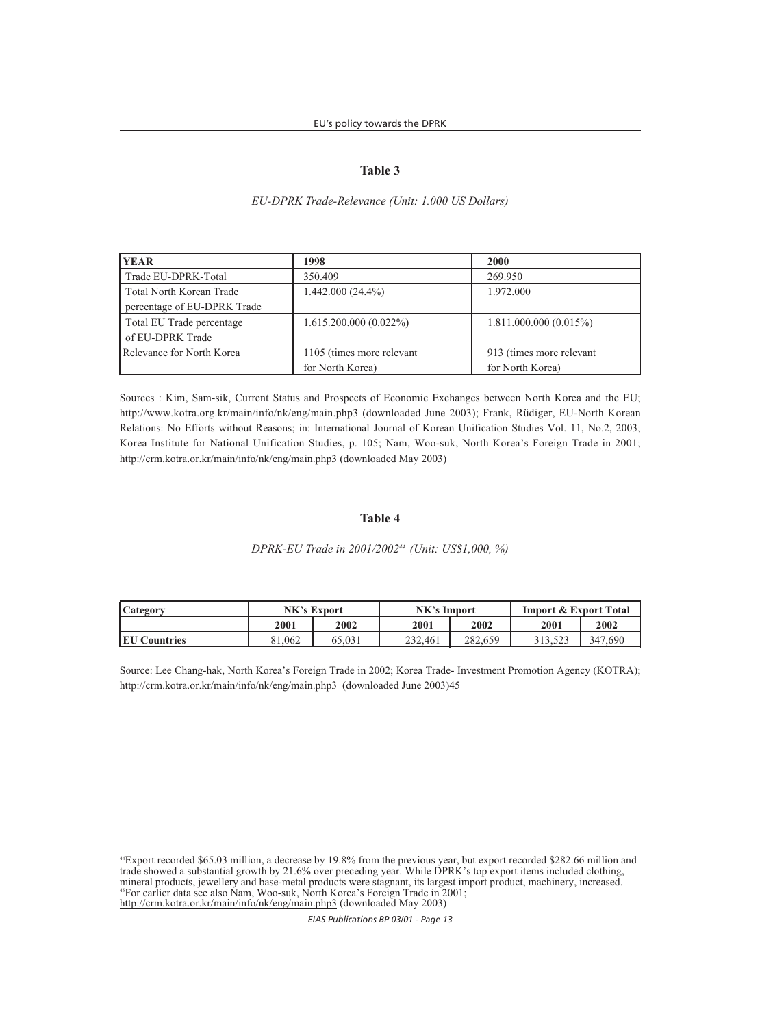## Table 3

*EU-DPRK Trade-Relevance (Unit: 1.000 US Dollars)*

| YEAR | 1998 | 2000 |
|---|---|---|
| Trade EU-DPRK-Total | 350.409 | 269.950 |
| Total North Korean Trade percentage of EU-DPRK Trade | 1.442.000 (24.4%) | 1.972.000 |
| Total EU Trade percentage of EU-DPRK Trade | 1.615.200.000 (0.022%) | 1.811.000.000 (0.015%) |
| Relevance for North Korea | 1105 (times more relevant for North Korea) | 913 (times more relevant for North Korea) |

Sources : Kim, Sam-sik, Current Status and Prospects of Economic Exchanges between North Korea and the EU; http://www.kotra.org.kr/main/info/nk/eng/main.php3 (downloaded June 2003); Frank, Rüdiger, EU-North Korean Relations: No Efforts without Reasons; in: International Journal of Korean Unification Studies Vol. 11, No.2, 2003; Korea Institute for National Unification Studies, p. 105; Nam, Woo-suk, North Korea's Foreign Trade in 2001; http://crm.kotra.or.kr/main/info/nk/eng/main.php3 (downloaded May 2003)

## Table 4

*DPRK-EU Trade in 2001/2002[44] (Unit: US$1,000, %)*

| Category | NK's Export | | NK's Import | | Import & Export Total | |
|---|---|---|---|---|---|---|
| | 2001 | 2002 | 2001 | 2002 | 2001 | 2002 |
| **EU Countries** | 81,062 | 65,031 | 232,461 | 282,659 | 313,523 | 347,690 |

Source: Lee Chang-hak, North Korea's Foreign Trade in 2002; Korea Trade- Investment Promotion Agency (KOTRA); http://crm.kotra.or.kr/main/info/nk/eng/main.php3 (downloaded June 2003)45

---

[44]Export recorded $65.03 million, a decrease by 19.8% from the previous year, but export recorded $282.66 million and trade showed a substantial growth by 21.6% over preceding year. While DPRK's top export items included clothing, mineral products, jewellery and base-metal products were stagnant, its largest import product, machinery, increased.

[45]For earlier data see also Nam, Woo-suk, North Korea's Foreign Trade in 2001; http://crm.kotra.or.kr/main/info/nk/eng/main.php3 (downloaded May 2003)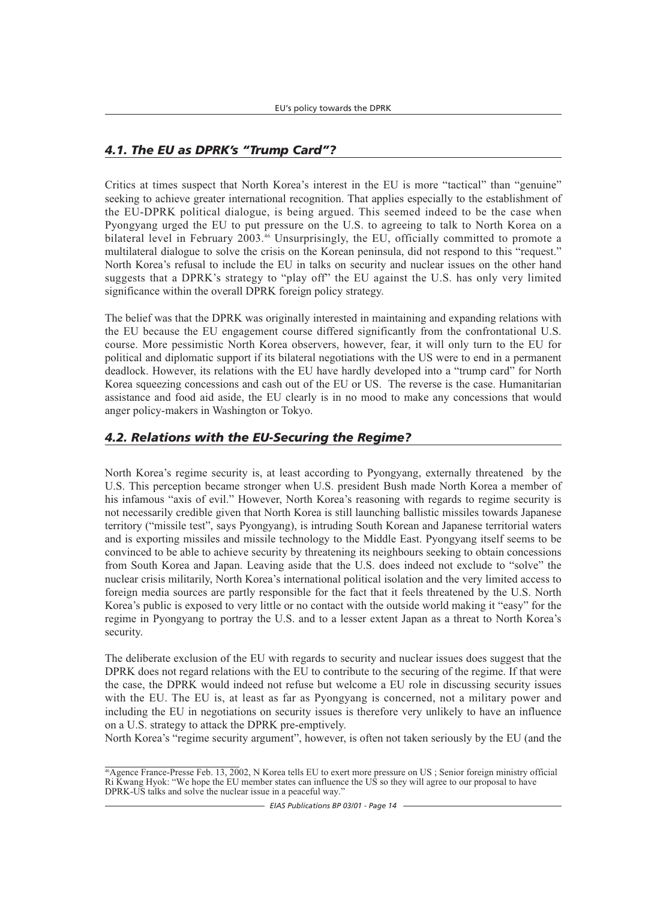## *4.1. The EU as DPRK's "Trump Card"?*

Critics at times suspect that North Korea's interest in the EU is more "tactical" than "genuine" seeking to achieve greater international recognition. That applies especially to the establishment of the EU-DPRK political dialogue, is being argued. This seemed indeed to be the case when Pyongyang urged the EU to put pressure on the U.S. to agreeing to talk to North Korea on a bilateral level in February 2003.[46] Unsurprisingly, the EU, officially committed to promote a multilateral dialogue to solve the crisis on the Korean peninsula, did not respond to this "request." North Korea's refusal to include the EU in talks on security and nuclear issues on the other hand suggests that a DPRK's strategy to "play off" the EU against the U.S. has only very limited significance within the overall DPRK foreign policy strategy.

The belief was that the DPRK was originally interested in maintaining and expanding relations with the EU because the EU engagement course differed significantly from the confrontational U.S. course. More pessimistic North Korea observers, however, fear, it will only turn to the EU for political and diplomatic support if its bilateral negotiations with the US were to end in a permanent deadlock. However, its relations with the EU have hardly developed into a "trump card" for North Korea squeezing concessions and cash out of the EU or US. The reverse is the case. Humanitarian assistance and food aid aside, the EU clearly is in no mood to make any concessions that would anger policy-makers in Washington or Tokyo.

## *4.2. Relations with the EU-Securing the Regime?*

North Korea's regime security is, at least according to Pyongyang, externally threatened by the U.S. This perception became stronger when U.S. president Bush made North Korea a member of his infamous "axis of evil." However, North Korea's reasoning with regards to regime security is not necessarily credible given that North Korea is still launching ballistic missiles towards Japanese territory ("missile test", says Pyongyang), is intruding South Korean and Japanese territorial waters and is exporting missiles and missile technology to the Middle East. Pyongyang itself seems to be convinced to be able to achieve security by threatening its neighbours seeking to obtain concessions from South Korea and Japan. Leaving aside that the U.S. does indeed not exclude to "solve" the nuclear crisis militarily, North Korea's international political isolation and the very limited access to foreign media sources are partly responsible for the fact that it feels threatened by the U.S. North Korea's public is exposed to very little or no contact with the outside world making it "easy" for the regime in Pyongyang to portray the U.S. and to a lesser extent Japan as a threat to North Korea's security.

The deliberate exclusion of the EU with regards to security and nuclear issues does suggest that the DPRK does not regard relations with the EU to contribute to the securing of the regime. If that were the case, the DPRK would indeed not refuse but welcome a EU role in discussing security issues with the EU. The EU is, at least as far as Pyongyang is concerned, not a military power and including the EU in negotiations on security issues is therefore very unlikely to have an influence on a U.S. strategy to attack the DPRK pre-emptively.
North Korea's "regime security argument", however, is often not taken seriously by the EU (and the

---

[46] Agence France-Presse Feb. 13, 2002, N Korea tells EU to exert more pressure on US ; Senior foreign ministry official Ri Kwang Hyok: "We hope the EU member states can influence the US so they will agree to our proposal to have DPRK-US talks and solve the nuclear issue in a peaceful way."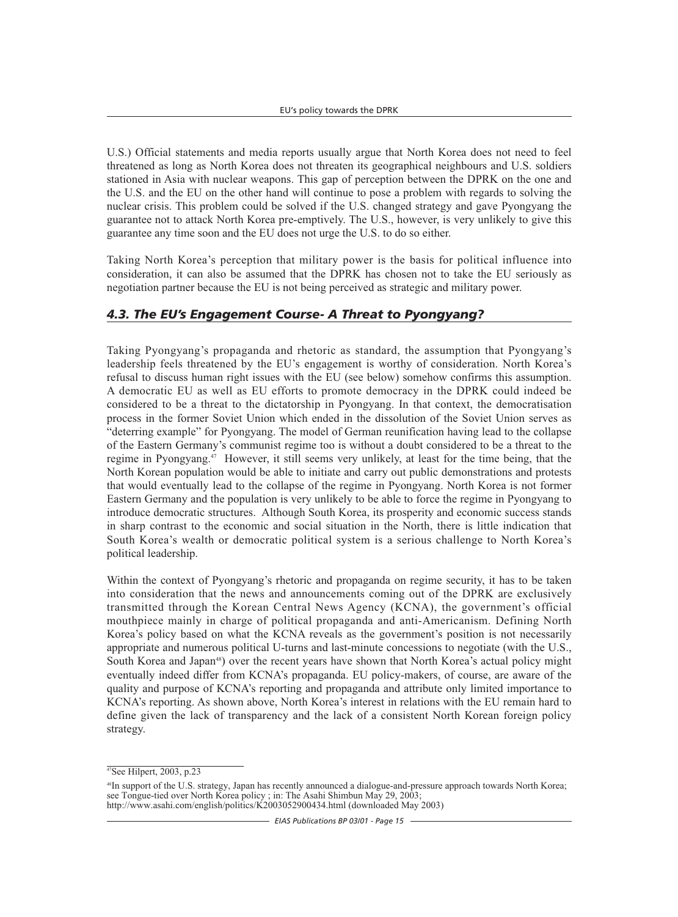U.S.) Official statements and media reports usually argue that North Korea does not need to feel threatened as long as North Korea does not threaten its geographical neighbours and U.S. soldiers stationed in Asia with nuclear weapons. This gap of perception between the DPRK on the one and the U.S. and the EU on the other hand will continue to pose a problem with regards to solving the nuclear crisis. This problem could be solved if the U.S. changed strategy and gave Pyongyang the guarantee not to attack North Korea pre-emptively. The U.S., however, is very unlikely to give this guarantee any time soon and the EU does not urge the U.S. to do so either.

Taking North Korea's perception that military power is the basis for political influence into consideration, it can also be assumed that the DPRK has chosen not to take the EU seriously as negotiation partner because the EU is not being perceived as strategic and military power.

### *4.3. The EU's Engagement Course- A Threat to Pyongyang?*

Taking Pyongyang's propaganda and rhetoric as standard, the assumption that Pyongyang's leadership feels threatened by the EU's engagement is worthy of consideration. North Korea's refusal to discuss human right issues with the EU (see below) somehow confirms this assumption. A democratic EU as well as EU efforts to promote democracy in the DPRK could indeed be considered to be a threat to the dictatorship in Pyongyang. In that context, the democratisation process in the former Soviet Union which ended in the dissolution of the Soviet Union serves as "deterring example" for Pyongyang. The model of German reunification having lead to the collapse of the Eastern Germany's communist regime too is without a doubt considered to be a threat to the regime in Pyongyang.[47] However, it still seems very unlikely, at least for the time being, that the North Korean population would be able to initiate and carry out public demonstrations and protests that would eventually lead to the collapse of the regime in Pyongyang. North Korea is not former Eastern Germany and the population is very unlikely to be able to force the regime in Pyongyang to introduce democratic structures. Although South Korea, its prosperity and economic success stands in sharp contrast to the economic and social situation in the North, there is little indication that South Korea's wealth or democratic political system is a serious challenge to North Korea's political leadership.

Within the context of Pyongyang's rhetoric and propaganda on regime security, it has to be taken into consideration that the news and announcements coming out of the DPRK are exclusively transmitted through the Korean Central News Agency (KCNA), the government's official mouthpiece mainly in charge of political propaganda and anti-Americanism. Defining North Korea's policy based on what the KCNA reveals as the government's position is not necessarily appropriate and numerous political U-turns and last-minute concessions to negotiate (with the U.S., South Korea and Japan[48]) over the recent years have shown that North Korea's actual policy might eventually indeed differ from KCNA's propaganda. EU policy-makers, of course, are aware of the quality and purpose of KCNA's reporting and propaganda and attribute only limited importance to KCNA's reporting. As shown above, North Korea's interest in relations with the EU remain hard to define given the lack of transparency and the lack of a consistent North Korean foreign policy strategy.

---

[47] See Hilpert, 2003, p.23

[48] In support of the U.S. strategy, Japan has recently announced a dialogue-and-pressure approach towards North Korea; see Tongue-tied over North Korea policy ; in: The Asahi Shimbun May 29, 2003; http://www.asahi.com/english/politics/K2003052900434.html (downloaded May 2003)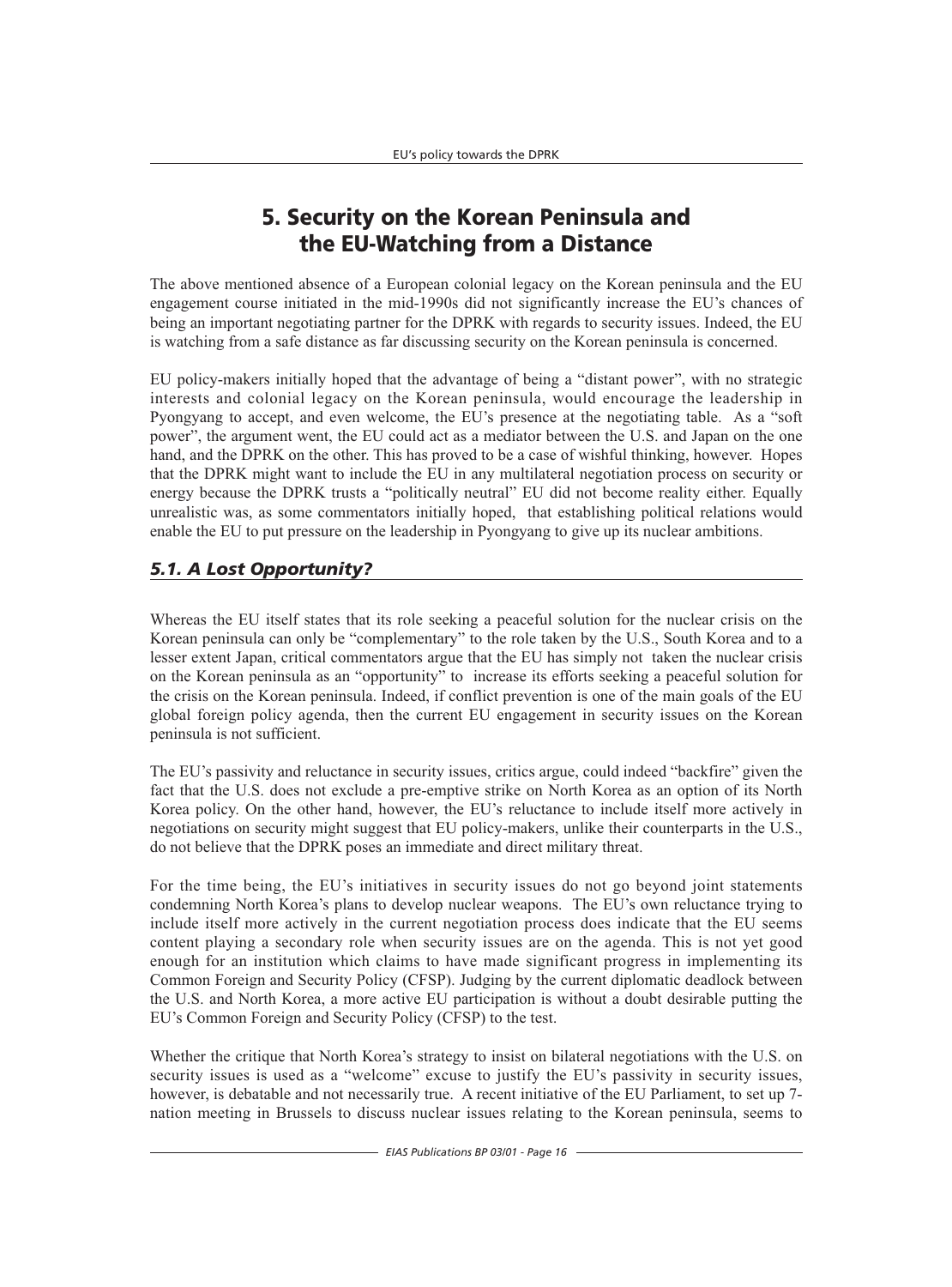# 5. Security on the Korean Peninsula and the EU-Watching from a Distance

The above mentioned absence of a European colonial legacy on the Korean peninsula and the EU engagement course initiated in the mid-1990s did not significantly increase the EU's chances of being an important negotiating partner for the DPRK with regards to security issues. Indeed, the EU is watching from a safe distance as far discussing security on the Korean peninsula is concerned.

EU policy-makers initially hoped that the advantage of being a "distant power", with no strategic interests and colonial legacy on the Korean peninsula, would encourage the leadership in Pyongyang to accept, and even welcome, the EU's presence at the negotiating table. As a "soft power", the argument went, the EU could act as a mediator between the U.S. and Japan on the one hand, and the DPRK on the other. This has proved to be a case of wishful thinking, however. Hopes that the DPRK might want to include the EU in any multilateral negotiation process on security or energy because the DPRK trusts a "politically neutral" EU did not become reality either. Equally unrealistic was, as some commentators initially hoped, that establishing political relations would enable the EU to put pressure on the leadership in Pyongyang to give up its nuclear ambitions.

## *5.1. A Lost Opportunity?*

Whereas the EU itself states that its role seeking a peaceful solution for the nuclear crisis on the Korean peninsula can only be "complementary" to the role taken by the U.S., South Korea and to a lesser extent Japan, critical commentators argue that the EU has simply not taken the nuclear crisis on the Korean peninsula as an "opportunity" to increase its efforts seeking a peaceful solution for the crisis on the Korean peninsula. Indeed, if conflict prevention is one of the main goals of the EU global foreign policy agenda, then the current EU engagement in security issues on the Korean peninsula is not sufficient.

The EU's passivity and reluctance in security issues, critics argue, could indeed "backfire" given the fact that the U.S. does not exclude a pre-emptive strike on North Korea as an option of its North Korea policy. On the other hand, however, the EU's reluctance to include itself more actively in negotiations on security might suggest that EU policy-makers, unlike their counterparts in the U.S., do not believe that the DPRK poses an immediate and direct military threat.

For the time being, the EU's initiatives in security issues do not go beyond joint statements condemning North Korea's plans to develop nuclear weapons. The EU's own reluctance trying to include itself more actively in the current negotiation process does indicate that the EU seems content playing a secondary role when security issues are on the agenda. This is not yet good enough for an institution which claims to have made significant progress in implementing its Common Foreign and Security Policy (CFSP). Judging by the current diplomatic deadlock between the U.S. and North Korea, a more active EU participation is without a doubt desirable putting the EU's Common Foreign and Security Policy (CFSP) to the test.

Whether the critique that North Korea's strategy to insist on bilateral negotiations with the U.S. on security issues is used as a "welcome" excuse to justify the EU's passivity in security issues, however, is debatable and not necessarily true. A recent initiative of the EU Parliament, to set up 7-nation meeting in Brussels to discuss nuclear issues relating to the Korean peninsula, seems to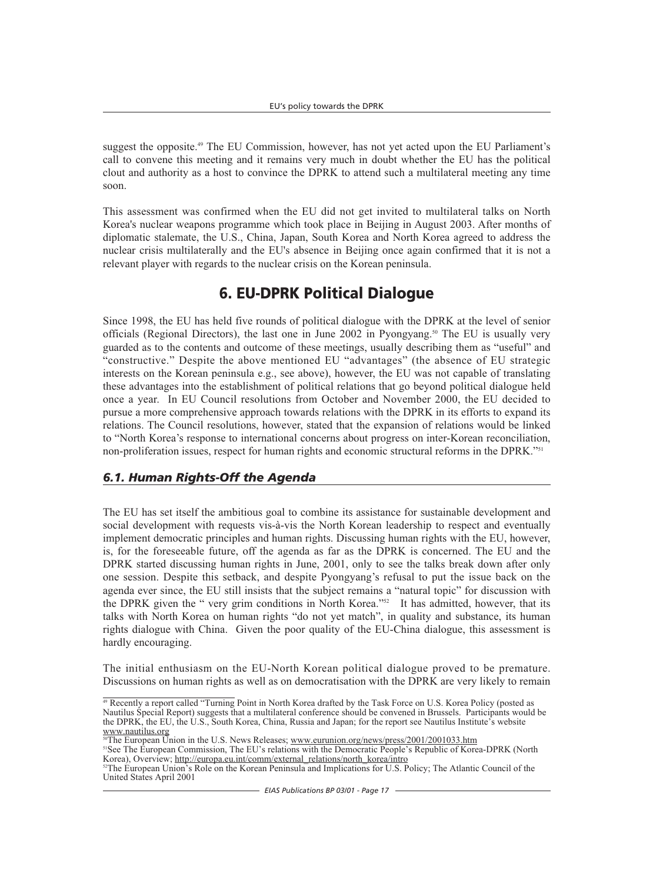suggest the opposite.[49] The EU Commission, however, has not yet acted upon the EU Parliament's call to convene this meeting and it remains very much in doubt whether the EU has the political clout and authority as a host to convince the DPRK to attend such a multilateral meeting any time soon.

This assessment was confirmed when the EU did not get invited to multilateral talks on North Korea's nuclear weapons programme which took place in Beijing in August 2003. After months of diplomatic stalemate, the U.S., China, Japan, South Korea and North Korea agreed to address the nuclear crisis multilaterally and the EU's absence in Beijing once again confirmed that it is not a relevant player with regards to the nuclear crisis on the Korean peninsula.

## 6. EU-DPRK Political Dialogue

Since 1998, the EU has held five rounds of political dialogue with the DPRK at the level of senior officials (Regional Directors), the last one in June 2002 in Pyongyang.[50] The EU is usually very guarded as to the contents and outcome of these meetings, usually describing them as "useful" and "constructive." Despite the above mentioned EU "advantages" (the absence of EU strategic interests on the Korean peninsula e.g., see above), however, the EU was not capable of translating these advantages into the establishment of political relations that go beyond political dialogue held once a year. In EU Council resolutions from October and November 2000, the EU decided to pursue a more comprehensive approach towards relations with the DPRK in its efforts to expand its relations. The Council resolutions, however, stated that the expansion of relations would be linked to "North Korea's response to international concerns about progress on inter-Korean reconciliation, non-proliferation issues, respect for human rights and economic structural reforms in the DPRK."[51]

### *6.1. Human Rights-Off the Agenda*

The EU has set itself the ambitious goal to combine its assistance for sustainable development and social development with requests vis-à-vis the North Korean leadership to respect and eventually implement democratic principles and human rights. Discussing human rights with the EU, however, is, for the foreseeable future, off the agenda as far as the DPRK is concerned. The EU and the DPRK started discussing human rights in June, 2001, only to see the talks break down after only one session. Despite this setback, and despite Pyongyang's refusal to put the issue back on the agenda ever since, the EU still insists that the subject remains a "natural topic" for discussion with the DPRK given the " very grim conditions in North Korea."[52] It has admitted, however, that its talks with North Korea on human rights "do not yet match", in quality and substance, its human rights dialogue with China. Given the poor quality of the EU-China dialogue, this assessment is hardly encouraging.

The initial enthusiasm on the EU-North Korean political dialogue proved to be premature. Discussions on human rights as well as on democratisation with the DPRK are very likely to remain

---

[49] Recently a report called "Turning Point in North Korea drafted by the Task Force on U.S. Korea Policy (posted as Nautilus Special Report) suggests that a multilateral conference should be convened in Brussels. Participants would be the DPRK, the EU, the U.S., South Korea, China, Russia and Japan; for the report see Nautilus Institute's website www.nautilus.org

[50] The European Union in the U.S. News Releases; www.eurunion.org/news/press/2001/2001033.htm

[51] See The European Commission, The EU's relations with the Democratic People's Republic of Korea-DPRK (North Korea), Overview; http://europa.eu.int/comm/external_relations/north_korea/intro

[52] The European Union's Role on the Korean Peninsula and Implications for U.S. Policy; The Atlantic Council of the United States April 2001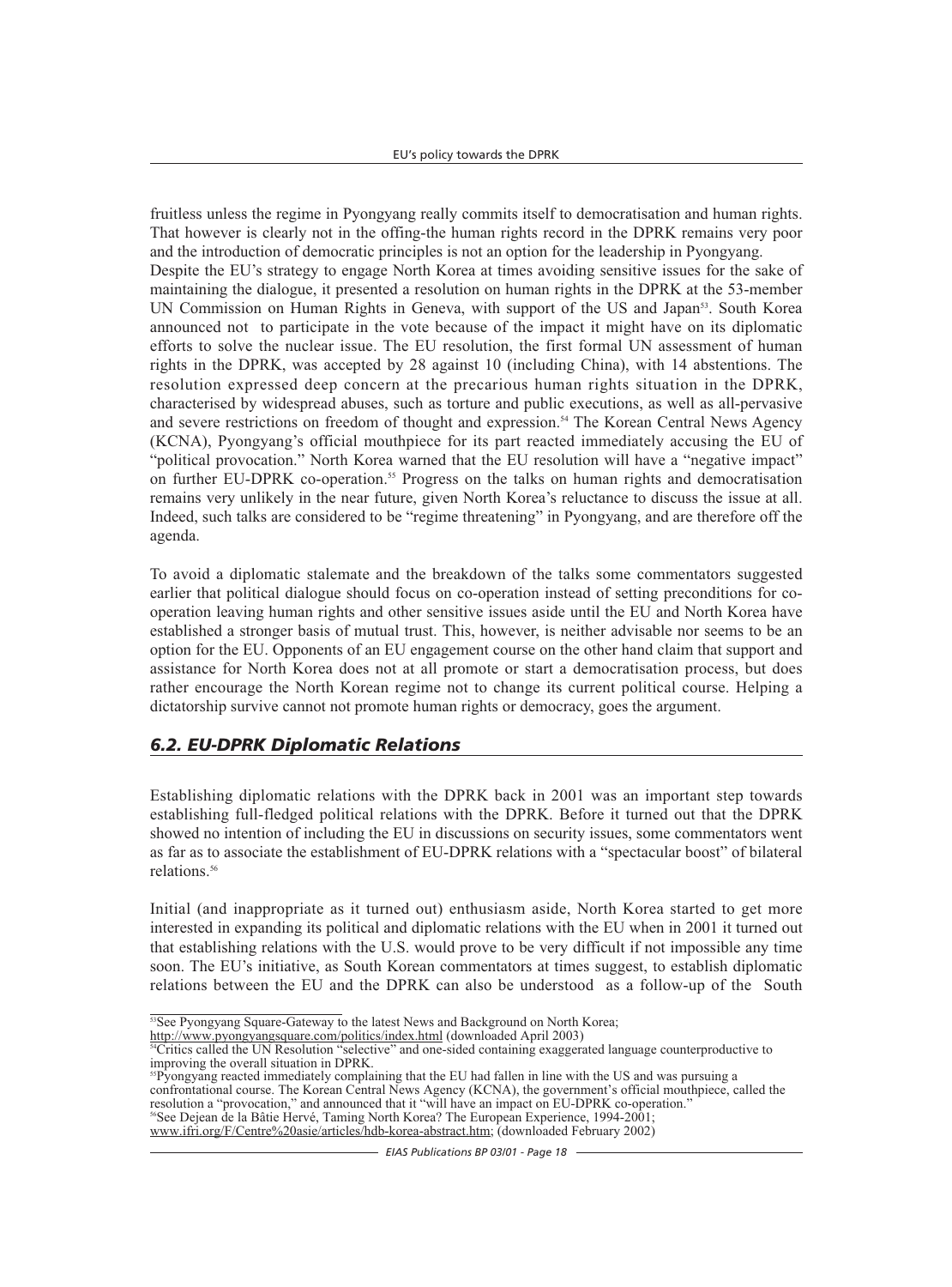fruitless unless the regime in Pyongyang really commits itself to democratisation and human rights. That however is clearly not in the offing-the human rights record in the DPRK remains very poor and the introduction of democratic principles is not an option for the leadership in Pyongyang.

Despite the EU's strategy to engage North Korea at times avoiding sensitive issues for the sake of maintaining the dialogue, it presented a resolution on human rights in the DPRK at the 53-member UN Commission on Human Rights in Geneva, with support of the US and Japan[53]. South Korea announced not to participate in the vote because of the impact it might have on its diplomatic efforts to solve the nuclear issue. The EU resolution, the first formal UN assessment of human rights in the DPRK, was accepted by 28 against 10 (including China), with 14 abstentions. The resolution expressed deep concern at the precarious human rights situation in the DPRK, characterised by widespread abuses, such as torture and public executions, as well as all-pervasive and severe restrictions on freedom of thought and expression.[54] The Korean Central News Agency (KCNA), Pyongyang's official mouthpiece for its part reacted immediately accusing the EU of "political provocation." North Korea warned that the EU resolution will have a "negative impact" on further EU-DPRK co-operation.[55] Progress on the talks on human rights and democratisation remains very unlikely in the near future, given North Korea's reluctance to discuss the issue at all. Indeed, such talks are considered to be "regime threatening" in Pyongyang, and are therefore off the agenda.

To avoid a diplomatic stalemate and the breakdown of the talks some commentators suggested earlier that political dialogue should focus on co-operation instead of setting preconditions for co-operation leaving human rights and other sensitive issues aside until the EU and North Korea have established a stronger basis of mutual trust. This, however, is neither advisable nor seems to be an option for the EU. Opponents of an EU engagement course on the other hand claim that support and assistance for North Korea does not at all promote or start a democratisation process, but does rather encourage the North Korean regime not to change its current political course. Helping a dictatorship survive cannot not promote human rights or democracy, goes the argument.

## *6.2. EU-DPRK Diplomatic Relations*

Establishing diplomatic relations with the DPRK back in 2001 was an important step towards establishing full-fledged political relations with the DPRK. Before it turned out that the DPRK showed no intention of including the EU in discussions on security issues, some commentators went as far as to associate the establishment of EU-DPRK relations with a "spectacular boost" of bilateral relations.[56]

Initial (and inappropriate as it turned out) enthusiasm aside, North Korea started to get more interested in expanding its political and diplomatic relations with the EU when in 2001 it turned out that establishing relations with the U.S. would prove to be very difficult if not impossible any time soon. The EU's initiative, as South Korean commentators at times suggest, to establish diplomatic relations between the EU and the DPRK can also be understood as a follow-up of the South

---

[53]See Pyongyang Square-Gateway to the latest News and Background on North Korea; http://www.pyongyangsquare.com/politics/index.html (downloaded April 2003)

[54]Critics called the UN Resolution "selective" and one-sided containing exaggerated language counterproductive to improving the overall situation in DPRK.

[55]Pyongyang reacted immediately complaining that the EU had fallen in line with the US and was pursuing a confrontational course. The Korean Central News Agency (KCNA), the government's official mouthpiece, called the resolution a "provocation," and announced that it "will have an impact on EU-DPRK co-operation."

[56]See Dejean de la Bâtie Hervé, Taming North Korea? The European Experience, 1994-2001; www.ifri.org/F/Centre%20asie/articles/hdb-korea-abstract.htm; (downloaded February 2002)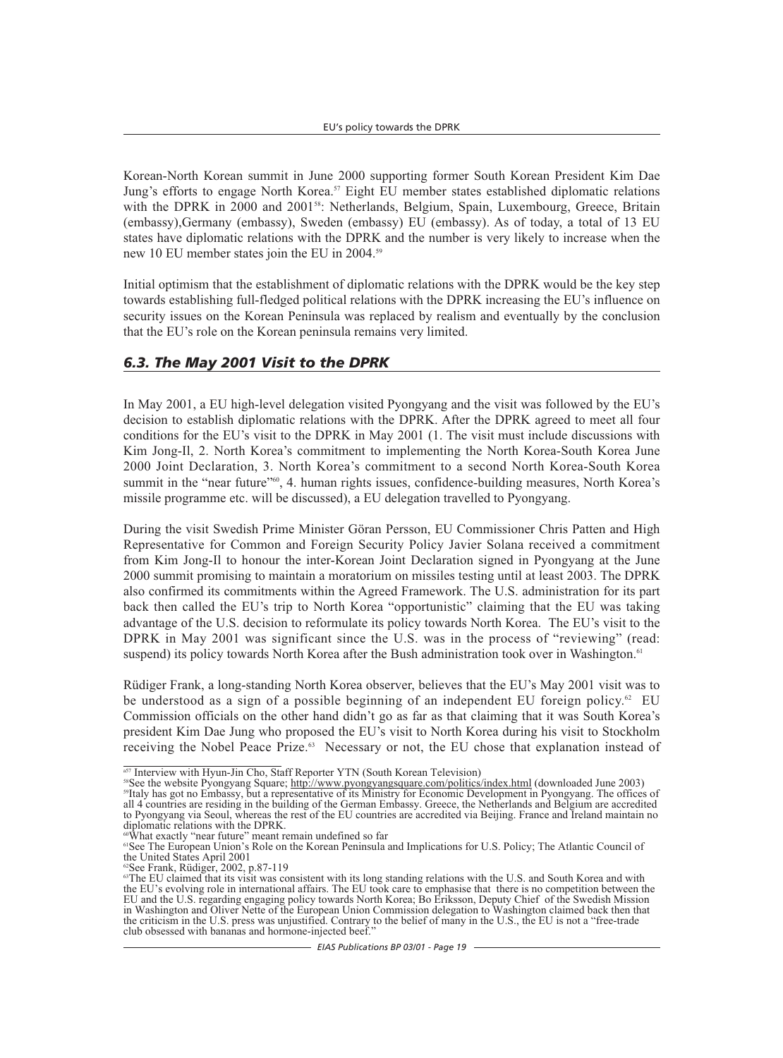Korean-North Korean summit in June 2000 supporting former South Korean President Kim Dae Jung's efforts to engage North Korea.[57] Eight EU member states established diplomatic relations with the DPRK in 2000 and 2001[58]: Netherlands, Belgium, Spain, Luxembourg, Greece, Britain (embassy),Germany (embassy), Sweden (embassy) EU (embassy). As of today, a total of 13 EU states have diplomatic relations with the DPRK and the number is very likely to increase when the new 10 EU member states join the EU in 2004.[59]

Initial optimism that the establishment of diplomatic relations with the DPRK would be the key step towards establishing full-fledged political relations with the DPRK increasing the EU's influence on security issues on the Korean Peninsula was replaced by realism and eventually by the conclusion that the EU's role on the Korean peninsula remains very limited.

## *6.3. The May 2001 Visit to the DPRK*

In May 2001, a EU high-level delegation visited Pyongyang and the visit was followed by the EU's decision to establish diplomatic relations with the DPRK. After the DPRK agreed to meet all four conditions for the EU's visit to the DPRK in May 2001 (1. The visit must include discussions with Kim Jong-Il, 2. North Korea's commitment to implementing the North Korea-South Korea June 2000 Joint Declaration, 3. North Korea's commitment to a second North Korea-South Korea summit in the "near future"[60], 4. human rights issues, confidence-building measures, North Korea's missile programme etc. will be discussed), a EU delegation travelled to Pyongyang.

During the visit Swedish Prime Minister Göran Persson, EU Commissioner Chris Patten and High Representative for Common and Foreign Security Policy Javier Solana received a commitment from Kim Jong-Il to honour the inter-Korean Joint Declaration signed in Pyongyang at the June 2000 summit promising to maintain a moratorium on missiles testing until at least 2003. The DPRK also confirmed its commitments within the Agreed Framework. The U.S. administration for its part back then called the EU's trip to North Korea "opportunistic" claiming that the EU was taking advantage of the U.S. decision to reformulate its policy towards North Korea. The EU's visit to the DPRK in May 2001 was significant since the U.S. was in the process of "reviewing" (read: suspend) its policy towards North Korea after the Bush administration took over in Washington.[61]

Rüdiger Frank, a long-standing North Korea observer, believes that the EU's May 2001 visit was to be understood as a sign of a possible beginning of an independent EU foreign policy.[62] EU Commission officials on the other hand didn't go as far as that claiming that it was South Korea's president Kim Dae Jung who proposed the EU's visit to North Korea during his visit to Stockholm receiving the Nobel Peace Prize.[63] Necessary or not, the EU chose that explanation instead of

---

[57] Interview with Hyun-Jin Cho, Staff Reporter YTN (South Korean Television)

[58] See the website Pyongyang Square; http://www.pyongyangsquare.com/politics/index.html (downloaded June 2003)

[59] Italy has got no Embassy, but a representative of its Ministry for Economic Development in Pyongyang. The offices of all 4 countries are residing in the building of the German Embassy. Greece, the Netherlands and Belgium are accredited to Pyongyang via Seoul, whereas the rest of the EU countries are accredited via Beijing. France and Ireland maintain no diplomatic relations with the DPRK.

[60] What exactly "near future" meant remain undefined so far

[61] See The European Union's Role on the Korean Peninsula and Implications for U.S. Policy; The Atlantic Council of the United States April 2001

[62] See Frank, Rüdiger, 2002, p.87-119

[63] The EU claimed that its visit was consistent with its long standing relations with the U.S. and South Korea and with the EU's evolving role in international affairs. The EU took care to emphasise that there is no competition between the EU and the U.S. regarding engaging policy towards North Korea; Bo Eriksson, Deputy Chief of the Swedish Mission in Washington and Oliver Nette of the European Union Commission delegation to Washington claimed back then that the criticism in the U.S. press was unjustified. Contrary to the belief of many in the U.S., the EU is not a "free-trade club obsessed with bananas and hormone-injected beef."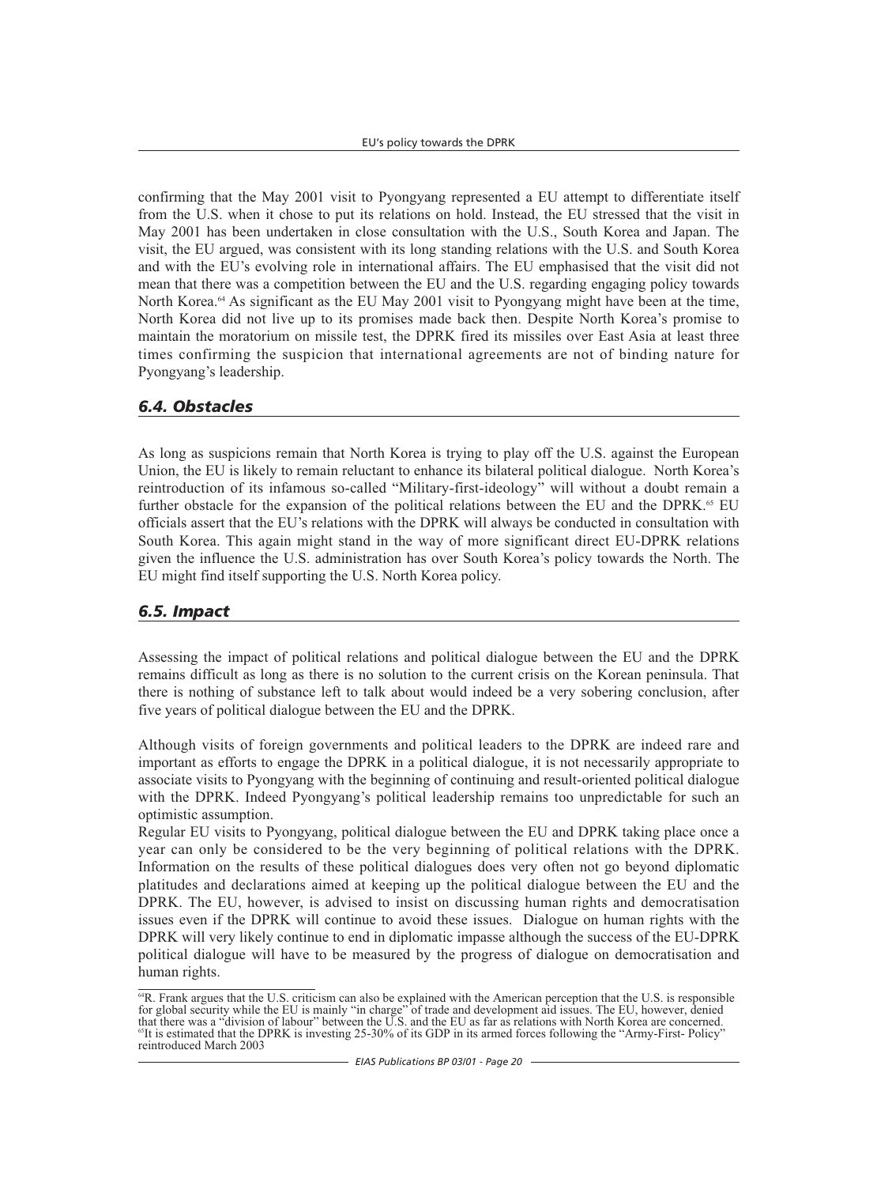confirming that the May 2001 visit to Pyongyang represented a EU attempt to differentiate itself from the U.S. when it chose to put its relations on hold. Instead, the EU stressed that the visit in May 2001 has been undertaken in close consultation with the U.S., South Korea and Japan. The visit, the EU argued, was consistent with its long standing relations with the U.S. and South Korea and with the EU's evolving role in international affairs. The EU emphasised that the visit did not mean that there was a competition between the EU and the U.S. regarding engaging policy towards North Korea.[64] As significant as the EU May 2001 visit to Pyongyang might have been at the time, North Korea did not live up to its promises made back then. Despite North Korea's promise to maintain the moratorium on missile test, the DPRK fired its missiles over East Asia at least three times confirming the suspicion that international agreements are not of binding nature for Pyongyang's leadership.

## *6.4. Obstacles*

As long as suspicions remain that North Korea is trying to play off the U.S. against the European Union, the EU is likely to remain reluctant to enhance its bilateral political dialogue. North Korea's reintroduction of its infamous so-called "Military-first-ideology" will without a doubt remain a further obstacle for the expansion of the political relations between the EU and the DPRK.[65] EU officials assert that the EU's relations with the DPRK will always be conducted in consultation with South Korea. This again might stand in the way of more significant direct EU-DPRK relations given the influence the U.S. administration has over South Korea's policy towards the North. The EU might find itself supporting the U.S. North Korea policy.

## *6.5. Impact*

Assessing the impact of political relations and political dialogue between the EU and the DPRK remains difficult as long as there is no solution to the current crisis on the Korean peninsula. That there is nothing of substance left to talk about would indeed be a very sobering conclusion, after five years of political dialogue between the EU and the DPRK.

Although visits of foreign governments and political leaders to the DPRK are indeed rare and important as efforts to engage the DPRK in a political dialogue, it is not necessarily appropriate to associate visits to Pyongyang with the beginning of continuing and result-oriented political dialogue with the DPRK. Indeed Pyongyang's political leadership remains too unpredictable for such an optimistic assumption.

Regular EU visits to Pyongyang, political dialogue between the EU and DPRK taking place once a year can only be considered to be the very beginning of political relations with the DPRK. Information on the results of these political dialogues does very often not go beyond diplomatic platitudes and declarations aimed at keeping up the political dialogue between the EU and the DPRK. The EU, however, is advised to insist on discussing human rights and democratisation issues even if the DPRK will continue to avoid these issues. Dialogue on human rights with the DPRK will very likely continue to end in diplomatic impasse although the success of the EU-DPRK political dialogue will have to be measured by the progress of dialogue on democratisation and human rights.

---

[64] R. Frank argues that the U.S. criticism can also be explained with the American perception that the U.S. is responsible for global security while the EU is mainly "in charge" of trade and development aid issues. The EU, however, denied that there was a "division of labour" between the U.S. and the EU as far as relations with North Korea are concerned.

[65] It is estimated that the DPRK is investing 25-30% of its GDP in its armed forces following the "Army-First- Policy" reintroduced March 2003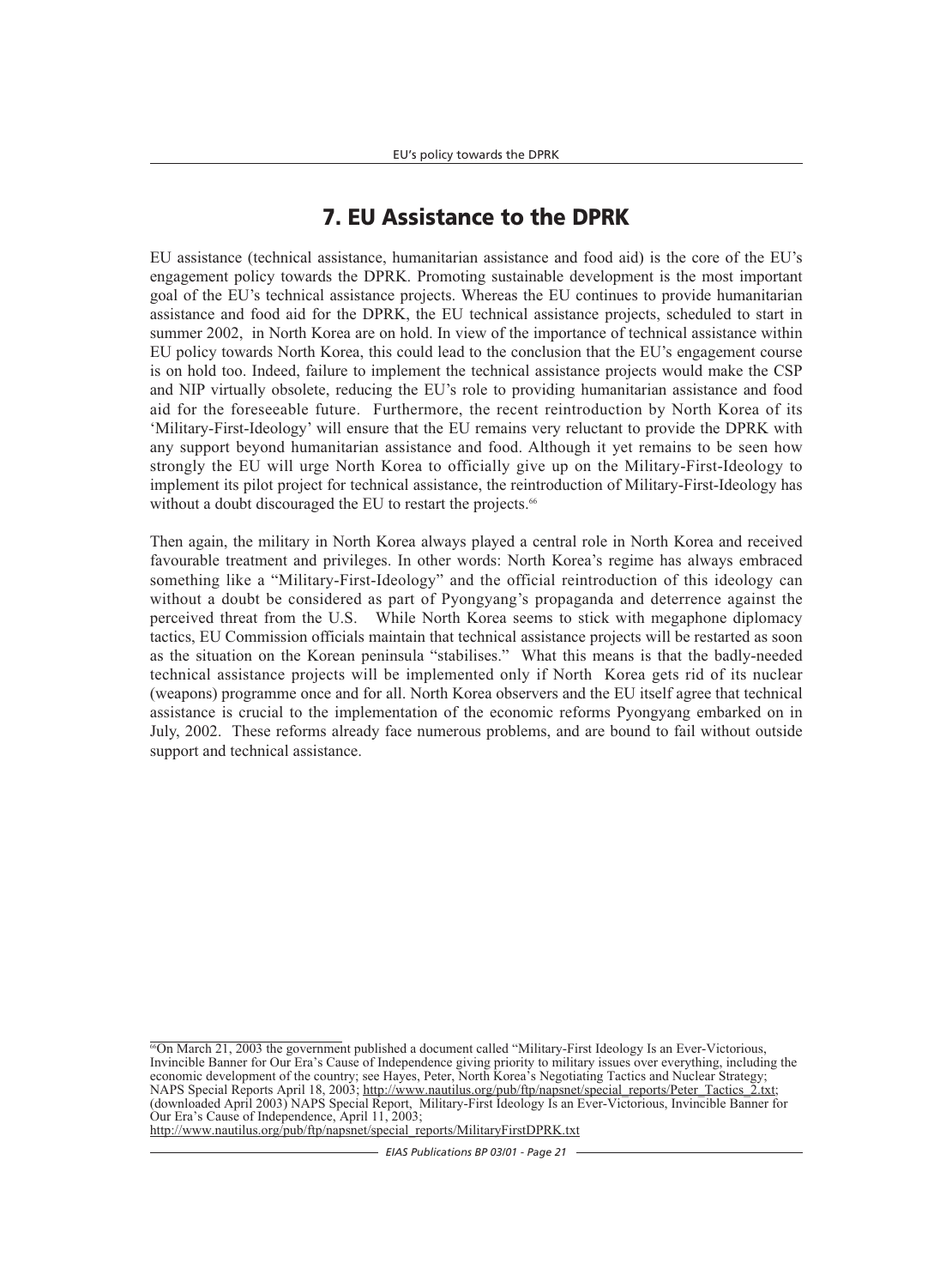## 7. EU Assistance to the DPRK

EU assistance (technical assistance, humanitarian assistance and food aid) is the core of the EU's engagement policy towards the DPRK. Promoting sustainable development is the most important goal of the EU's technical assistance projects. Whereas the EU continues to provide humanitarian assistance and food aid for the DPRK, the EU technical assistance projects, scheduled to start in summer 2002, in North Korea are on hold. In view of the importance of technical assistance within EU policy towards North Korea, this could lead to the conclusion that the EU's engagement course is on hold too. Indeed, failure to implement the technical assistance projects would make the CSP and NIP virtually obsolete, reducing the EU's role to providing humanitarian assistance and food aid for the foreseeable future. Furthermore, the recent reintroduction by North Korea of its 'Military-First-Ideology' will ensure that the EU remains very reluctant to provide the DPRK with any support beyond humanitarian assistance and food. Although it yet remains to be seen how strongly the EU will urge North Korea to officially give up on the Military-First-Ideology to implement its pilot project for technical assistance, the reintroduction of Military-First-Ideology has without a doubt discouraged the EU to restart the projects.[66]

Then again, the military in North Korea always played a central role in North Korea and received favourable treatment and privileges. In other words: North Korea's regime has always embraced something like a "Military-First-Ideology" and the official reintroduction of this ideology can without a doubt be considered as part of Pyongyang's propaganda and deterrence against the perceived threat from the U.S. While North Korea seems to stick with megaphone diplomacy tactics, EU Commission officials maintain that technical assistance projects will be restarted as soon as the situation on the Korean peninsula "stabilises." What this means is that the badly-needed technical assistance projects will be implemented only if North Korea gets rid of its nuclear (weapons) programme once and for all. North Korea observers and the EU itself agree that technical assistance is crucial to the implementation of the economic reforms Pyongyang embarked on in July, 2002. These reforms already face numerous problems, and are bound to fail without outside support and technical assistance.

---

[66] On March 21, 2003 the government published a document called "Military-First Ideology Is an Ever-Victorious, Invincible Banner for Our Era's Cause of Independence giving priority to military issues over everything, including the economic development of the country; see Hayes, Peter, North Korea's Negotiating Tactics and Nuclear Strategy; NAPS Special Reports April 18, 2003; http://www.nautilus.org/pub/ftp/napsnet/special_reports/Peter_Tactics_2.txt; (downloaded April 2003) NAPS Special Report, Military-First Ideology Is an Ever-Victorious, Invincible Banner for Our Era's Cause of Independence, April 11, 2003; http://www.nautilus.org/pub/ftp/napsnet/special_reports/MilitaryFirstDPRK.txt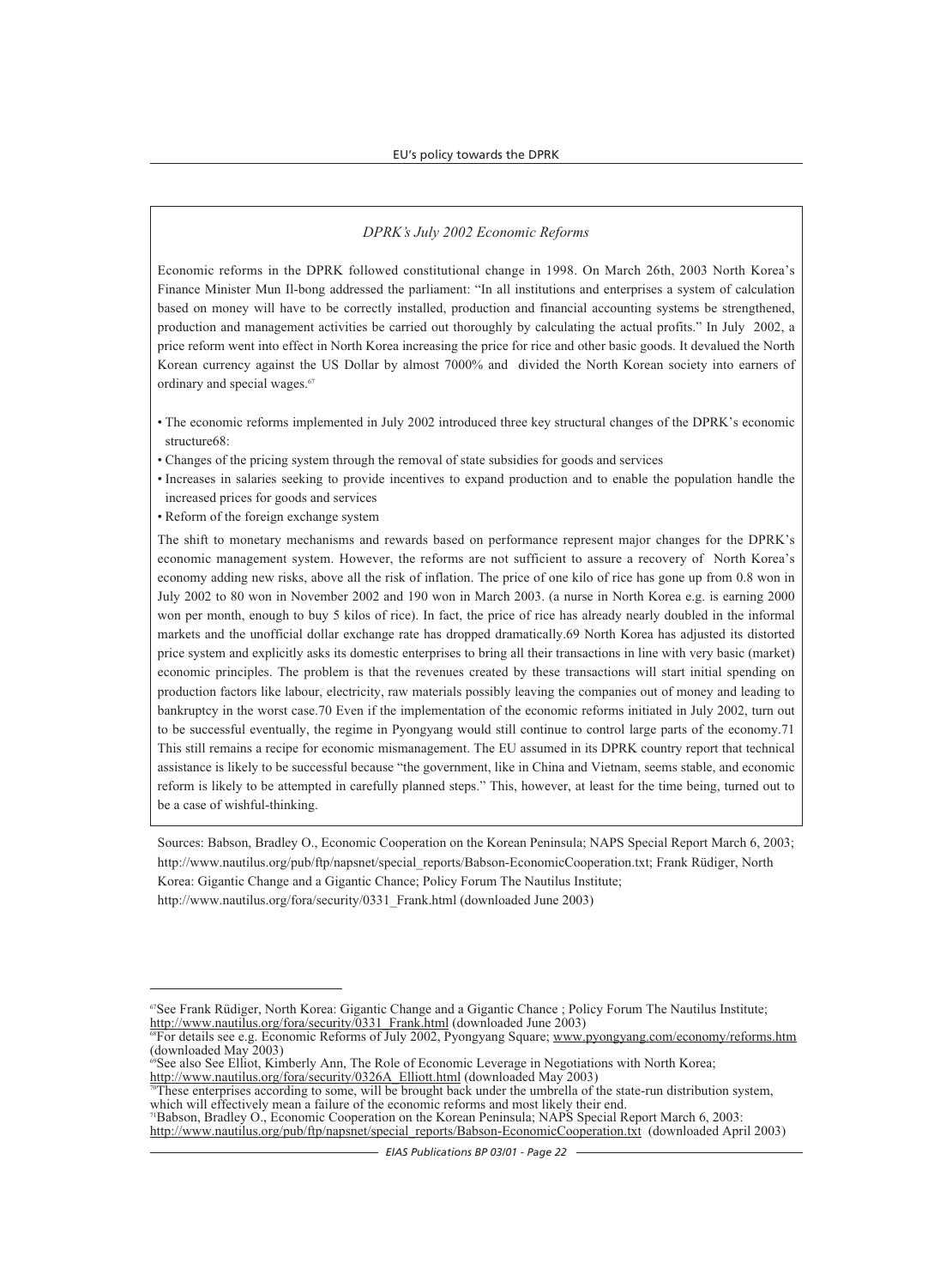### *DPRK's July 2002 Economic Reforms*

Economic reforms in the DPRK followed constitutional change in 1998. On March 26th, 2003 North Korea's Finance Minister Mun Il-bong addressed the parliament: "In all institutions and enterprises a system of calculation based on money will have to be correctly installed, production and financial accounting systems be strengthened, production and management activities be carried out thoroughly by calculating the actual profits." In July 2002, a price reform went into effect in North Korea increasing the price for rice and other basic goods. It devalued the North Korean currency against the US Dollar by almost 7000% and divided the North Korean society into earners of ordinary and special wages.[67]

- The economic reforms implemented in July 2002 introduced three key structural changes of the DPRK's economic structure68:
- Changes of the pricing system through the removal of state subsidies for goods and services
- Increases in salaries seeking to provide incentives to expand production and to enable the population handle the increased prices for goods and services
- Reform of the foreign exchange system

The shift to monetary mechanisms and rewards based on performance represent major changes for the DPRK's economic management system. However, the reforms are not sufficient to assure a recovery of North Korea's economy adding new risks, above all the risk of inflation. The price of one kilo of rice has gone up from 0.8 won in July 2002 to 80 won in November 2002 and 190 won in March 2003. (a nurse in North Korea e.g. is earning 2000 won per month, enough to buy 5 kilos of rice). In fact, the price of rice has already nearly doubled in the informal markets and the unofficial dollar exchange rate has dropped dramatically.69 North Korea has adjusted its distorted price system and explicitly asks its domestic enterprises to bring all their transactions in line with very basic (market) economic principles. The problem is that the revenues created by these transactions will start initial spending on production factors like labour, electricity, raw materials possibly leaving the companies out of money and leading to bankruptcy in the worst case.70 Even if the implementation of the economic reforms initiated in July 2002, turn out to be successful eventually, the regime in Pyongyang would still continue to control large parts of the economy.71 This still remains a recipe for economic mismanagement. The EU assumed in its DPRK country report that technical assistance is likely to be successful because "the government, like in China and Vietnam, seems stable, and economic reform is likely to be attempted in carefully planned steps." This, however, at least for the time being, turned out to be a case of wishful-thinking.

Sources: Babson, Bradley O., Economic Cooperation on the Korean Peninsula; NAPS Special Report March 6, 2003; http://www.nautilus.org/pub/ftp/napsnet/special_reports/Babson-EconomicCooperation.txt; Frank Rüdiger, North Korea: Gigantic Change and a Gigantic Chance; Policy Forum The Nautilus Institute; http://www.nautilus.org/fora/security/0331_Frank.html (downloaded June 2003)

---

[67] See Frank Rüdiger, North Korea: Gigantic Change and a Gigantic Chance ; Policy Forum The Nautilus Institute; http://www.nautilus.org/fora/security/0331_Frank.html (downloaded June 2003)

[68] For details see e.g. Economic Reforms of July 2002, Pyongyang Square; www.pyongyang.com/economy/reforms.htm (downloaded May 2003)

[69] See also See Elliot, Kimberly Ann, The Role of Economic Leverage in Negotiations with North Korea; http://www.nautilus.org/fora/security/0326A_Elliott.html (downloaded May 2003)

[70] These enterprises according to some, will be brought back under the umbrella of the state-run distribution system, which will effectively mean a failure of the economic reforms and most likely their end.

[71] Babson, Bradley O., Economic Cooperation on the Korean Peninsula; NAPS Special Report March 6, 2003: http://www.nautilus.org/pub/ftp/napsnet/special_reports/Babson-EconomicCooperation.txt (downloaded April 2003)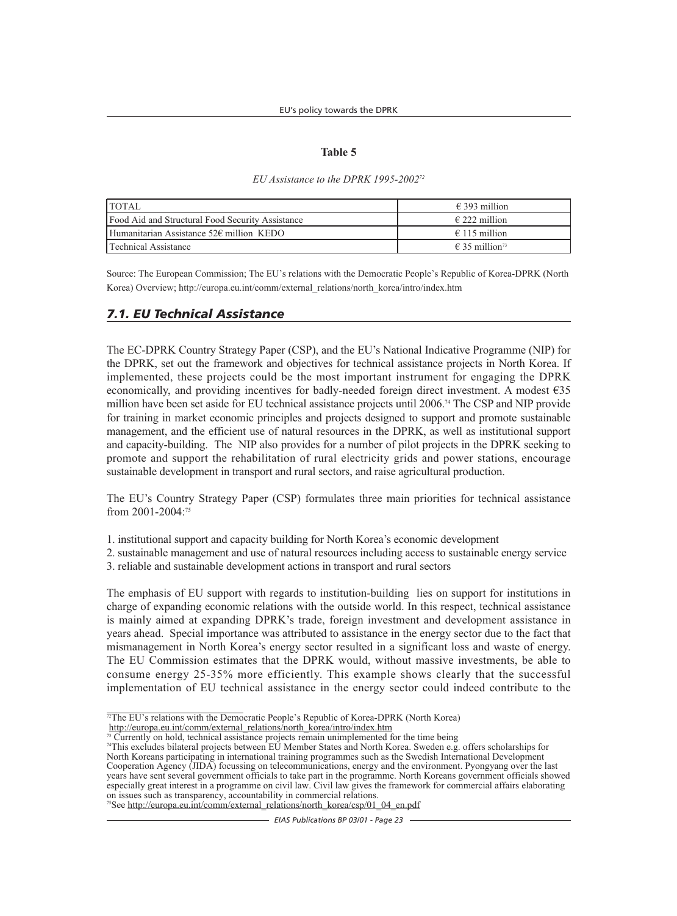**Table 5**

*EU Assistance to the DPRK 1995-2002*[72]

| TOTAL | € 393 million |
|---|---|
| Food Aid and Structural Food Security Assistance | € 222 million |
| Humanitarian Assistance 52€ million KEDO | € 115 million |
| Technical Assistance | € 35 million[73] |

Source: The European Commission; The EU's relations with the Democratic People's Republic of Korea-DPRK (North Korea) Overview; http://europa.eu.int/comm/external_relations/north_korea/intro/index.htm

## *7.1. EU Technical Assistance*

The EC-DPRK Country Strategy Paper (CSP), and the EU's National Indicative Programme (NIP) for the DPRK, set out the framework and objectives for technical assistance projects in North Korea. If implemented, these projects could be the most important instrument for engaging the DPRK economically, and providing incentives for badly-needed foreign direct investment. A modest €35 million have been set aside for EU technical assistance projects until 2006.[74] The CSP and NIP provide for training in market economic principles and projects designed to support and promote sustainable management, and the efficient use of natural resources in the DPRK, as well as institutional support and capacity-building. The NIP also provides for a number of pilot projects in the DPRK seeking to promote and support the rehabilitation of rural electricity grids and power stations, encourage sustainable development in transport and rural sectors, and raise agricultural production.

The EU's Country Strategy Paper (CSP) formulates three main priorities for technical assistance from 2001-2004:[75]

1. institutional support and capacity building for North Korea's economic development
2. sustainable management and use of natural resources including access to sustainable energy service
3. reliable and sustainable development actions in transport and rural sectors

The emphasis of EU support with regards to institution-building lies on support for institutions in charge of expanding economic relations with the outside world. In this respect, technical assistance is mainly aimed at expanding DPRK's trade, foreign investment and development assistance in years ahead. Special importance was attributed to assistance in the energy sector due to the fact that mismanagement in North Korea's energy sector resulted in a significant loss and waste of energy. The EU Commission estimates that the DPRK would, without massive investments, be able to consume energy 25-35% more efficiently. This example shows clearly that the successful implementation of EU technical assistance in the energy sector could indeed contribute to the

---

[72] The EU's relations with the Democratic People's Republic of Korea-DPRK (North Korea) http://europa.eu.int/comm/external_relations/north_korea/intro/index.htm

[73] Currently on hold, technical assistance projects remain unimplemented for the time being

[74] This excludes bilateral projects between EU Member States and North Korea. Sweden e.g. offers scholarships for North Koreans participating in international training programmes such as the Swedish International Development Cooperation Agency (JIDA) focussing on telecommunications, energy and the environment. Pyongyang over the last years have sent several government officials to take part in the programme. North Koreans government officials showed especially great interest in a programme on civil law. Civil law gives the framework for commercial affairs elaborating on issues such as transparency, accountability in commercial relations.

[75] See http://europa.eu.int/comm/external_relations/north_korea/csp/01_04_en.pdf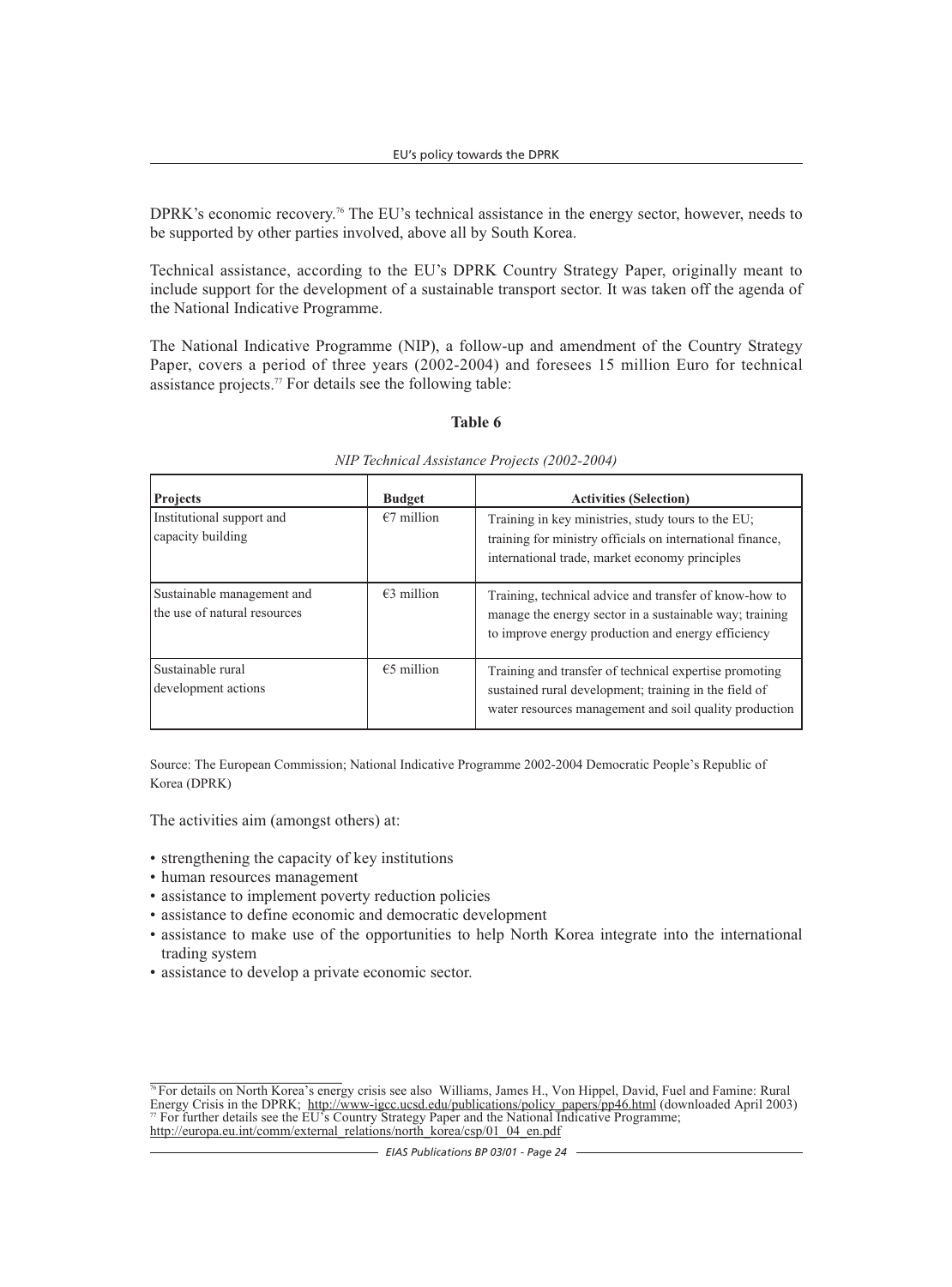DPRK's economic recovery.[76] The EU's technical assistance in the energy sector, however, needs to be supported by other parties involved, above all by South Korea.

Technical assistance, according to the EU's DPRK Country Strategy Paper, originally meant to include support for the development of a sustainable transport sector. It was taken off the agenda of the National Indicative Programme.

The National Indicative Programme (NIP), a follow-up and amendment of the Country Strategy Paper, covers a period of three years (2002-2004) and foresees 15 million Euro for technical assistance projects.[77] For details see the following table:

**Table 6**

*NIP Technical Assistance Projects (2002-2004)*

| Projects | Budget | Activities (Selection) |
|---|---|---|
| Institutional support and capacity building | €7 million | Training in key ministries, study tours to the EU; training for ministry officials on international finance, international trade, market economy principles |
| Sustainable management and the use of natural resources | €3 million | Training, technical advice and transfer of know-how to manage the energy sector in a sustainable way; training to improve energy production and energy efficiency |
| Sustainable rural development actions | €5 million | Training and transfer of technical expertise promoting sustained rural development; training in the field of water resources management and soil quality production |

Source: The European Commission; National Indicative Programme 2002-2004 Democratic People's Republic of Korea (DPRK)

The activities aim (amongst others) at:

- strengthening the capacity of key institutions
- human resources management
- assistance to implement poverty reduction policies
- assistance to define economic and democratic development
- assistance to make use of the opportunities to help North Korea integrate into the international trading system
- assistance to develop a private economic sector.

---

[76] For details on North Korea's energy crisis see also Williams, James H., Von Hippel, David, Fuel and Famine: Rural Energy Crisis in the DPRK; http://www-igcc.ucsd.edu/publications/policy_papers/pp46.html (downloaded April 2003)

[77] For further details see the EU's Country Strategy Paper and the National Indicative Programme; http://europa.eu.int/comm/external_relations/north_korea/csp/01_04_en.pdf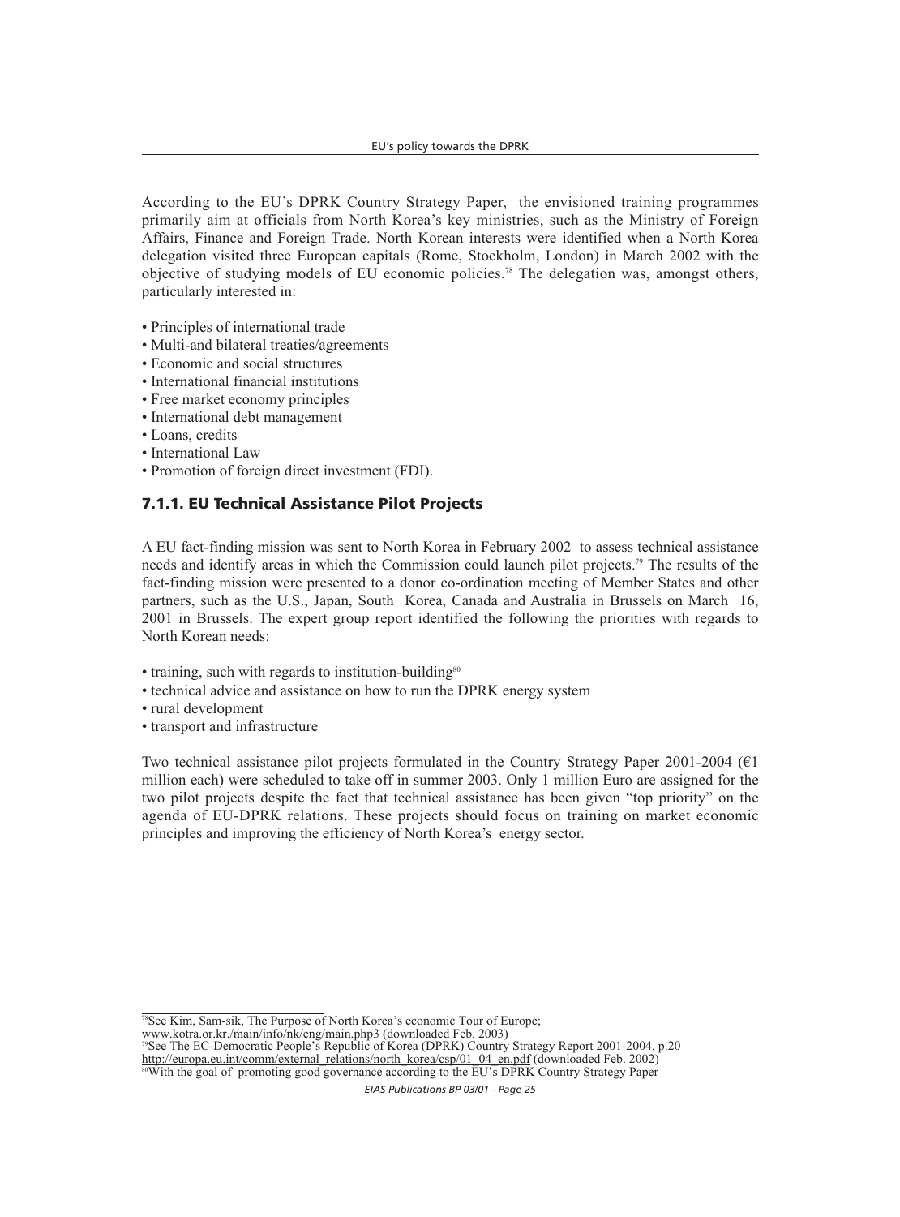According to the EU's DPRK Country Strategy Paper, the envisioned training programmes primarily aim at officials from North Korea's key ministries, such as the Ministry of Foreign Affairs, Finance and Foreign Trade. North Korean interests were identified when a North Korea delegation visited three European capitals (Rome, Stockholm, London) in March 2002 with the objective of studying models of EU economic policies.[78] The delegation was, amongst others, particularly interested in:

- Principles of international trade
- Multi-and bilateral treaties/agreements
- Economic and social structures
- International financial institutions
- Free market economy principles
- International debt management
- Loans, credits
- International Law
- Promotion of foreign direct investment (FDI).

### 7.1.1. EU Technical Assistance Pilot Projects

A EU fact-finding mission was sent to North Korea in February 2002 to assess technical assistance needs and identify areas in which the Commission could launch pilot projects.[79] The results of the fact-finding mission were presented to a donor co-ordination meeting of Member States and other partners, such as the U.S., Japan, South Korea, Canada and Australia in Brussels on March 16, 2001 in Brussels. The expert group report identified the following the priorities with regards to North Korean needs:

- training, such with regards to institution-building[80]
- technical advice and assistance on how to run the DPRK energy system
- rural development
- transport and infrastructure

Two technical assistance pilot projects formulated in the Country Strategy Paper 2001-2004 (€1 million each) were scheduled to take off in summer 2003. Only 1 million Euro are assigned for the two pilot projects despite the fact that technical assistance has been given "top priority" on the agenda of EU-DPRK relations. These projects should focus on training on market economic principles and improving the efficiency of North Korea's energy sector.

---

[78] See Kim, Sam-sik, The Purpose of North Korea's economic Tour of Europe; www.kotra.or.kr./main/info/nk/eng/main.php3 (downloaded Feb. 2003)

[79] See The EC-Democratic People's Republic of Korea (DPRK) Country Strategy Report 2001-2004, p.20 http://europa.eu.int/comm/external_relations/north_korea/csp/01_04_en.pdf (downloaded Feb. 2002)

[80] With the goal of promoting good governance according to the EU's DPRK Country Strategy Paper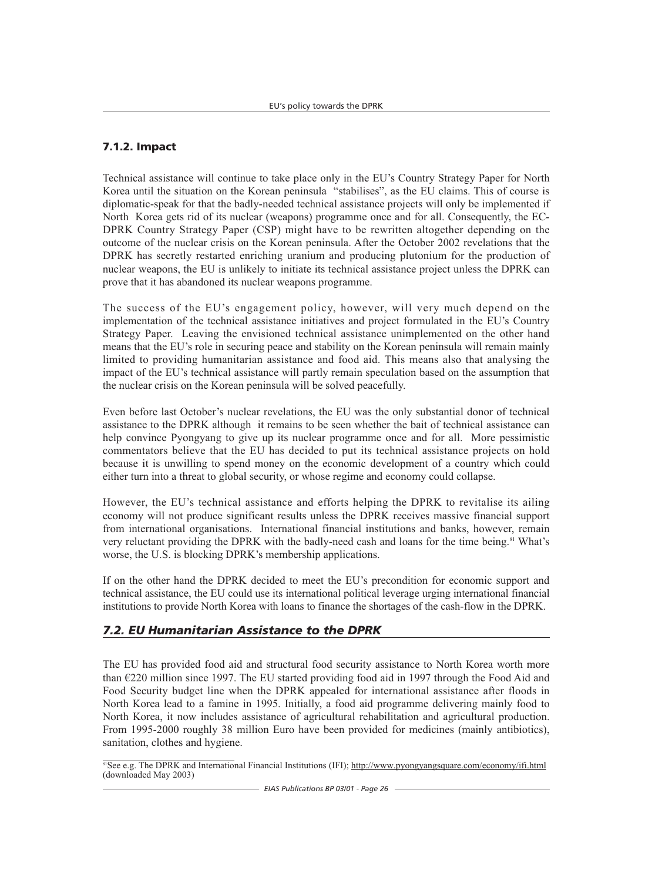### 7.1.2. Impact

Technical assistance will continue to take place only in the EU's Country Strategy Paper for North Korea until the situation on the Korean peninsula "stabilises", as the EU claims. This of course is diplomatic-speak for that the badly-needed technical assistance projects will only be implemented if North Korea gets rid of its nuclear (weapons) programme once and for all. Consequently, the EC-DPRK Country Strategy Paper (CSP) might have to be rewritten altogether depending on the outcome of the nuclear crisis on the Korean peninsula. After the October 2002 revelations that the DPRK has secretly restarted enriching uranium and producing plutonium for the production of nuclear weapons, the EU is unlikely to initiate its technical assistance project unless the DPRK can prove that it has abandoned its nuclear weapons programme.

The success of the EU's engagement policy, however, will very much depend on the implementation of the technical assistance initiatives and project formulated in the EU's Country Strategy Paper. Leaving the envisioned technical assistance unimplemented on the other hand means that the EU's role in securing peace and stability on the Korean peninsula will remain mainly limited to providing humanitarian assistance and food aid. This means also that analysing the impact of the EU's technical assistance will partly remain speculation based on the assumption that the nuclear crisis on the Korean peninsula will be solved peacefully.

Even before last October's nuclear revelations, the EU was the only substantial donor of technical assistance to the DPRK although it remains to be seen whether the bait of technical assistance can help convince Pyongyang to give up its nuclear programme once and for all. More pessimistic commentators believe that the EU has decided to put its technical assistance projects on hold because it is unwilling to spend money on the economic development of a country which could either turn into a threat to global security, or whose regime and economy could collapse.

However, the EU's technical assistance and efforts helping the DPRK to revitalise its ailing economy will not produce significant results unless the DPRK receives massive financial support from international organisations. International financial institutions and banks, however, remain very reluctant providing the DPRK with the badly-need cash and loans for the time being.[81] What's worse, the U.S. is blocking DPRK's membership applications.

If on the other hand the DPRK decided to meet the EU's precondition for economic support and technical assistance, the EU could use its international political leverage urging international financial institutions to provide North Korea with loans to finance the shortages of the cash-flow in the DPRK.

## *7.2. EU Humanitarian Assistance to the DPRK*

The EU has provided food aid and structural food security assistance to North Korea worth more than €220 million since 1997. The EU started providing food aid in 1997 through the Food Aid and Food Security budget line when the DPRK appealed for international assistance after floods in North Korea lead to a famine in 1995. Initially, a food aid programme delivering mainly food to North Korea, it now includes assistance of agricultural rehabilitation and agricultural production. From 1995-2000 roughly 38 million Euro have been provided for medicines (mainly antibiotics), sanitation, clothes and hygiene.

---

[81] See e.g. The DPRK and International Financial Institutions (IFI); http://www.pyongyangsquare.com/economy/ifi.html (downloaded May 2003)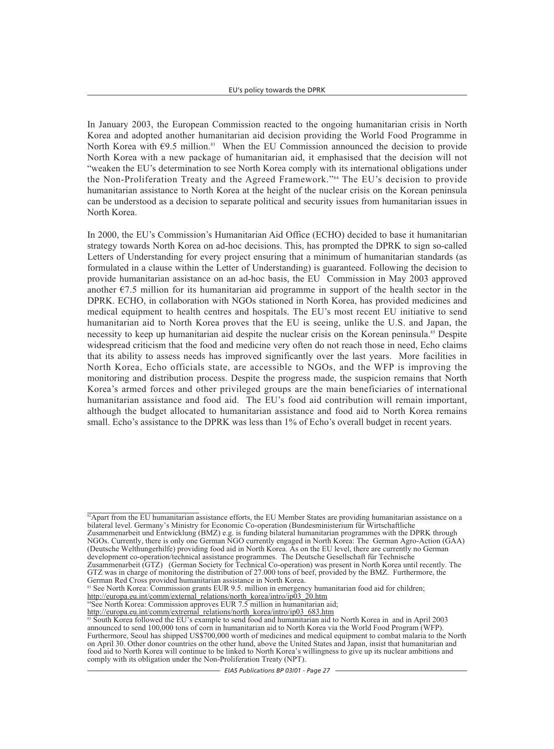In January 2003, the European Commission reacted to the ongoing humanitarian crisis in North Korea and adopted another humanitarian aid decision providing the World Food Programme in North Korea with €9.5 million.[83] When the EU Commission announced the decision to provide North Korea with a new package of humanitarian aid, it emphasised that the decision will not "weaken the EU's determination to see North Korea comply with its international obligations under the Non-Proliferation Treaty and the Agreed Framework."[84] The EU's decision to provide humanitarian assistance to North Korea at the height of the nuclear crisis on the Korean peninsula can be understood as a decision to separate political and security issues from humanitarian issues in North Korea.

In 2000, the EU's Commission's Humanitarian Aid Office (ECHO) decided to base it humanitarian strategy towards North Korea on ad-hoc decisions. This, has prompted the DPRK to sign so-called Letters of Understanding for every project ensuring that a minimum of humanitarian standards (as formulated in a clause within the Letter of Understanding) is guaranteed. Following the decision to provide humanitarian assistance on an ad-hoc basis, the EU Commission in May 2003 approved another €7.5 million for its humanitarian aid programme in support of the health sector in the DPRK. ECHO, in collaboration with NGOs stationed in North Korea, has provided medicines and medical equipment to health centres and hospitals. The EU's most recent EU initiative to send humanitarian aid to North Korea proves that the EU is seeing, unlike the U.S. and Japan, the necessity to keep up humanitarian aid despite the nuclear crisis on the Korean peninsula.[85] Despite widespread criticism that the food and medicine very often do not reach those in need, Echo claims that its ability to assess needs has improved significantly over the last years. More facilities in North Korea, Echo officials state, are accessible to NGOs, and the WFP is improving the monitoring and distribution process. Despite the progress made, the suspicion remains that North Korea's armed forces and other privileged groups are the main beneficiaries of international humanitarian assistance and food aid. The EU's food aid contribution will remain important, although the budget allocated to humanitarian assistance and food aid to North Korea remains small. Echo's assistance to the DPRK was less than 1% of Echo's overall budget in recent years.

---

[82] Apart from the EU humanitarian assistance efforts, the EU Member States are providing humanitarian assistance on a bilateral level. Germany's Ministry for Economic Co-operation (Bundesministerium für Wirtschaftliche Zusammenarbeit und Entwicklung (BMZ) e.g. is funding bilateral humanitarian programmes with the DPRK through NGOs. Currently, there is only one German NGO currently engaged in North Korea: The German Agro-Action (GAA) (Deutsche Welthungerhilfe) providing food aid in North Korea. As on the EU level, there are currently no German development co-operation/technical assistance programmes. The Deutsche Gesellschaft für Technische Zusammenarbeit (GTZ) (German Society for Technical Co-operation) was present in North Korea until recently. The GTZ was in charge of monitoring the distribution of 27.000 tons of beef, provided by the BMZ. Furthermore, the German Red Cross provided humanitarian assistance in North Korea.

[83] See North Korea: Commission grants EUR 9.5. million in emergency humanitarian food aid for children; http://europa.eu.int/comm/external_relations/north_korea/intro/ip03_20.htm

[84] See North Korea: Commission approves EUR 7.5 million in humanitarian aid; http://europa.eu.int/comm/extrernal_relations/north_korea/intro/ip03_683.htm

[85] South Korea followed the EU's example to send food and humanitarian aid to North Korea in and in April 2003 announced to send 100,000 tons of corn in humanitarian aid to North Korea via the World Food Program (WFP). Furthermore, Seoul has shipped US$700,000 worth of medicines and medical equipment to combat malaria to the North on April 30. Other donor countries on the other hand, above the United States and Japan, insist that humanitarian and food aid to North Korea will continue to be linked to North Korea's willingness to give up its nuclear ambitions and comply with its obligation under the Non-Proliferation Treaty (NPT).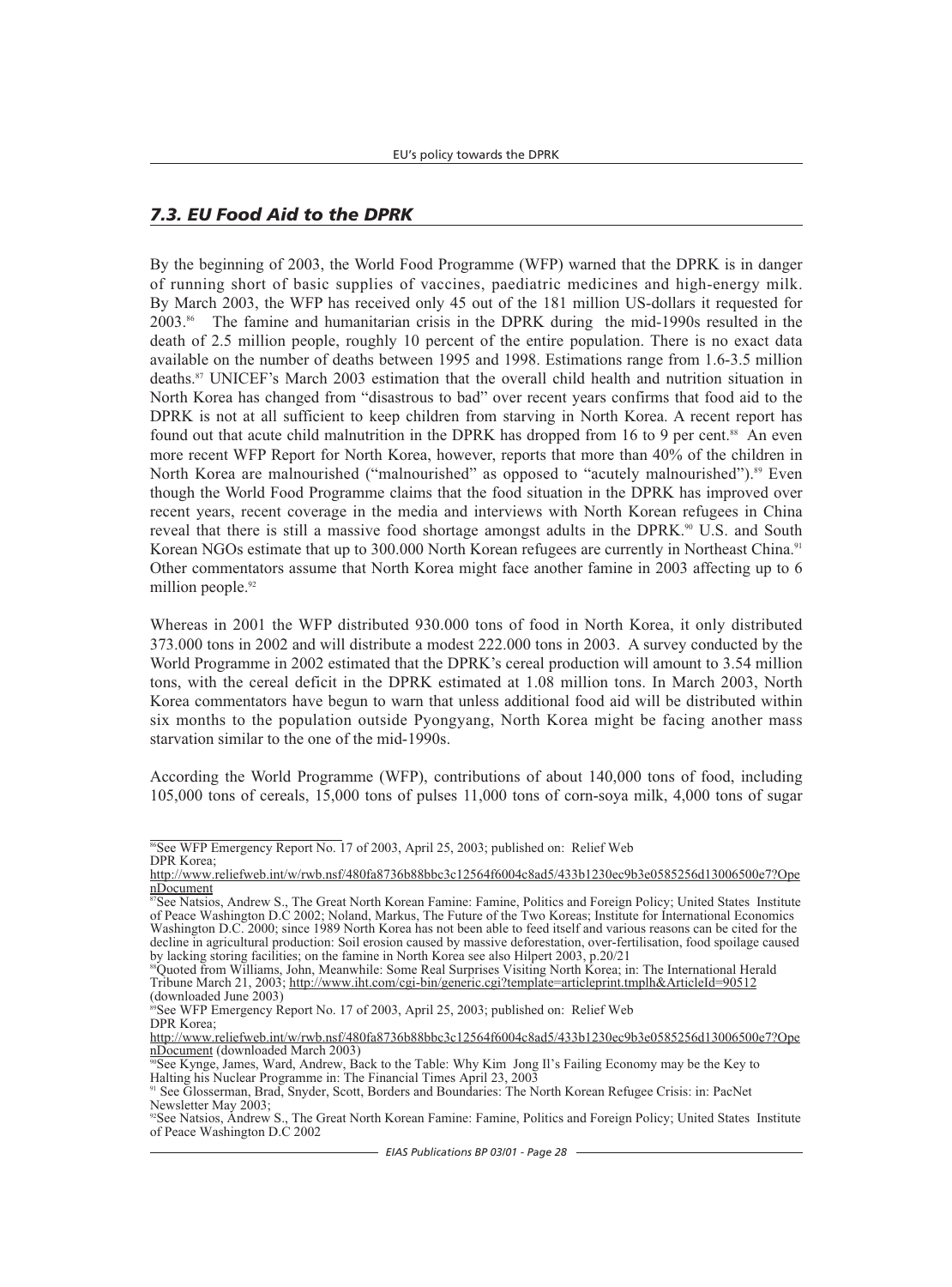## *7.3. EU Food Aid to the DPRK*

By the beginning of 2003, the World Food Programme (WFP) warned that the DPRK is in danger of running short of basic supplies of vaccines, paediatric medicines and high-energy milk. By March 2003, the WFP has received only 45 out of the 181 million US-dollars it requested for 2003.[86] The famine and humanitarian crisis in the DPRK during the mid-1990s resulted in the death of 2.5 million people, roughly 10 percent of the entire population. There is no exact data available on the number of deaths between 1995 and 1998. Estimations range from 1.6-3.5 million deaths.[87] UNICEF's March 2003 estimation that the overall child health and nutrition situation in North Korea has changed from "disastrous to bad" over recent years confirms that food aid to the DPRK is not at all sufficient to keep children from starving in North Korea. A recent report has found out that acute child malnutrition in the DPRK has dropped from 16 to 9 per cent.[88] An even more recent WFP Report for North Korea, however, reports that more than 40% of the children in North Korea are malnourished ("malnourished" as opposed to "acutely malnourished").[89] Even though the World Food Programme claims that the food situation in the DPRK has improved over recent years, recent coverage in the media and interviews with North Korean refugees in China reveal that there is still a massive food shortage amongst adults in the DPRK.[90] U.S. and South Korean NGOs estimate that up to 300.000 North Korean refugees are currently in Northeast China.[91] Other commentators assume that North Korea might face another famine in 2003 affecting up to 6 million people.[92]

Whereas in 2001 the WFP distributed 930.000 tons of food in North Korea, it only distributed 373.000 tons in 2002 and will distribute a modest 222.000 tons in 2003. A survey conducted by the World Programme in 2002 estimated that the DPRK's cereal production will amount to 3.54 million tons, with the cereal deficit in the DPRK estimated at 1.08 million tons. In March 2003, North Korea commentators have begun to warn that unless additional food aid will be distributed within six months to the population outside Pyongyang, North Korea might be facing another mass starvation similar to the one of the mid-1990s.

According the World Programme (WFP), contributions of about 140,000 tons of food, including 105,000 tons of cereals, 15,000 tons of pulses 11,000 tons of corn-soya milk, 4,000 tons of sugar

---

[86] See WFP Emergency Report No. 17 of 2003, April 25, 2003; published on: Relief Web DPR Korea; http://www.reliefweb.int/w/rwb.nsf/480fa8736b88bbc3c12564f6004c8ad5/433b1230ec9b3e0585256d13006500e7?OpenDocument

[87] See Natsios, Andrew S., The Great North Korean Famine: Famine, Politics and Foreign Policy; United States Institute of Peace Washington D.C 2002; Noland, Markus, The Future of the Two Koreas; Institute for International Economics Washington D.C. 2000; since 1989 North Korea has not been able to feed itself and various reasons can be cited for the decline in agricultural production: Soil erosion caused by massive deforestation, over-fertilisation, food spoilage caused by lacking storing facilities; on the famine in North Korea see also Hilpert 2003, p.20/21

[88] Quoted from Williams, John, Meanwhile: Some Real Surprises Visiting North Korea; in: The International Herald Tribune March 21, 2003; http://www.iht.com/cgi-bin/generic.cgi?template=articleprint.tmplh&ArticleId=90512 (downloaded June 2003)

[89] See WFP Emergency Report No. 17 of 2003, April 25, 2003; published on: Relief Web DPR Korea; http://www.reliefweb.int/w/rwb.nsf/480fa8736b88bbc3c12564f6004c8ad5/433b1230ec9b3e0585256d13006500e7?OpenDocument (downloaded March 2003)

[90] See Kynge, James, Ward, Andrew, Back to the Table: Why Kim Jong Il's Failing Economy may be the Key to Halting his Nuclear Programme in: The Financial Times April 23, 2003

[91] See Glosserman, Brad, Snyder, Scott, Borders and Boundaries: The North Korean Refugee Crisis: in: PacNet Newsletter May 2003;

[92] See Natsios, Andrew S., The Great North Korean Famine: Famine, Politics and Foreign Policy; United States Institute of Peace Washington D.C 2002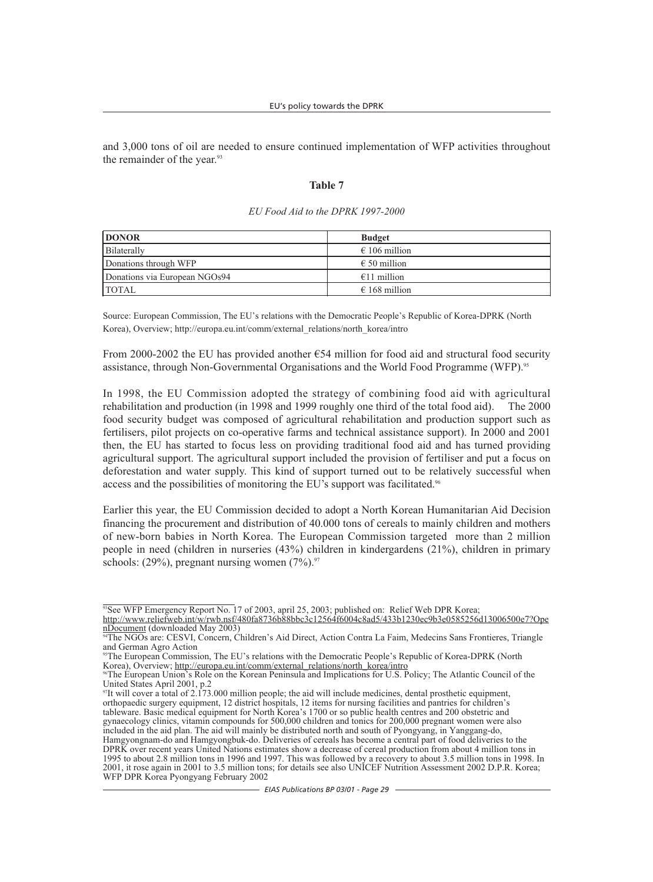and 3,000 tons of oil are needed to ensure continued implementation of WFP activities throughout the remainder of the year.[93]

**Table 7**

*EU Food Aid to the DPRK 1997-2000*

| DONOR | Budget |
| --- | --- |
| Bilaterally | € 106 million |
| Donations through WFP | € 50 million |
| Donations via European NGOs94 | €11 million |
| TOTAL | € 168 million |

Source: European Commission, The EU's relations with the Democratic People's Republic of Korea-DPRK (North Korea), Overview; http://europa.eu.int/comm/external_relations/north_korea/intro

From 2000-2002 the EU has provided another €54 million for food aid and structural food security assistance, through Non-Governmental Organisations and the World Food Programme (WFP).[95]

In 1998, the EU Commission adopted the strategy of combining food aid with agricultural rehabilitation and production (in 1998 and 1999 roughly one third of the total food aid). The 2000 food security budget was composed of agricultural rehabilitation and production support such as fertilisers, pilot projects on co-operative farms and technical assistance support). In 2000 and 2001 then, the EU has started to focus less on providing traditional food aid and has turned providing agricultural support. The agricultural support included the provision of fertiliser and put a focus on deforestation and water supply. This kind of support turned out to be relatively successful when access and the possibilities of monitoring the EU's support was facilitated.[96]

Earlier this year, the EU Commission decided to adopt a North Korean Humanitarian Aid Decision financing the procurement and distribution of 40.000 tons of cereals to mainly children and mothers of new-born babies in North Korea. The European Commission targeted more than 2 million people in need (children in nurseries (43%) children in kindergardens (21%), children in primary schools: (29%), pregnant nursing women (7%).[97]

---

[93] See WFP Emergency Report No. 17 of 2003, april 25, 2003; published on: Relief Web DPR Korea; http://www.reliefweb.int/w/rwb.nsf/480fa8736b88bbc3c12564f6004c8ad5/433b1230ec9b3e0585256d13006500e7?OpenDocument (downloaded May 2003)

[94] The NGOs are: CESVI, Concern, Children's Aid Direct, Action Contra La Faim, Medecins Sans Frontieres, Triangle and German Agro Action

[95] The European Commission, The EU's relations with the Democratic People's Republic of Korea-DPRK (North Korea), Overview; http://europa.eu.int/comm/external_relations/north_korea/intro

[96] The European Union's Role on the Korean Peninsula and Implications for U.S. Policy; The Atlantic Council of the United States April 2001, p.2

[97] It will cover a total of 2.173.000 million people; the aid will include medicines, dental prosthetic equipment, orthopaedic surgery equipment, 12 district hospitals, 12 items for nursing facilities and pantries for children's tableware. Basic medical equipment for North Korea's 1700 or so public health centres and 200 obstetric and gynaecology clinics, vitamin compounds for 500,000 children and tonics for 200,000 pregnant women were also included in the aid plan. The aid will mainly be distributed north and south of Pyongyang, in Yanggang-do, Hamgyongnam-do and Hamgyongbuk-do. Deliveries of cereals has become a central part of food deliveries to the DPRK over recent years United Nations estimates show a decrease of cereal production from about 4 million tons in 1995 to about 2.8 million tons in 1996 and 1997. This was followed by a recovery to about 3.5 million tons in 1998. In 2001, it rose again in 2001 to 3.5 million tons; for details see also UNICEF Nutrition Assessment 2002 D.P.R. Korea; WFP DPR Korea Pyongyang February 2002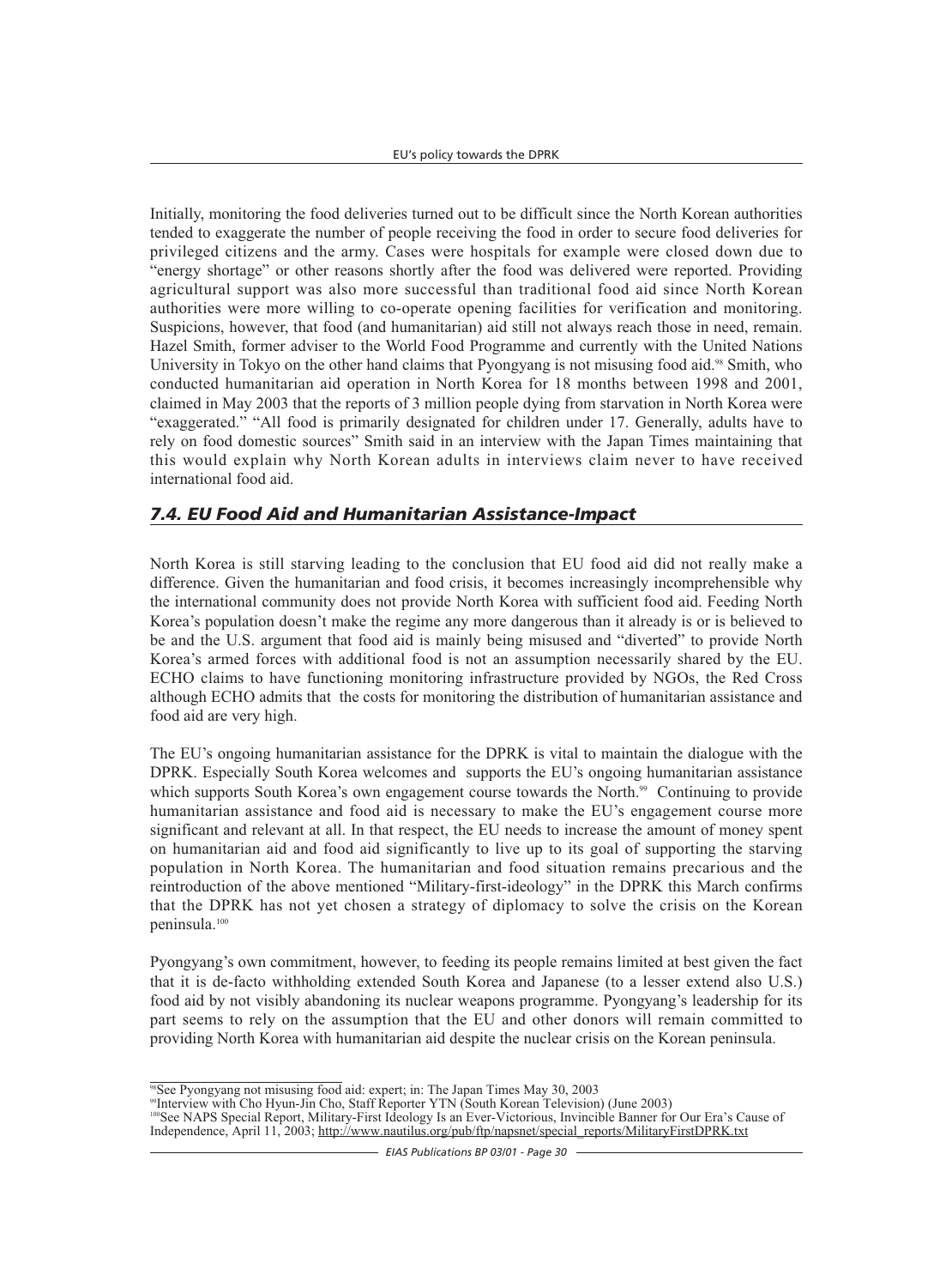Initially, monitoring the food deliveries turned out to be difficult since the North Korean authorities tended to exaggerate the number of people receiving the food in order to secure food deliveries for privileged citizens and the army. Cases were hospitals for example were closed down due to "energy shortage" or other reasons shortly after the food was delivered were reported. Providing agricultural support was also more successful than traditional food aid since North Korean authorities were more willing to co-operate opening facilities for verification and monitoring. Suspicions, however, that food (and humanitarian) aid still not always reach those in need, remain. Hazel Smith, former adviser to the World Food Programme and currently with the United Nations University in Tokyo on the other hand claims that Pyongyang is not misusing food aid.[98] Smith, who conducted humanitarian aid operation in North Korea for 18 months between 1998 and 2001, claimed in May 2003 that the reports of 3 million people dying from starvation in North Korea were "exaggerated." "All food is primarily designated for children under 17. Generally, adults have to rely on food domestic sources" Smith said in an interview with the Japan Times maintaining that this would explain why North Korean adults in interviews claim never to have received international food aid.

### *7.4. EU Food Aid and Humanitarian Assistance-Impact*

North Korea is still starving leading to the conclusion that EU food aid did not really make a difference. Given the humanitarian and food crisis, it becomes increasingly incomprehensible why the international community does not provide North Korea with sufficient food aid. Feeding North Korea's population doesn't make the regime any more dangerous than it already is or is believed to be and the U.S. argument that food aid is mainly being misused and "diverted" to provide North Korea's armed forces with additional food is not an assumption necessarily shared by the EU. ECHO claims to have functioning monitoring infrastructure provided by NGOs, the Red Cross although ECHO admits that the costs for monitoring the distribution of humanitarian assistance and food aid are very high.

The EU's ongoing humanitarian assistance for the DPRK is vital to maintain the dialogue with the DPRK. Especially South Korea welcomes and supports the EU's ongoing humanitarian assistance which supports South Korea's own engagement course towards the North.[99] Continuing to provide humanitarian assistance and food aid is necessary to make the EU's engagement course more significant and relevant at all. In that respect, the EU needs to increase the amount of money spent on humanitarian aid and food aid significantly to live up to its goal of supporting the starving population in North Korea. The humanitarian and food situation remains precarious and the reintroduction of the above mentioned "Military-first-ideology" in the DPRK this March confirms that the DPRK has not yet chosen a strategy of diplomacy to solve the crisis on the Korean peninsula.[100]

Pyongyang's own commitment, however, to feeding its people remains limited at best given the fact that it is de-facto withholding extended South Korea and Japanese (to a lesser extend also U.S.) food aid by not visibly abandoning its nuclear weapons programme. Pyongyang's leadership for its part seems to rely on the assumption that the EU and other donors will remain committed to providing North Korea with humanitarian aid despite the nuclear crisis on the Korean peninsula.

---

[98] See Pyongyang not misusing food aid: expert; in: The Japan Times May 30, 2003

[99] Interview with Cho Hyun-Jin Cho, Staff Reporter YTN (South Korean Television) (June 2003)

[100] See NAPS Special Report, Military-First Ideology Is an Ever-Victorious, Invincible Banner for Our Era's Cause of Independence, April 11, 2003; http://www.nautilus.org/pub/ftp/napsnet/special_reports/MilitaryFirstDPRK.txt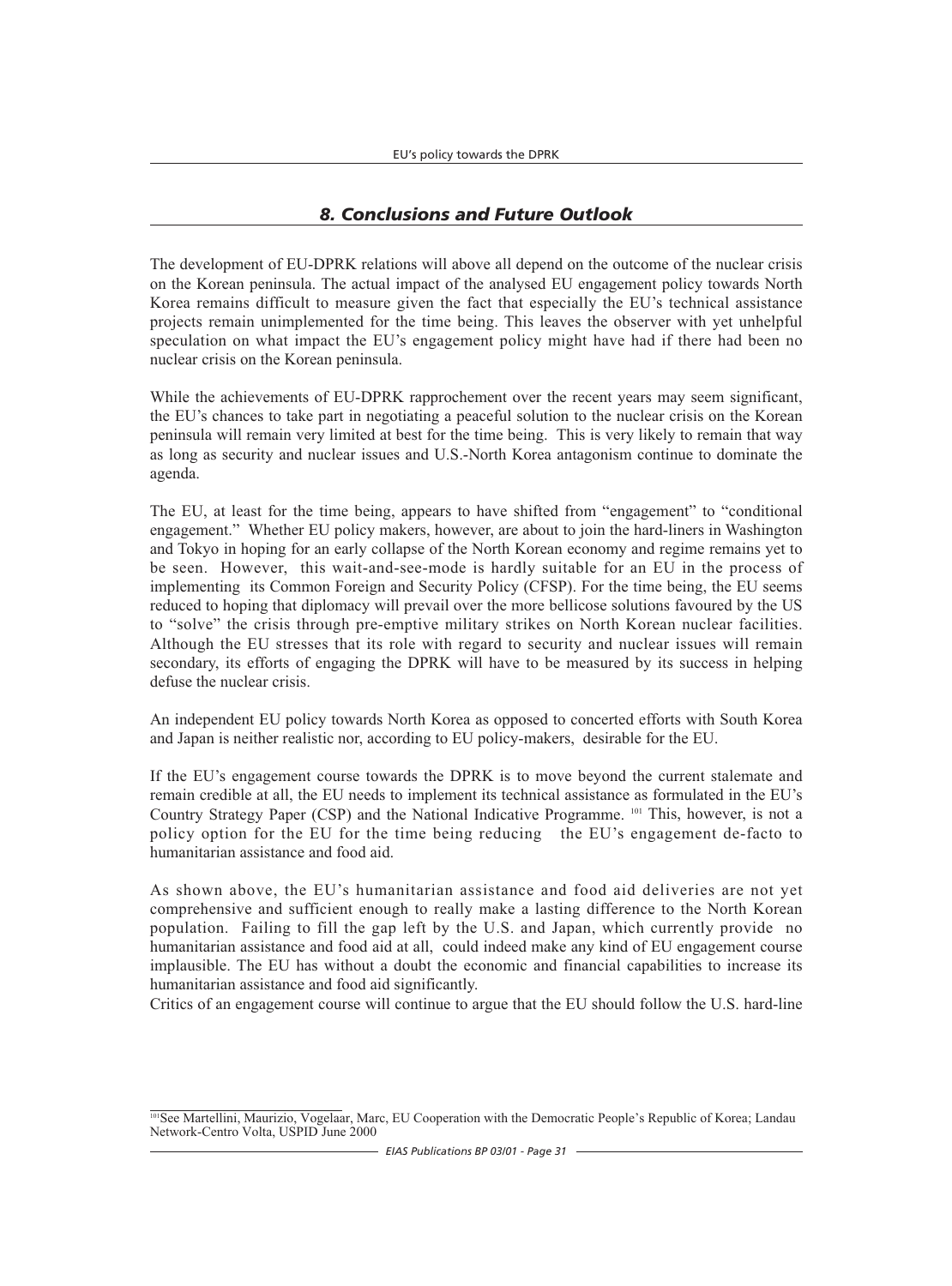## *8. Conclusions and Future Outlook*

The development of EU-DPRK relations will above all depend on the outcome of the nuclear crisis on the Korean peninsula. The actual impact of the analysed EU engagement policy towards North Korea remains difficult to measure given the fact that especially the EU's technical assistance projects remain unimplemented for the time being. This leaves the observer with yet unhelpful speculation on what impact the EU's engagement policy might have had if there had been no nuclear crisis on the Korean peninsula.

While the achievements of EU-DPRK rapprochement over the recent years may seem significant, the EU's chances to take part in negotiating a peaceful solution to the nuclear crisis on the Korean peninsula will remain very limited at best for the time being. This is very likely to remain that way as long as security and nuclear issues and U.S.-North Korea antagonism continue to dominate the agenda.

The EU, at least for the time being, appears to have shifted from "engagement" to "conditional engagement." Whether EU policy makers, however, are about to join the hard-liners in Washington and Tokyo in hoping for an early collapse of the North Korean economy and regime remains yet to be seen. However, this wait-and-see-mode is hardly suitable for an EU in the process of implementing its Common Foreign and Security Policy (CFSP). For the time being, the EU seems reduced to hoping that diplomacy will prevail over the more bellicose solutions favoured by the US to "solve" the crisis through pre-emptive military strikes on North Korean nuclear facilities. Although the EU stresses that its role with regard to security and nuclear issues will remain secondary, its efforts of engaging the DPRK will have to be measured by its success in helping defuse the nuclear crisis.

An independent EU policy towards North Korea as opposed to concerted efforts with South Korea and Japan is neither realistic nor, according to EU policy-makers, desirable for the EU.

If the EU's engagement course towards the DPRK is to move beyond the current stalemate and remain credible at all, the EU needs to implement its technical assistance as formulated in the EU's Country Strategy Paper (CSP) and the National Indicative Programme. [101] This, however, is not a policy option for the EU for the time being reducing the EU's engagement de-facto to humanitarian assistance and food aid.

As shown above, the EU's humanitarian assistance and food aid deliveries are not yet comprehensive and sufficient enough to really make a lasting difference to the North Korean population. Failing to fill the gap left by the U.S. and Japan, which currently provide no humanitarian assistance and food aid at all, could indeed make any kind of EU engagement course implausible. The EU has without a doubt the economic and financial capabilities to increase its humanitarian assistance and food aid significantly.

Critics of an engagement course will continue to argue that the EU should follow the U.S. hard-line

---

[101] See Martellini, Maurizio, Vogelaar, Marc, EU Cooperation with the Democratic People's Republic of Korea; Landau Network-Centro Volta, USPID June 2000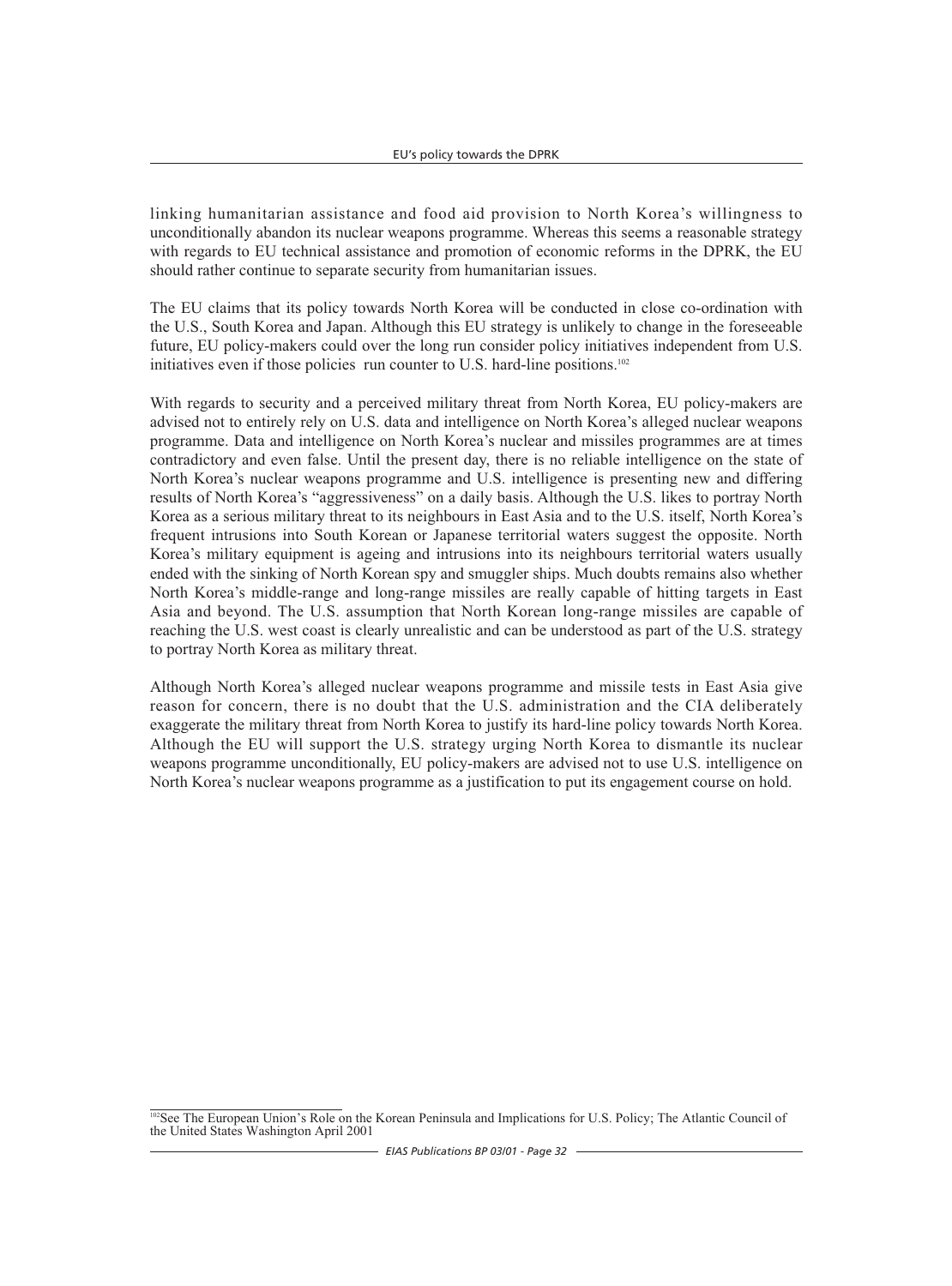linking humanitarian assistance and food aid provision to North Korea's willingness to unconditionally abandon its nuclear weapons programme. Whereas this seems a reasonable strategy with regards to EU technical assistance and promotion of economic reforms in the DPRK, the EU should rather continue to separate security from humanitarian issues.

The EU claims that its policy towards North Korea will be conducted in close co-ordination with the U.S., South Korea and Japan. Although this EU strategy is unlikely to change in the foreseeable future, EU policy-makers could over the long run consider policy initiatives independent from U.S. initiatives even if those policies run counter to U.S. hard-line positions.[102]

With regards to security and a perceived military threat from North Korea, EU policy-makers are advised not to entirely rely on U.S. data and intelligence on North Korea's alleged nuclear weapons programme. Data and intelligence on North Korea's nuclear and missiles programmes are at times contradictory and even false. Until the present day, there is no reliable intelligence on the state of North Korea's nuclear weapons programme and U.S. intelligence is presenting new and differing results of North Korea's "aggressiveness" on a daily basis. Although the U.S. likes to portray North Korea as a serious military threat to its neighbours in East Asia and to the U.S. itself, North Korea's frequent intrusions into South Korean or Japanese territorial waters suggest the opposite. North Korea's military equipment is ageing and intrusions into its neighbours territorial waters usually ended with the sinking of North Korean spy and smuggler ships. Much doubts remains also whether North Korea's middle-range and long-range missiles are really capable of hitting targets in East Asia and beyond. The U.S. assumption that North Korean long-range missiles are capable of reaching the U.S. west coast is clearly unrealistic and can be understood as part of the U.S. strategy to portray North Korea as military threat.

Although North Korea's alleged nuclear weapons programme and missile tests in East Asia give reason for concern, there is no doubt that the U.S. administration and the CIA deliberately exaggerate the military threat from North Korea to justify its hard-line policy towards North Korea. Although the EU will support the U.S. strategy urging North Korea to dismantle its nuclear weapons programme unconditionally, EU policy-makers are advised not to use U.S. intelligence on North Korea's nuclear weapons programme as a justification to put its engagement course on hold.

[102] See The European Union's Role on the Korean Peninsula and Implications for U.S. Policy; The Atlantic Council of the United States Washington April 2001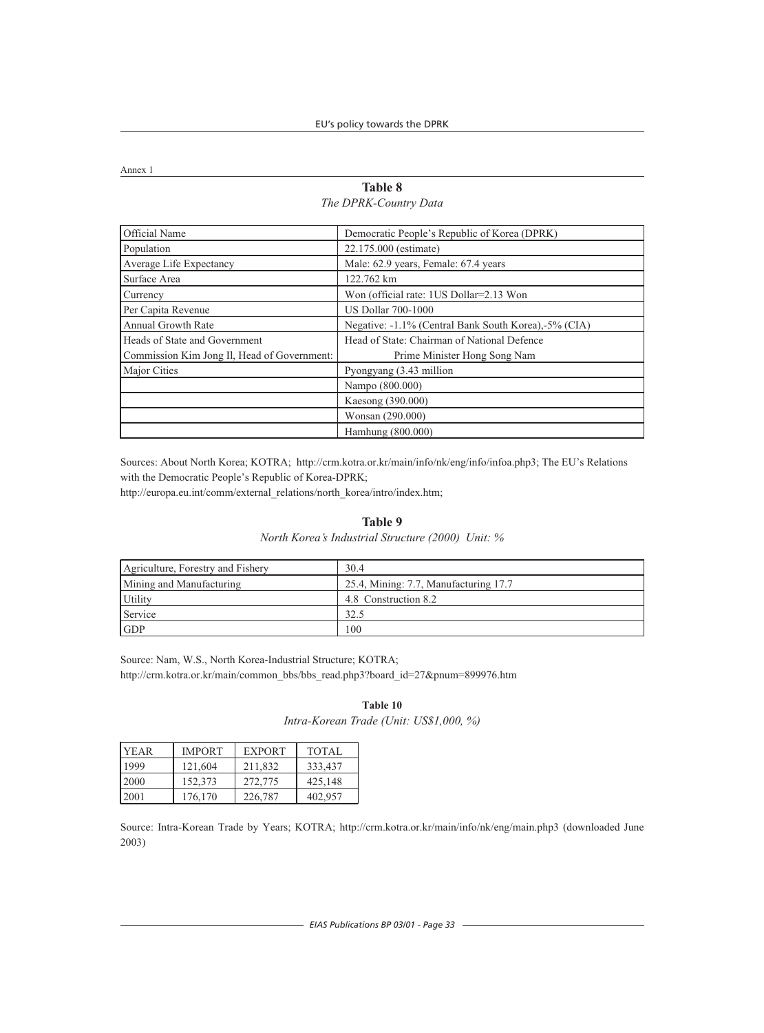Annex 1

**Table 8**

*The DPRK-Country Data*

| Official Name | Democratic People's Republic of Korea (DPRK) |
|---|---|
| Population | 22.175.000 (estimate) |
| Average Life Expectancy | Male: 62.9 years, Female: 67.4 years |
| Surface Area | 122.762 km |
| Currency | Won (official rate: 1US Dollar=2.13 Won |
| Per Capita Revenue | US Dollar 700-1000 |
| Annual Growth Rate | Negative: -1.1% (Central Bank South Korea),-5% (CIA) |
| Heads of State and Government | Head of State: Chairman of National Defence |
| Commission Kim Jong Il, Head of Government: | Prime Minister Hong Song Nam |
| Major Cities | Pyongyang (3.43 million |
| | Nampo (800.000) |
| | Kaesong (390.000) |
| | Wonsan (290.000) |
| | Hamhung (800.000) |

Sources: About North Korea; KOTRA; http://crm.kotra.or.kr/main/info/nk/eng/info/infoa.php3; The EU's Relations with the Democratic People's Republic of Korea-DPRK;
http://europa.eu.int/comm/external_relations/north_korea/intro/index.htm;

**Table 9**

*North Korea's Industrial Structure (2000) Unit: %*

| Agriculture, Forestry and Fishery | 30.4 |
|---|---|
| Mining and Manufacturing | 25.4, Mining: 7.7, Manufacturing 17.7 |
| Utility | 4.8 Construction 8.2 |
| Service | 32.5 |
| GDP | 100 |

Source: Nam, W.S., North Korea-Industrial Structure; KOTRA;
http://crm.kotra.or.kr/main/common_bbs/bbs_read.php3?board_id=27&pnum=899976.htm

**Table 10**

*Intra-Korean Trade (Unit: US$1,000, %)*

| YEAR | IMPORT | EXPORT | TOTAL |
|---|---|---|---|
| 1999 | 121,604 | 211,832 | 333,437 |
| 2000 | 152,373 | 272,775 | 425,148 |
| 2001 | 176,170 | 226,787 | 402,957 |

Source: Intra-Korean Trade by Years; KOTRA; http://crm.kotra.or.kr/main/info/nk/eng/main.php3 (downloaded June 2003)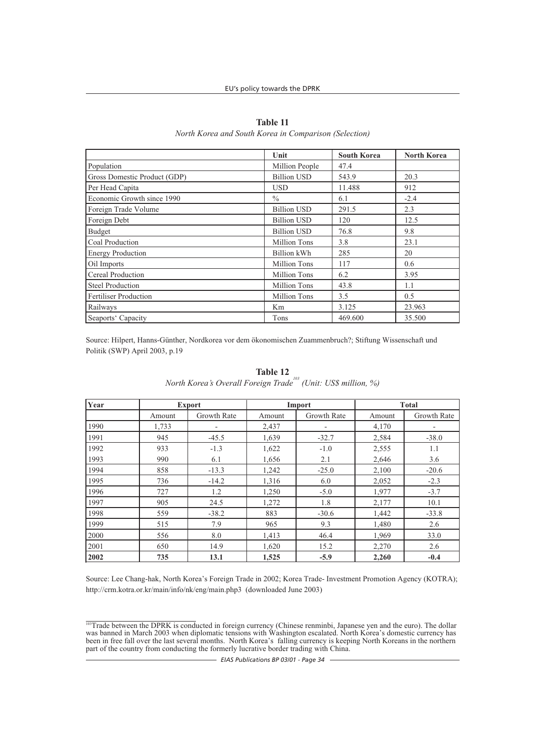**Table 11**

*North Korea and South Korea in Comparison (Selection)*

| | Unit | South Korea | North Korea |
|---|---|---|---|
| Population | Million People | 47.4 | |
| Gross Domestic Product (GDP) | Billion USD | 543.9 | 20.3 |
| Per Head Capita | USD | 11.488 | 912 |
| Economic Growth since 1990 | % | 6.1 | -2.4 |
| Foreign Trade Volume | Billion USD | 291.5 | 2.3 |
| Foreign Debt | Billion USD | 120 | 12.5 |
| Budget | Billion USD | 76.8 | 9.8 |
| Coal Production | Million Tons | 3.8 | 23.1 |
| Energy Production | Billion kWh | 285 | 20 |
| Oil Imports | Million Tons | 117 | 0.6 |
| Cereal Production | Million Tons | 6.2 | 3.95 |
| Steel Production | Million Tons | 43.8 | 1.1 |
| Fertiliser Production | Million Tons | 3.5 | 0.5 |
| Railways | Km | 3.125 | 23.963 |
| Seaports' Capacity | Tons | 469.600 | 35.500 |

Source: Hilpert, Hanns-Günther, Nordkorea vor dem ökonomischen Zuammenbruch?; Stiftung Wissenschaft und Politik (SWP) April 2003, p.19

**Table 12**

*North Korea's Overall Foreign Trade*[103] *(Unit: US$ million, %)*

| Year | Export | | Import | | Total | |
|---|---|---|---|---|---|---|
| | Amount | Growth Rate | Amount | Growth Rate | Amount | Growth Rate |
| 1990 | 1,733 | - | 2,437 | - | 4,170 | - |
| 1991 | 945 | -45.5 | 1,639 | -32.7 | 2,584 | -38.0 |
| 1992 | 933 | -1.3 | 1,622 | -1.0 | 2,555 | 1.1 |
| 1993 | 990 | 6.1 | 1,656 | 2.1 | 2,646 | 3.6 |
| 1994 | 858 | -13.3 | 1,242 | -25.0 | 2,100 | -20.6 |
| 1995 | 736 | -14.2 | 1,316 | 6.0 | 2,052 | -2.3 |
| 1996 | 727 | 1.2 | 1,250 | -5.0 | 1,977 | -3.7 |
| 1997 | 905 | 24.5 | 1,272 | 1.8 | 2,177 | 10.1 |
| 1998 | 559 | -38.2 | 883 | -30.6 | 1,442 | -33.8 |
| 1999 | 515 | 7.9 | 965 | 9.3 | 1,480 | 2.6 |
| 2000 | 556 | 8.0 | 1,413 | 46.4 | 1,969 | 33.0 |
| 2001 | 650 | 14.9 | 1,620 | 15.2 | 2,270 | 2.6 |
| **2002** | **735** | **13.1** | **1,525** | **-5.9** | **2,260** | **-0.4** |

Source: Lee Chang-hak, North Korea's Foreign Trade in 2002; Korea Trade- Investment Promotion Agency (KOTRA); http://crm.kotra.or.kr/main/info/nk/eng/main.php3 (downloaded June 2003)

---

[103] Trade between the DPRK is conducted in foreign currency (Chinese renminbi, Japanese yen and the euro). The dollar was banned in March 2003 when diplomatic tensions with Washington escalated. North Korea's domestic currency has been in free fall over the last several months. North Korea's falling currency is keeping North Koreans in the northern part of the country from conducting the formerly lucrative border trading with China.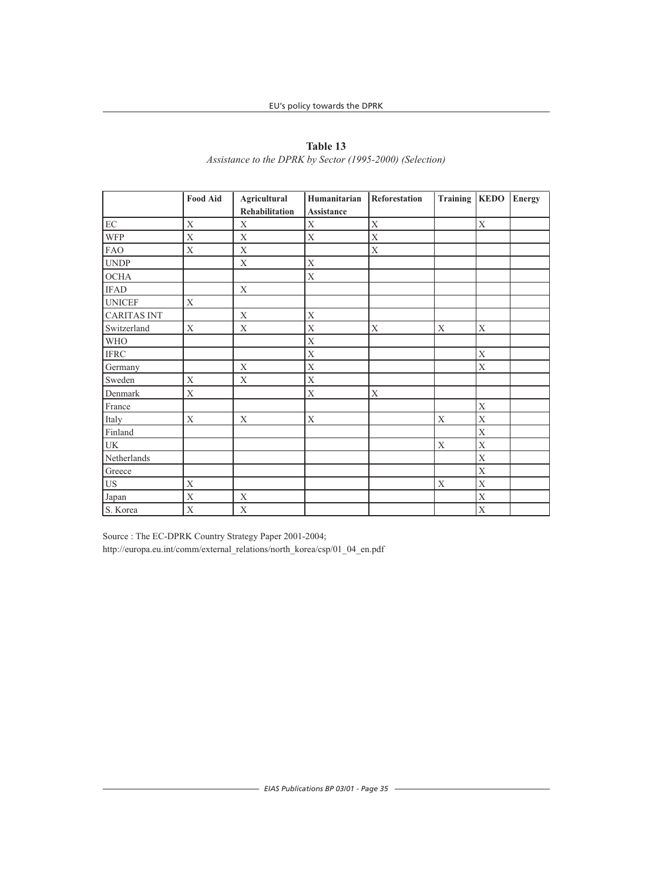**Table 13**

*Assistance to the DPRK by Sector (1995-2000) (Selection)*

| | Food Aid | Agricultural Rehabilitation | Humanitarian Assistance | Reforestation | Training | KEDO | Energy |
|---|---|---|---|---|---|---|---|
| EC | X | X | X | X | | X | |
| WFP | X | X | X | X | | | |
| FAO | X | X | | X | | | |
| UNDP | | X | X | | | | |
| OCHA | | | X | | | | |
| IFAD | | X | | | | | |
| UNICEF | X | | | | | | |
| CARITAS INT | | X | X | | | | |
| Switzerland | X | X | X | X | X | X | |
| WHO | | | X | | | | |
| IFRC | | | X | | | X | |
| Germany | | X | X | | | X | |
| Sweden | X | X | X | | | | |
| Denmark | X | | X | X | | | |
| France | | | | | | X | |
| Italy | X | X | X | | X | X | |
| Finland | | | | | | X | |
| UK | | | | | X | X | |
| Netherlands | | | | | | X | |
| Greece | | | | | | X | |
| US | X | | | | X | X | |
| Japan | X | X | | | | X | |
| S. Korea | X | X | | | | X | |

Source : The EC-DPRK Country Strategy Paper 2001-2004;
http://europa.eu.int/comm/external_relations/north_korea/csp/01_04_en.pdf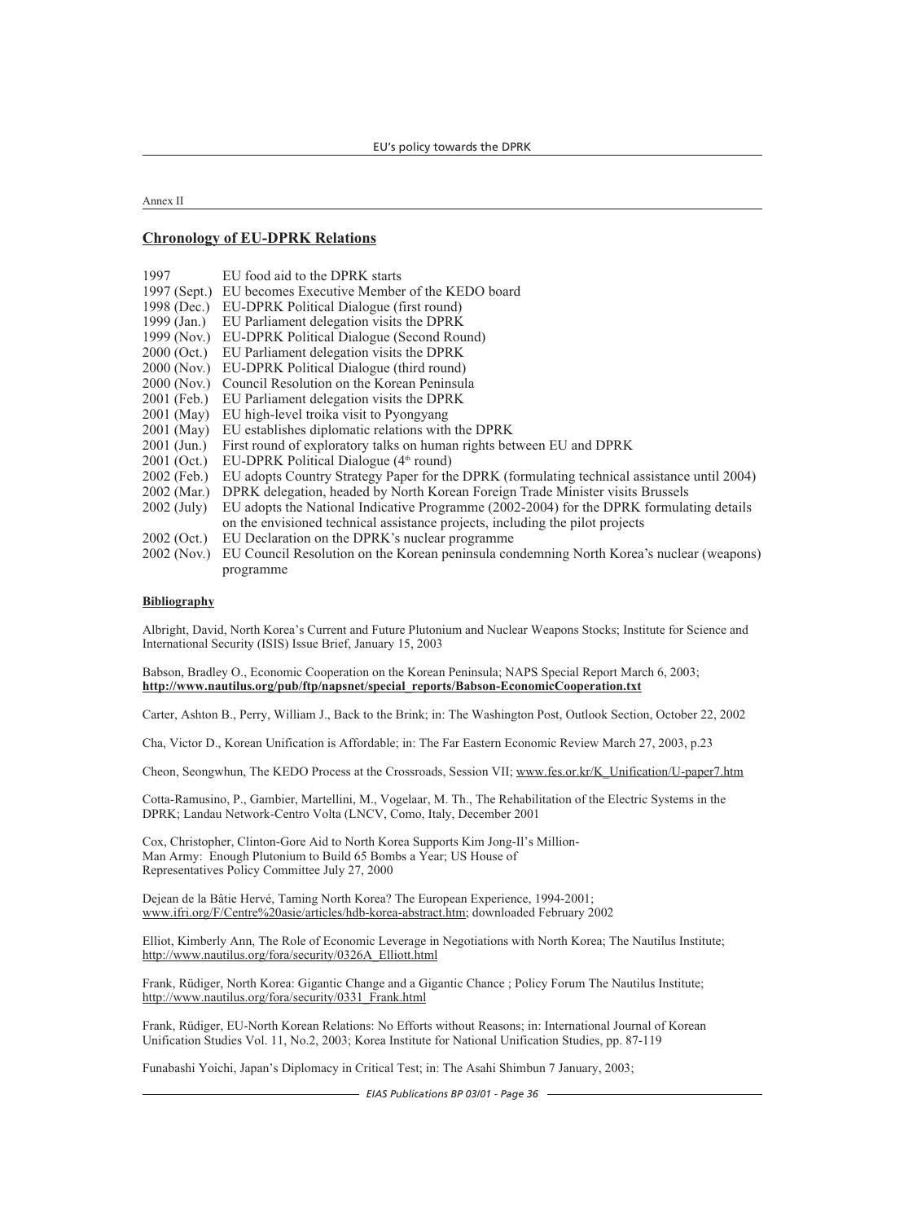Annex II

## Chronology of EU-DPRK Relations

| | |
|---|---|
| 1997 | EU food aid to the DPRK starts |
| 1997 (Sept.) | EU becomes Executive Member of the KEDO board |
| 1998 (Dec.) | EU-DPRK Political Dialogue (first round) |
| 1999 (Jan.) | EU Parliament delegation visits the DPRK |
| 1999 (Nov.) | EU-DPRK Political Dialogue (Second Round) |
| 2000 (Oct.) | EU Parliament delegation visits the DPRK |
| 2000 (Nov.) | EU-DPRK Political Dialogue (third round) |
| 2000 (Nov.) | Council Resolution on the Korean Peninsula |
| 2001 (Feb.) | EU Parliament delegation visits the DPRK |
| 2001 (May) | EU high-level troika visit to Pyongyang |
| 2001 (May) | EU establishes diplomatic relations with the DPRK |
| 2001 (Jun.) | First round of exploratory talks on human rights between EU and DPRK |
| 2001 (Oct.) | EU-DPRK Political Dialogue (4th round) |
| 2002 (Feb.) | EU adopts Country Strategy Paper for the DPRK (formulating technical assistance until 2004) |
| 2002 (Mar.) | DPRK delegation, headed by North Korean Foreign Trade Minister visits Brussels |
| 2002 (July) | EU adopts the National Indicative Programme (2002-2004) for the DPRK formulating details on the envisioned technical assistance projects, including the pilot projects |
| 2002 (Oct.) | EU Declaration on the DPRK's nuclear programme |
| 2002 (Nov.) | EU Council Resolution on the Korean peninsula condemning North Korea's nuclear (weapons) programme |

### Bibliography

Albright, David, North Korea's Current and Future Plutonium and Nuclear Weapons Stocks; Institute for Science and International Security (ISIS) Issue Brief, January 15, 2003

Babson, Bradley O., Economic Cooperation on the Korean Peninsula; NAPS Special Report March 6, 2003; **http://www.nautilus.org/pub/ftp/napsnet/special_reports/Babson-EconomicCooperation.txt**

Carter, Ashton B., Perry, William J., Back to the Brink; in: The Washington Post, Outlook Section, October 22, 2002

Cha, Victor D., Korean Unification is Affordable; in: The Far Eastern Economic Review March 27, 2003, p.23

Cheon, Seongwhun, The KEDO Process at the Crossroads, Session VII; www.fes.or.kr/K_Unification/U-paper7.htm

Cotta-Ramusino, P., Gambier, Martellini, M., Vogelaar, M. Th., The Rehabilitation of the Electric Systems in the DPRK; Landau Network-Centro Volta (LNCV, Como, Italy, December 2001

Cox, Christopher, Clinton-Gore Aid to North Korea Supports Kim Jong-Il's Million-Man Army: Enough Plutonium to Build 65 Bombs a Year; US House of Representatives Policy Committee July 27, 2000

Dejean de la Bâtie Hervé, Taming North Korea? The European Experience, 1994-2001; www.ifri.org/F/Centre%20asie/articles/hdb-korea-abstract.htm; downloaded February 2002

Elliot, Kimberly Ann, The Role of Economic Leverage in Negotiations with North Korea; The Nautilus Institute; http://www.nautilus.org/fora/security/0326A_Elliott.html

Frank, Rüdiger, North Korea: Gigantic Change and a Gigantic Chance ; Policy Forum The Nautilus Institute; http://www.nautilus.org/fora/security/0331_Frank.html

Frank, Rüdiger, EU-North Korean Relations: No Efforts without Reasons; in: International Journal of Korean Unification Studies Vol. 11, No.2, 2003; Korea Institute for National Unification Studies, pp. 87-119

Funabashi Yoichi, Japan's Diplomacy in Critical Test; in: The Asahi Shimbun 7 January, 2003;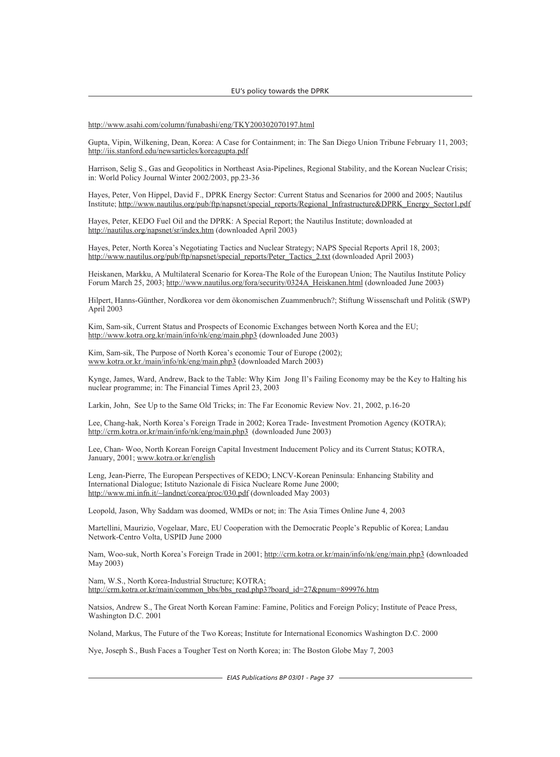http://www.asahi.com/column/funabashi/eng/TKY200302070197.html

Gupta, Vipin, Wilkening, Dean, Korea: A Case for Containment; in: The San Diego Union Tribune February 11, 2003; http://iis.stanford.edu/newsarticles/koreagupta.pdf

Harrison, Selig S., Gas and Geopolitics in Northeast Asia-Pipelines, Regional Stability, and the Korean Nuclear Crisis; in: World Policy Journal Winter 2002/2003, pp.23-36

Hayes, Peter, Von Hippel, David F., DPRK Energy Sector: Current Status and Scenarios for 2000 and 2005; Nautilus Institute; http://www.nautilus.org/pub/ftp/napsnet/special_reports/Regional_Infrastructure&DPRK_Energy_Sector1.pdf

Hayes, Peter, KEDO Fuel Oil and the DPRK: A Special Report; the Nautilus Institute; downloaded at http://nautilus.org/napsnet/sr/index.htm (downloaded April 2003)

Hayes, Peter, North Korea's Negotiating Tactics and Nuclear Strategy; NAPS Special Reports April 18, 2003; http://www.nautilus.org/pub/ftp/napsnet/special_reports/Peter_Tactics_2.txt (downloaded April 2003)

Heiskanen, Markku, A Multilateral Scenario for Korea-The Role of the European Union; The Nautilus Institute Policy Forum March 25, 2003; http://www.nautilus.org/fora/security/0324A_Heiskanen.html (downloaded June 2003)

Hilpert, Hanns-Günther, Nordkorea vor dem ökonomischen Zuammenbruch?; Stiftung Wissenschaft und Politik (SWP) April 2003

Kim, Sam-sik, Current Status and Prospects of Economic Exchanges between North Korea and the EU; http://www.kotra.org.kr/main/info/nk/eng/main.php3 (downloaded June 2003)

Kim, Sam-sik, The Purpose of North Korea's economic Tour of Europe (2002); www.kotra.or.kr./main/info/nk/eng/main.php3 (downloaded March 2003)

Kynge, James, Ward, Andrew, Back to the Table: Why Kim Jong Il's Failing Economy may be the Key to Halting his nuclear programme; in: The Financial Times April 23, 2003

Larkin, John, See Up to the Same Old Tricks; in: The Far Economic Review Nov. 21, 2002, p.16-20

Lee, Chang-hak, North Korea's Foreign Trade in 2002; Korea Trade- Investment Promotion Agency (KOTRA); http://crm.kotra.or.kr/main/info/nk/eng/main.php3 (downloaded June 2003)

Lee, Chan- Woo, North Korean Foreign Capital Investment Inducement Policy and its Current Status; KOTRA, January, 2001; www.kotra.or.kr/english

Leng, Jean-Pierre, The European Perspectives of KEDO; LNCV-Korean Peninsula: Enhancing Stability and International Dialogue; Istituto Nazionale di Fisica Nucleare Rome June 2000; http://www.mi.infn.it/~landnet/corea/proc/030.pdf (downloaded May 2003)

Leopold, Jason, Why Saddam was doomed, WMDs or not; in: The Asia Times Online June 4, 2003

Martellini, Maurizio, Vogelaar, Marc, EU Cooperation with the Democratic People's Republic of Korea; Landau Network-Centro Volta, USPID June 2000

Nam, Woo-suk, North Korea's Foreign Trade in 2001; http://crm.kotra.or.kr/main/info/nk/eng/main.php3 (downloaded May 2003)

Nam, W.S., North Korea-Industrial Structure; KOTRA; http://crm.kotra.or.kr/main/common_bbs/bbs_read.php3?board_id=27&pnum=899976.htm

Natsios, Andrew S., The Great North Korean Famine: Famine, Politics and Foreign Policy; Institute of Peace Press, Washington D.C. 2001

Noland, Markus, The Future of the Two Koreas; Institute for International Economics Washington D.C. 2000

Nye, Joseph S., Bush Faces a Tougher Test on North Korea; in: The Boston Globe May 7, 2003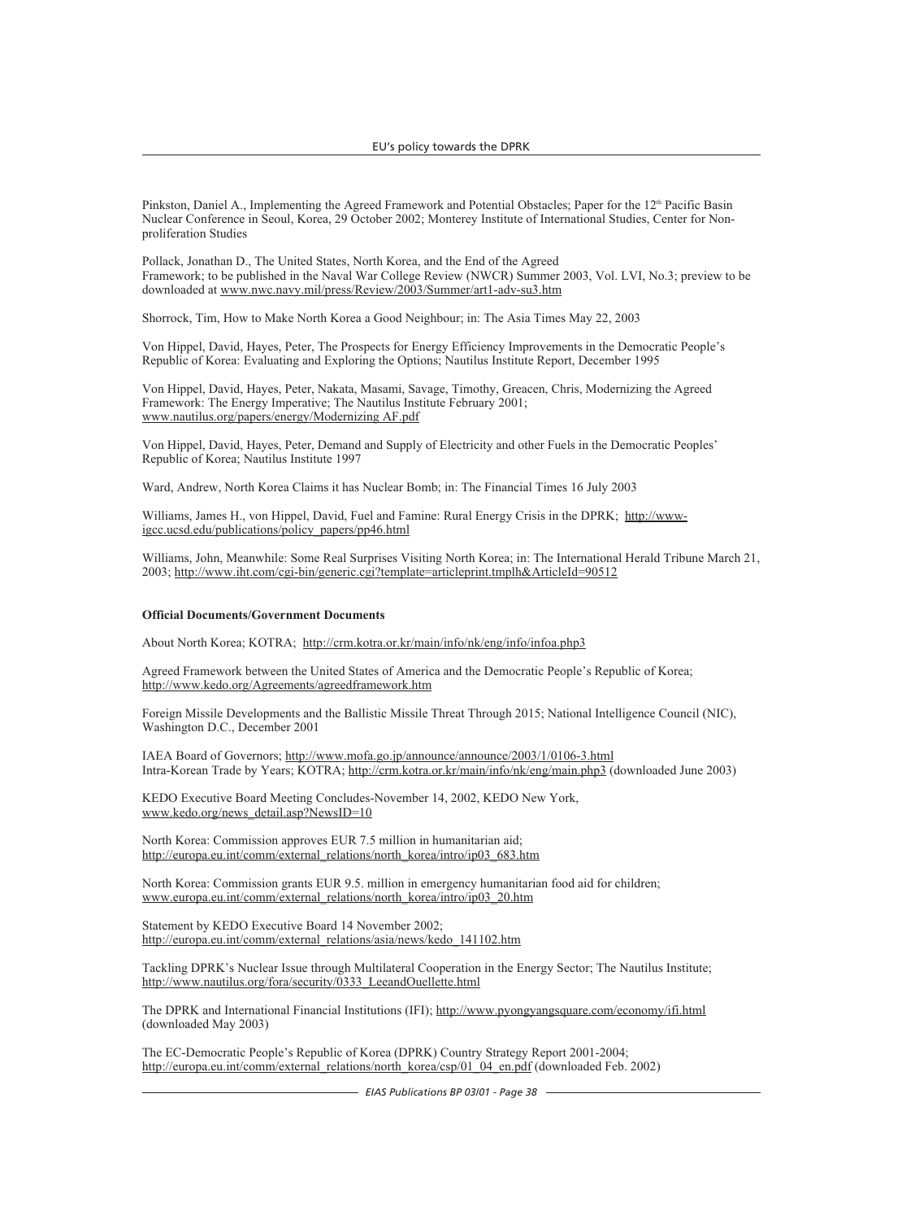Pinkston, Daniel A., Implementing the Agreed Framework and Potential Obstacles; Paper for the 12th Pacific Basin Nuclear Conference in Seoul, Korea, 29 October 2002; Monterey Institute of International Studies, Center for Non-proliferation Studies

Pollack, Jonathan D., The United States, North Korea, and the End of the Agreed Framework; to be published in the Naval War College Review (NWCR) Summer 2003, Vol. LVI, No.3; preview to be downloaded at www.nwc.navy.mil/press/Review/2003/Summer/art1-adv-su3.htm

Shorrock, Tim, How to Make North Korea a Good Neighbour; in: The Asia Times May 22, 2003

Von Hippel, David, Hayes, Peter, The Prospects for Energy Efficiency Improvements in the Democratic People's Republic of Korea: Evaluating and Exploring the Options; Nautilus Institute Report, December 1995

Von Hippel, David, Hayes, Peter, Nakata, Masami, Savage, Timothy, Greacen, Chris, Modernizing the Agreed Framework: The Energy Imperative; The Nautilus Institute February 2001; www.nautilus.org/papers/energy/Modernizing AF.pdf

Von Hippel, David, Hayes, Peter, Demand and Supply of Electricity and other Fuels in the Democratic Peoples' Republic of Korea; Nautilus Institute 1997

Ward, Andrew, North Korea Claims it has Nuclear Bomb; in: The Financial Times 16 July 2003

Williams, James H., von Hippel, David, Fuel and Famine: Rural Energy Crisis in the DPRK; http://www-igcc.ucsd.edu/publications/policy_papers/pp46.html

Williams, John, Meanwhile: Some Real Surprises Visiting North Korea; in: The International Herald Tribune March 21, 2003; http://www.iht.com/cgi-bin/generic.cgi?template=articleprint.tmplh&ArticleId=90512

**Official Documents/Government Documents**

About North Korea; KOTRA; http://crm.kotra.or.kr/main/info/nk/eng/info/infoa.php3

Agreed Framework between the United States of America and the Democratic People's Republic of Korea; http://www.kedo.org/Agreements/agreedframework.htm

Foreign Missile Developments and the Ballistic Missile Threat Through 2015; National Intelligence Council (NIC), Washington D.C., December 2001

IAEA Board of Governors; http://www.mofa.go.jp/announce/announce/2003/1/0106-3.html
Intra-Korean Trade by Years; KOTRA; http://crm.kotra.or.kr/main/info/nk/eng/main.php3 (downloaded June 2003)

KEDO Executive Board Meeting Concludes-November 14, 2002, KEDO New York, www.kedo.org/news_detail.asp?NewsID=10

North Korea: Commission approves EUR 7.5 million in humanitarian aid; http://europa.eu.int/comm/external_relations/north_korea/intro/ip03_683.htm

North Korea: Commission grants EUR 9.5. million in emergency humanitarian food aid for children; www.europa.eu.int/comm/external_relations/north_korea/intro/ip03_20.htm

Statement by KEDO Executive Board 14 November 2002; http://europa.eu.int/comm/external_relations/asia/news/kedo_141102.htm

Tackling DPRK's Nuclear Issue through Multilateral Cooperation in the Energy Sector; The Nautilus Institute; http://www.nautilus.org/fora/security/0333_LeeandOuellette.html

The DPRK and International Financial Institutions (IFI); http://www.pyongyangsquare.com/economy/ifi.html (downloaded May 2003)

The EC-Democratic People's Republic of Korea (DPRK) Country Strategy Report 2001-2004; http://europa.eu.int/comm/external_relations/north_korea/csp/01_04_en.pdf (downloaded Feb. 2002)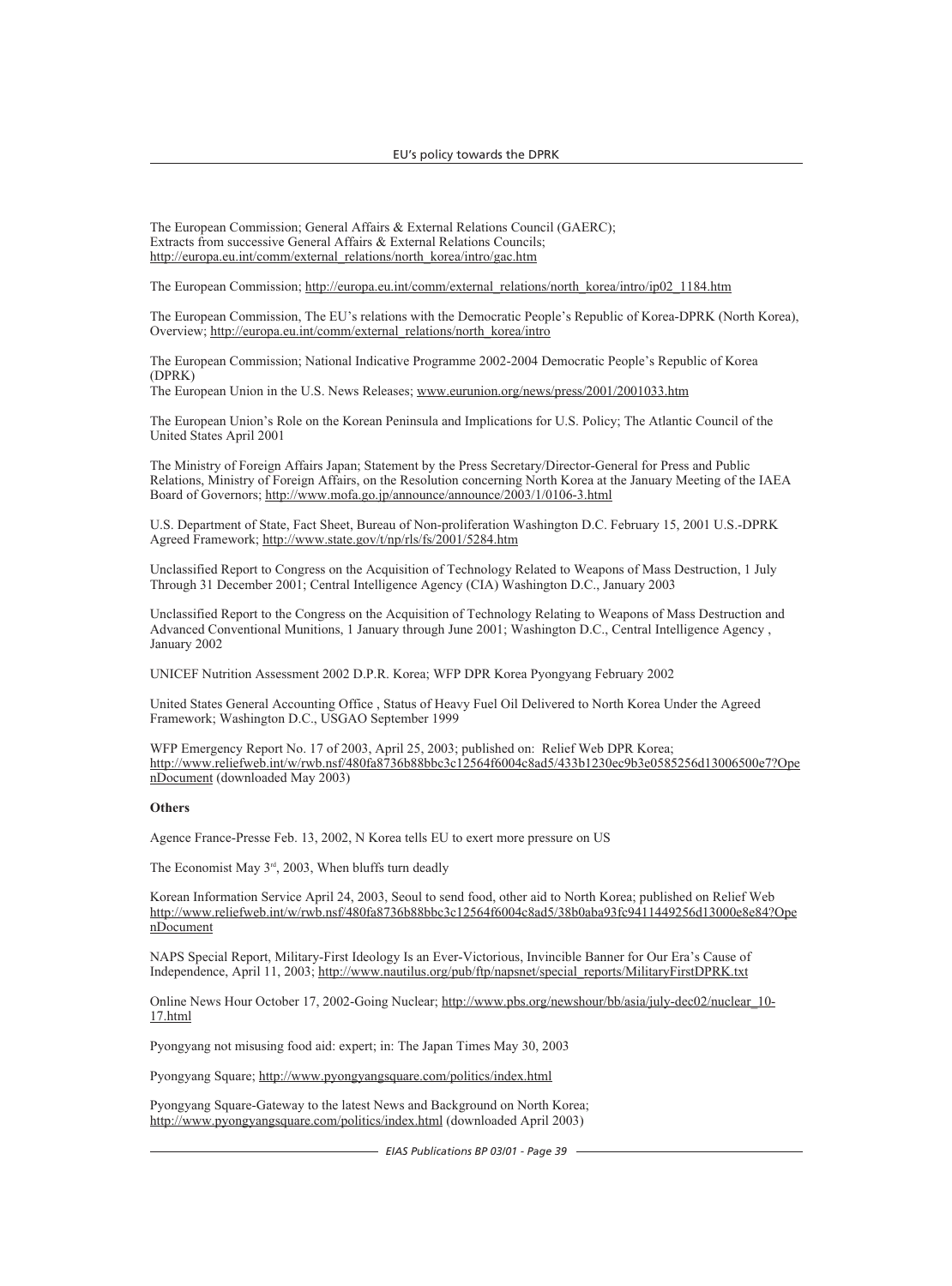The European Commission; General Affairs & External Relations Council (GAERC); Extracts from successive General Affairs & External Relations Councils; http://europa.eu.int/comm/external_relations/north_korea/intro/gac.htm

The European Commission; http://europa.eu.int/comm/external_relations/north_korea/intro/ip02_1184.htm

The European Commission, The EU's relations with the Democratic People's Republic of Korea-DPRK (North Korea), Overview; http://europa.eu.int/comm/external_relations/north_korea/intro

The European Commission; National Indicative Programme 2002-2004 Democratic People's Republic of Korea (DPRK)
The European Union in the U.S. News Releases; www.eurunion.org/news/press/2001/2001033.htm

The European Union's Role on the Korean Peninsula and Implications for U.S. Policy; The Atlantic Council of the United States April 2001

The Ministry of Foreign Affairs Japan; Statement by the Press Secretary/Director-General for Press and Public Relations, Ministry of Foreign Affairs, on the Resolution concerning North Korea at the January Meeting of the IAEA Board of Governors; http://www.mofa.go.jp/announce/announce/2003/1/0106-3.html

U.S. Department of State, Fact Sheet, Bureau of Non-proliferation Washington D.C. February 15, 2001 U.S.-DPRK Agreed Framework; http://www.state.gov/t/np/rls/fs/2001/5284.htm

Unclassified Report to Congress on the Acquisition of Technology Related to Weapons of Mass Destruction, 1 July Through 31 December 2001; Central Intelligence Agency (CIA) Washington D.C., January 2003

Unclassified Report to the Congress on the Acquisition of Technology Relating to Weapons of Mass Destruction and Advanced Conventional Munitions, 1 January through June 2001; Washington D.C., Central Intelligence Agency , January 2002

UNICEF Nutrition Assessment 2002 D.P.R. Korea; WFP DPR Korea Pyongyang February 2002

United States General Accounting Office , Status of Heavy Fuel Oil Delivered to North Korea Under the Agreed Framework; Washington D.C., USGAO September 1999

WFP Emergency Report No. 17 of 2003, April 25, 2003; published on: Relief Web DPR Korea; http://www.reliefweb.int/w/rwb.nsf/480fa8736b88bbc3c12564f6004c8ad5/433b1230ec9b3e0585256d13006500e7?OpenDocument (downloaded May 2003)

**Others**

Agence France-Presse Feb. 13, 2002, N Korea tells EU to exert more pressure on US

The Economist May 3rd, 2003, When bluffs turn deadly

Korean Information Service April 24, 2003, Seoul to send food, other aid to North Korea; published on Relief Web http://www.reliefweb.int/w/rwb.nsf/480fa8736b88bbc3c12564f6004c8ad5/38b0aba93fc9411449256d13000e8e84?OpenDocument

NAPS Special Report, Military-First Ideology Is an Ever-Victorious, Invincible Banner for Our Era's Cause of Independence, April 11, 2003; http://www.nautilus.org/pub/ftp/napsnet/special_reports/MilitaryFirstDPRK.txt

Online News Hour October 17, 2002-Going Nuclear; http://www.pbs.org/newshour/bb/asia/july-dec02/nuclear_10-17.html

Pyongyang not misusing food aid: expert; in: The Japan Times May 30, 2003

Pyongyang Square; http://www.pyongyangsquare.com/politics/index.html

Pyongyang Square-Gateway to the latest News and Background on North Korea; http://www.pyongyangsquare.com/politics/index.html (downloaded April 2003)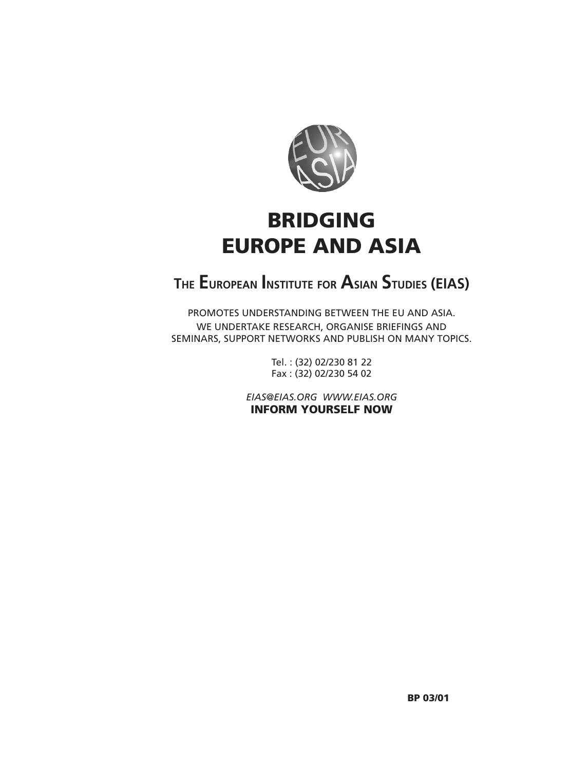# BRIDGING EUROPE AND ASIA

## THE EUROPEAN INSTITUTE FOR ASIAN STUDIES (EIAS)

PROMOTES UNDERSTANDING BETWEEN THE EU AND ASIA.
WE UNDERTAKE RESEARCH, ORGANISE BRIEFINGS AND SEMINARS, SUPPORT NETWORKS AND PUBLISH ON MANY TOPICS.

Tel. : (32) 02/230 81 22
Fax : (32) 02/230 54 02

*EIAS@EIAS.ORG WWW.EIAS.ORG*
**INFORM YOURSELF NOW**

**BP 03/01**